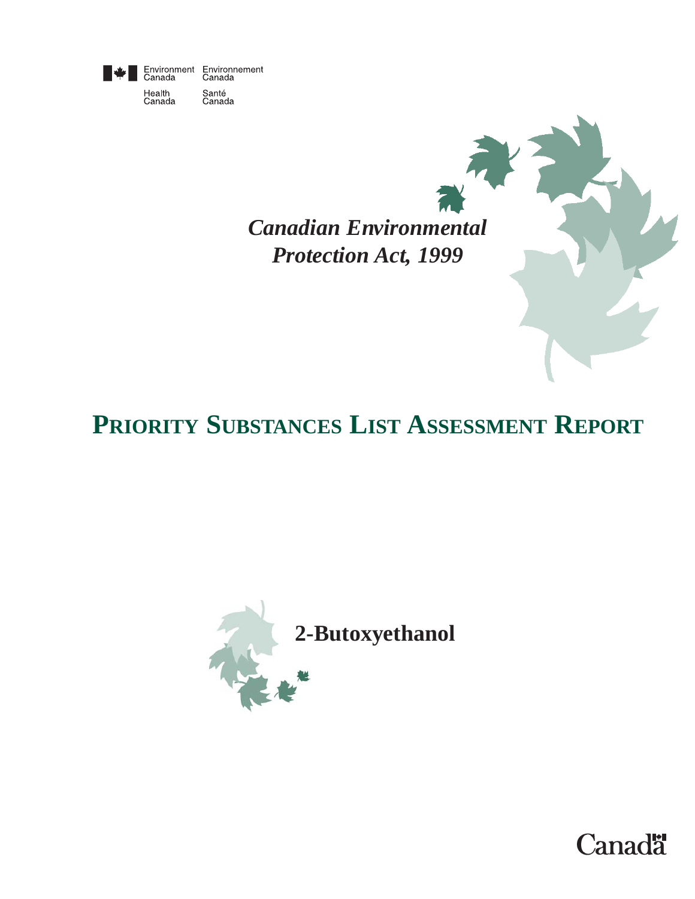Environment Canada Environnement Canada

Health Canada Santé Canada

*Canadian Environmental Protection Act, 1999*

# PRIORITY SUBSTANCES LIST ASSESSMENT REPORT

## 2-Butoxyethanol

Canada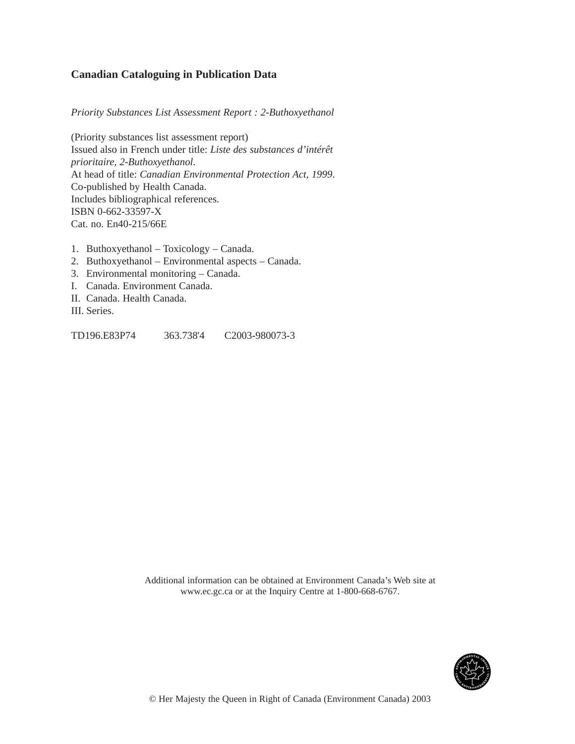**Canadian Cataloguing in Publication Data**

*Priority Substances List Assessment Report : 2-Buthoxyethanol*

(Priority substances list assessment report)
Issued also in French under title: *Liste des substances d'intérêt prioritaire, 2-Buthoxyethanol*.
At head of title: *Canadian Environmental Protection Act, 1999*.
Co-published by Health Canada.
Includes bibliographical references.
ISBN 0-662-33597-X
Cat. no. En40-215/66E

1. Buthoxyethanol – Toxicology – Canada.
2. Buthoxyethanol – Environmental aspects – Canada.
3. Environmental monitoring – Canada.

I. Canada. Environment Canada.
II. Canada. Health Canada.
III. Series.

TD196.E83P74 363.738'4 C2003-980073-3

Additional information can be obtained at Environment Canada's Web site at www.ec.gc.ca or at the Inquiry Centre at 1-800-668-6767.

© Her Majesty the Queen in Right of Canada (Environment Canada) 2003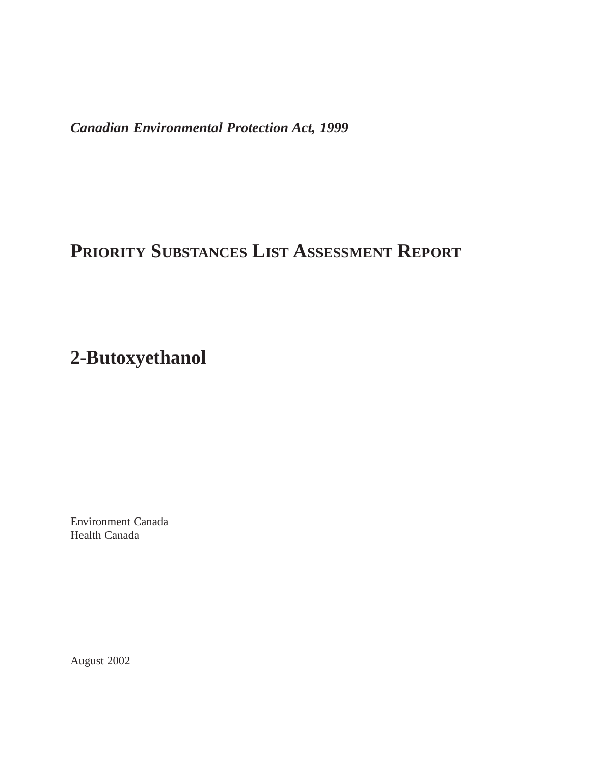***Canadian Environmental Protection Act, 1999***

# PRIORITY SUBSTANCES LIST ASSESSMENT REPORT

# 2-Butoxyethanol

Environment Canada
Health Canada

August 2002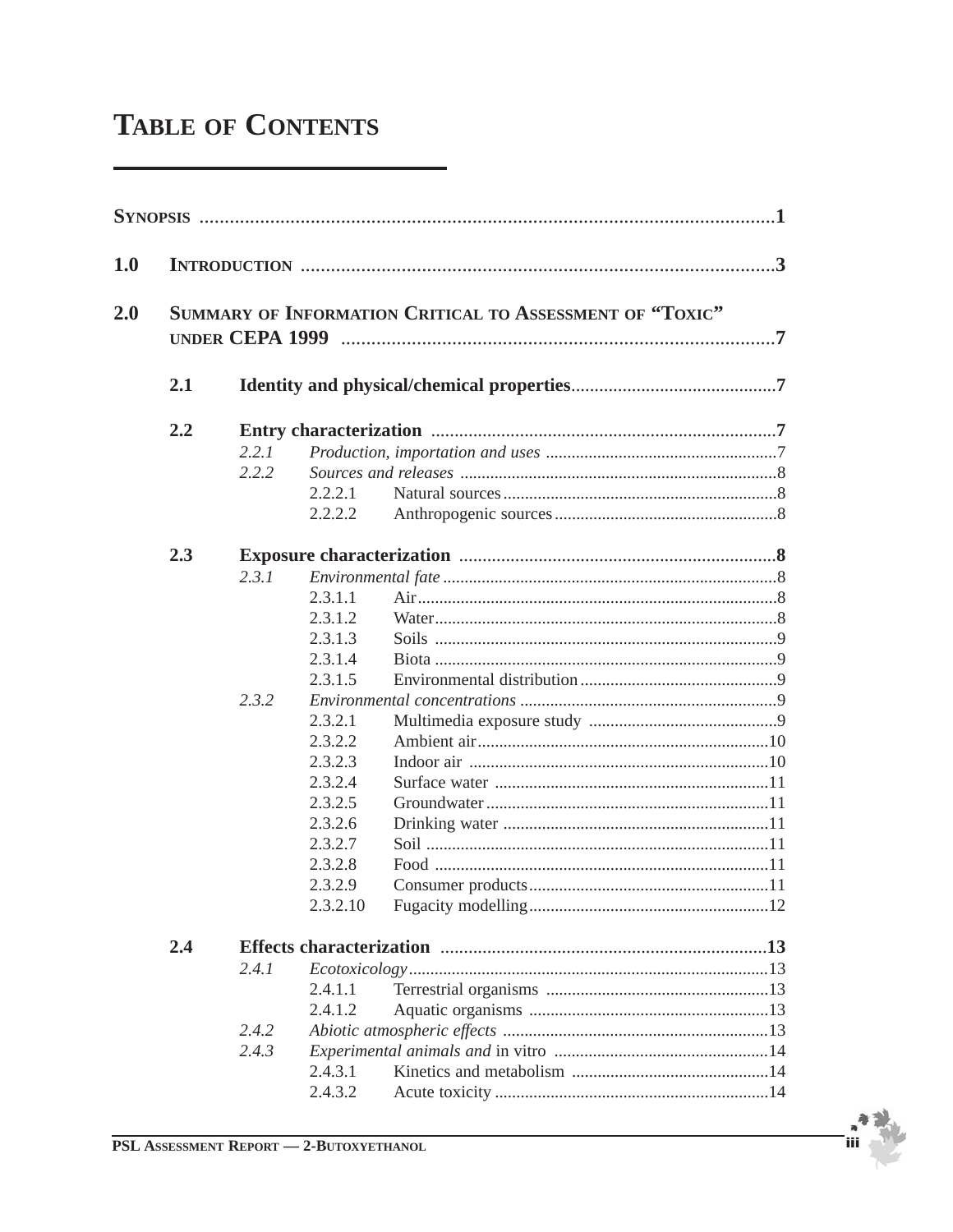# TABLE OF CONTENTS

**SYNOPSIS** .......................................................................................................1

**1.0 INTRODUCTION** ..............................................................................................3

**2.0 SUMMARY OF INFORMATION CRITICAL TO ASSESSMENT OF "TOXIC" UNDER CEPA 1999** ........................................................................................7

**2.1 Identity and physical/chemical properties**............................................7

**2.2 Entry characterization** ..........................................................................7

*2.2.1 Production, importation and uses* ......................................................7

*2.2.2 Sources and releases* ..........................................................................8

2.2.2.1 Natural sources................................................................8

2.2.2.2 Anthropogenic sources....................................................8

**2.3 Exposure characterization** ...................................................................8

*2.3.1 Environmental fate* .............................................................................8

2.3.1.1 Air...................................................................................8

2.3.1.2 Water...............................................................................8

2.3.1.3 Soils ................................................................................9

2.3.1.4 Biota ................................................................................9

2.3.1.5 Environmental distribution.............................................9

*2.3.2 Environmental concentrations* ............................................................9

2.3.2.1 Multimedia exposure study ............................................9

2.3.2.2 Ambient air...................................................................10

2.3.2.3 Indoor air ......................................................................10

2.3.2.4 Surface water ................................................................11

2.3.2.5 Groundwater..................................................................11

2.3.2.6 Drinking water ..............................................................11

2.3.2.7 Soil ................................................................................11

2.3.2.8 Food ..............................................................................11

2.3.2.9 Consumer products........................................................11

2.3.2.10 Fugacity modelling........................................................12

**2.4 Effects characterization** ......................................................................13

*2.4.1 Ecotoxicology*....................................................................................13

2.4.1.1 Terrestrial organisms ....................................................13

2.4.1.2 Aquatic organisms ........................................................13

*2.4.2 Abiotic atmospheric effects* ..............................................................13

*2.4.3 Experimental animals and* in vitro ..................................................14

2.4.3.1 Kinetics and metabolism ..............................................14

2.4.3.2 Acute toxicity ................................................................14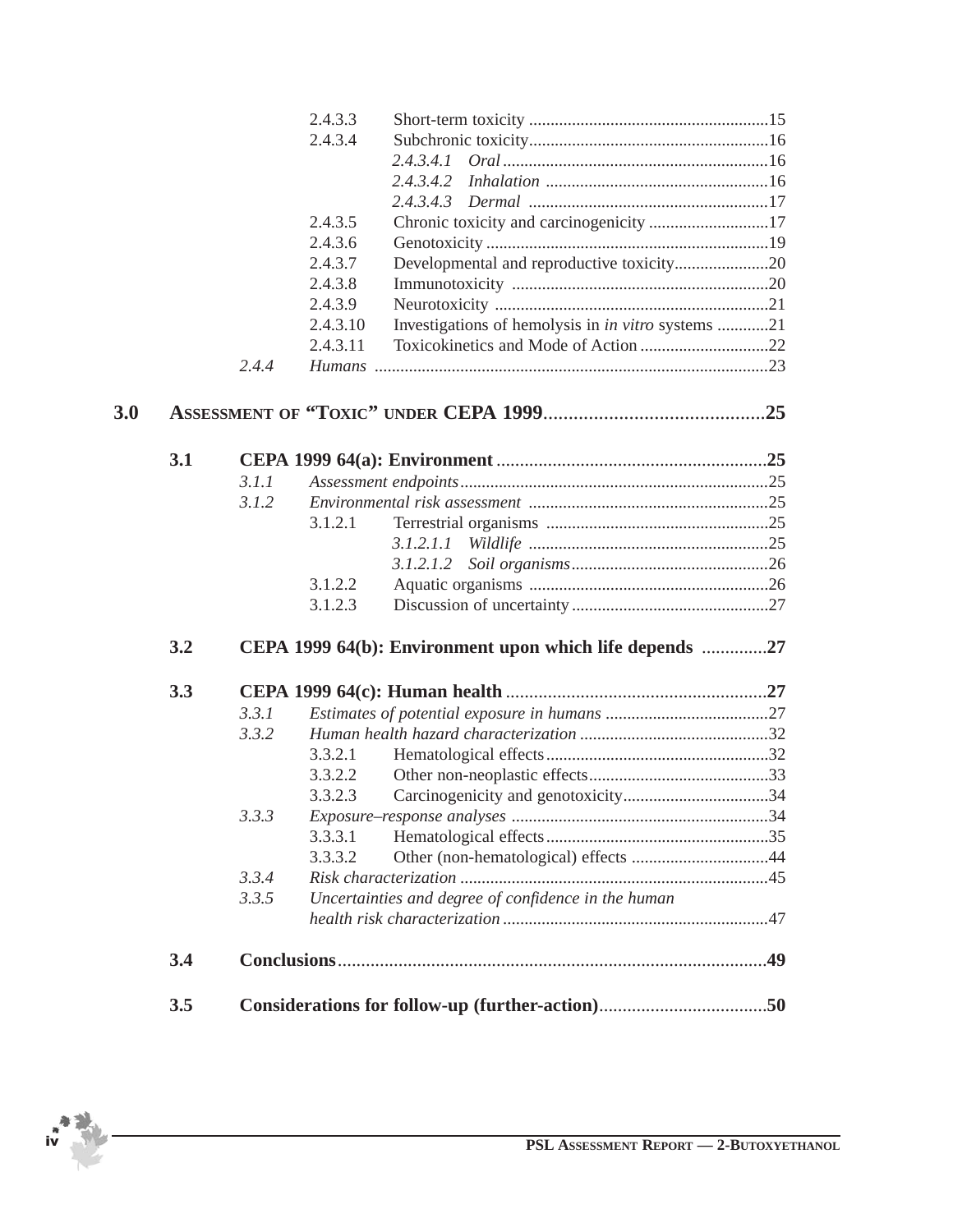- 2.4.3.3 Short-term toxicity ........................................................15
- 2.4.3.4 Subchronic toxicity........................................................16
  - *2.4.3.4.1 Oral* ..............................................................16
  - *2.4.3.4.2 Inhalation* ....................................................16
  - *2.4.3.4.3 Dermal* ........................................................17
- 2.4.3.5 Chronic toxicity and carcinogenicity ............................17
- 2.4.3.6 Genotoxicity ..................................................................19
- 2.4.3.7 Developmental and reproductive toxicity......................20
- 2.4.3.8 Immunotoxicity ............................................................20
- 2.4.3.9 Neurotoxicity ................................................................21
- 2.4.3.10 Investigations of hemolysis in *in vitro* systems ............21
- 2.4.3.11 Toxicokinetics and Mode of Action ..............................22

*2.4.4 Humans* ............................................................................................23

**3.0 ASSESSMENT OF "TOXIC" UNDER CEPA 1999............................................25**

**3.1 CEPA 1999 64(a): Environment ..........................................................25**

- *3.1.1 Assessment endpoints*........................................................................25
- *3.1.2 Environmental risk assessment* ........................................................25
  - 3.1.2.1 Terrestrial organisms ....................................................25
    - *3.1.2.1.1 Wildlife* ........................................................25
    - *3.1.2.1.2 Soil organisms*..............................................26
  - 3.1.2.2 Aquatic organisms ........................................................26
  - 3.1.2.3 Discussion of uncertainty ..............................................27

**3.2 CEPA 1999 64(b): Environment upon which life depends .............27**

**3.3 CEPA 1999 64(c): Human health ........................................................27**

- *3.3.1 Estimates of potential exposure in humans* ......................................27
- *3.3.2 Human health hazard characterization* ............................................32
  - 3.3.2.1 Hematological effects....................................................32
  - 3.3.2.2 Other non-neoplastic effects..........................................33
  - 3.3.2.3 Carcinogenicity and genotoxicity..................................34
- *3.3.3 Exposure–response analyses* ............................................................34
  - 3.3.3.1 Hematological effects....................................................35
  - 3.3.3.2 Other (non-hematological) effects ................................44
- *3.3.4 Risk characterization* ........................................................................45
- *3.3.5 Uncertainties and degree of confidence in the human health risk characterization* ..............................................................47

**3.4 Conclusions.............................................................................................49**

**3.5 Considerations for follow-up (further-action)....................................50**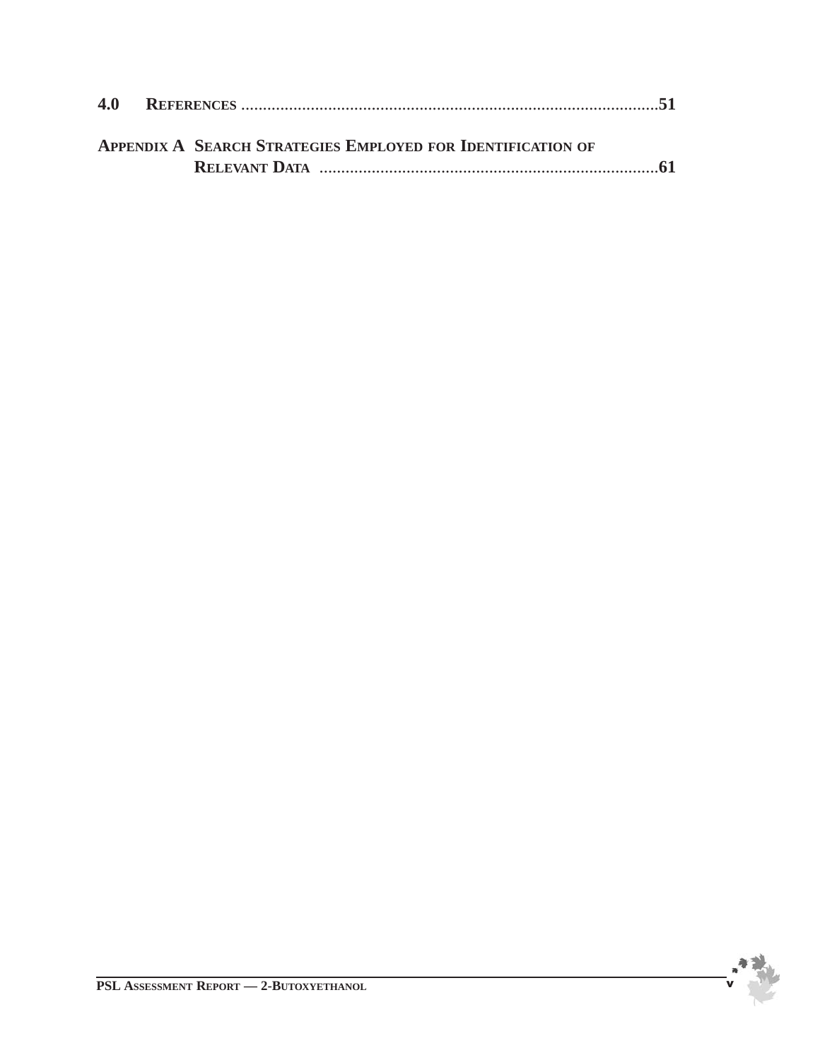**4.0 REFERENCES** ..........................................................................................**51**

**APPENDIX A SEARCH STRATEGIES EMPLOYED FOR IDENTIFICATION OF RELEVANT DATA** ..............................................................................**61**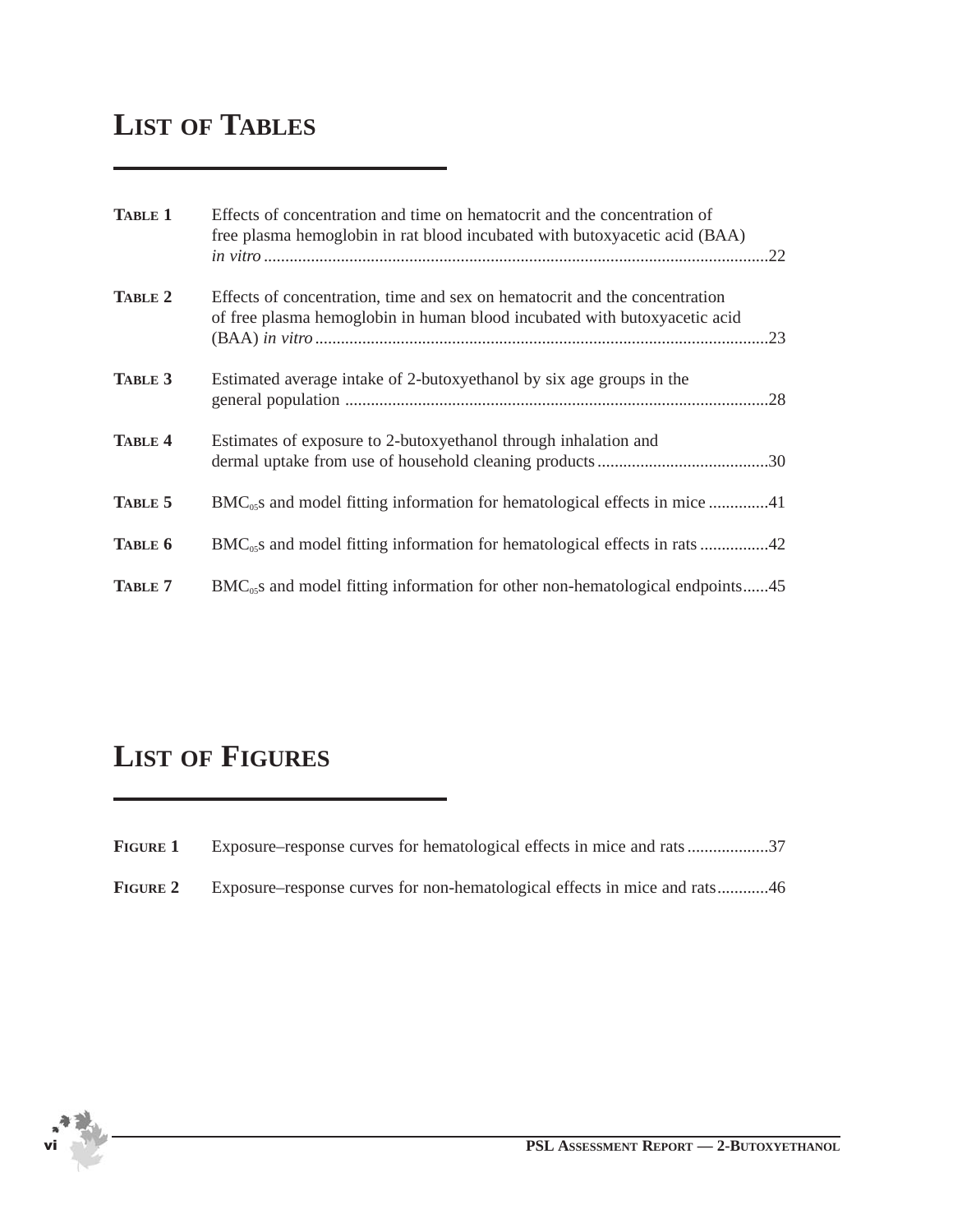# List of Tables

| | | |
|---|---|---|
| **Table 1** | Effects of concentration and time on hematocrit and the concentration of free plasma hemoglobin in rat blood incubated with butoxyacetic acid (BAA) *in vitro* | 22 |
| **Table 2** | Effects of concentration, time and sex on hematocrit and the concentration of free plasma hemoglobin in human blood incubated with butoxyacetic acid (BAA) *in vitro* | 23 |
| **Table 3** | Estimated average intake of 2-butoxyethanol by six age groups in the general population | 28 |
| **Table 4** | Estimates of exposure to 2-butoxyethanol through inhalation and dermal uptake from use of household cleaning products | 30 |
| **Table 5** | $BMC_{05}$s and model fitting information for hematological effects in mice | 41 |
| **Table 6** | $BMC_{05}$s and model fitting information for hematological effects in rats | 42 |
| **Table 7** | $BMC_{05}$s and model fitting information for other non-hematological endpoints | 45 |

# List of Figures

| | | |
|---|---|---|
| **Figure 1** | Exposure–response curves for hematological effects in mice and rats | 37 |
| **Figure 2** | Exposure–response curves for non-hematological effects in mice and rats | 46 |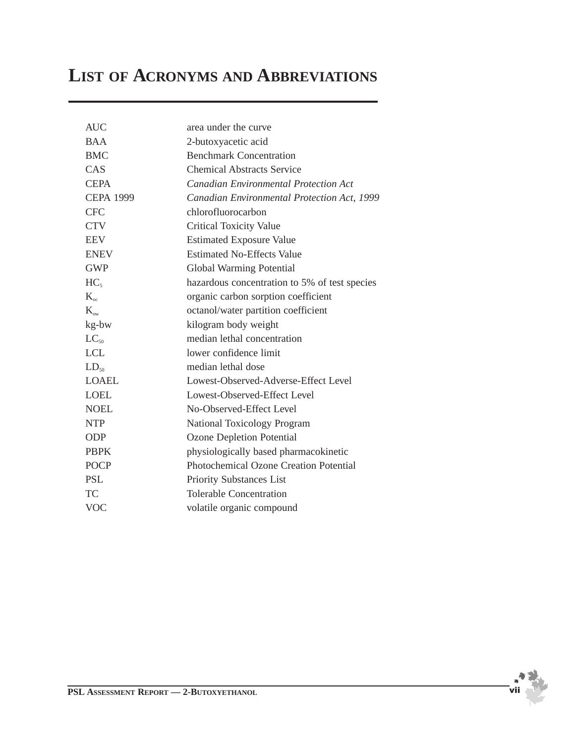# LIST OF ACRONYMS AND ABBREVIATIONS

| | |
|---|---|
| AUC | area under the curve |
| BAA | 2-butoxyacetic acid |
| BMC | Benchmark Concentration |
| CAS | Chemical Abstracts Service |
| CEPA | *Canadian Environmental Protection Act* |
| CEPA 1999 | *Canadian Environmental Protection Act, 1999* |
| CFC | chlorofluorocarbon |
| CTV | Critical Toxicity Value |
| EEV | Estimated Exposure Value |
| ENEV | Estimated No-Effects Value |
| GWP | Global Warming Potential |
| $HC_5$ | hazardous concentration to 5% of test species |
| $K_{oc}$ | organic carbon sorption coefficient |
| $K_{ow}$ | octanol/water partition coefficient |
| kg-bw | kilogram body weight |
| $LC_{50}$ | median lethal concentration |
| LCL | lower confidence limit |
| $LD_{50}$ | median lethal dose |
| LOAEL | Lowest-Observed-Adverse-Effect Level |
| LOEL | Lowest-Observed-Effect Level |
| NOEL | No-Observed-Effect Level |
| NTP | National Toxicology Program |
| ODP | Ozone Depletion Potential |
| PBPK | physiologically based pharmacokinetic |
| POCP | Photochemical Ozone Creation Potential |
| PSL | Priority Substances List |
| TC | Tolerable Concentration |
| VOC | volatile organic compound |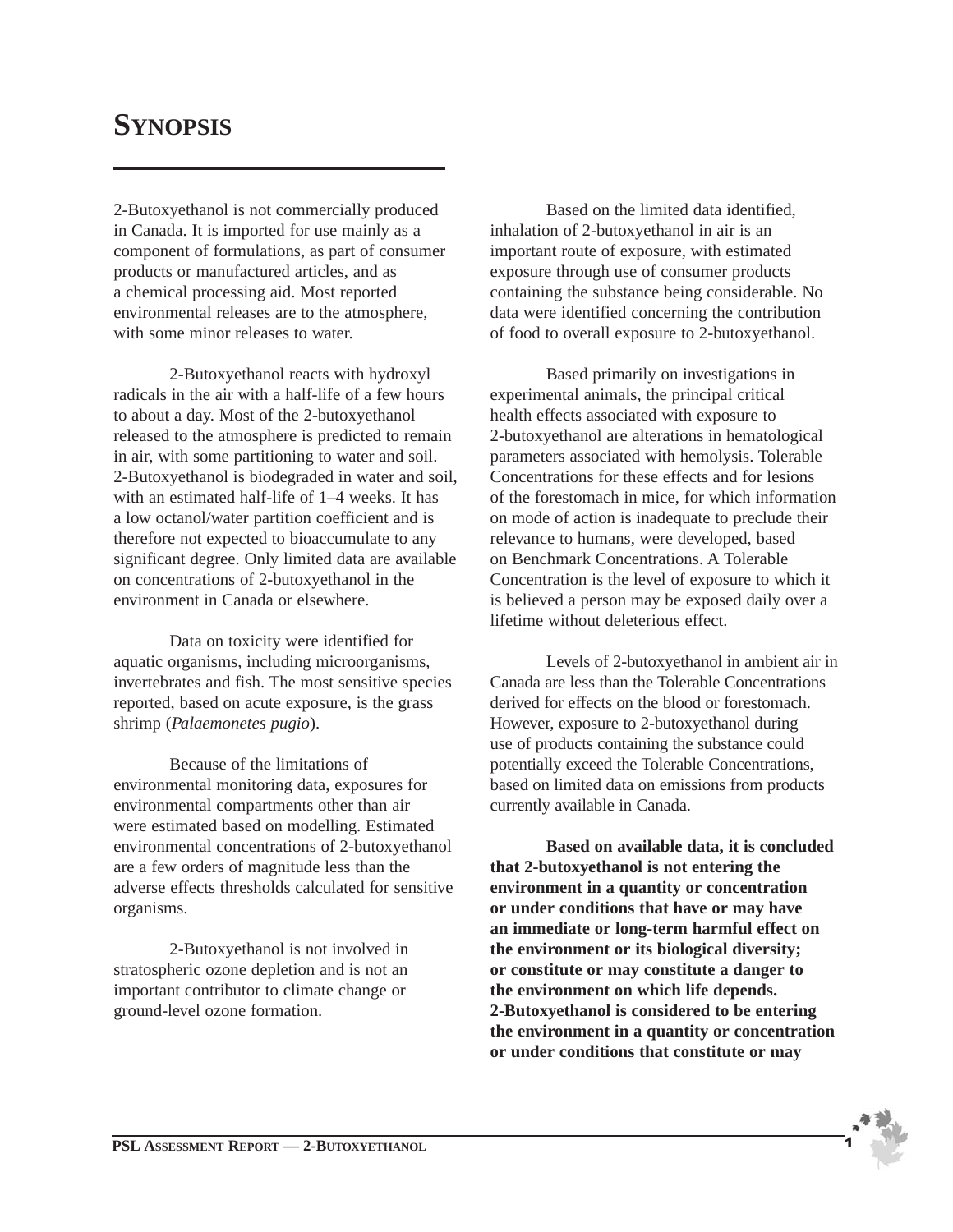# SYNOPSIS

2-Butoxyethanol is not commercially produced in Canada. It is imported for use mainly as a component of formulations, as part of consumer products or manufactured articles, and as a chemical processing aid. Most reported environmental releases are to the atmosphere, with some minor releases to water.

2-Butoxyethanol reacts with hydroxyl radicals in the air with a half-life of a few hours to about a day. Most of the 2-butoxyethanol released to the atmosphere is predicted to remain in air, with some partitioning to water and soil. 2-Butoxyethanol is biodegraded in water and soil, with an estimated half-life of 1–4 weeks. It has a low octanol/water partition coefficient and is therefore not expected to bioaccumulate to any significant degree. Only limited data are available on concentrations of 2-butoxyethanol in the environment in Canada or elsewhere.

Data on toxicity were identified for aquatic organisms, including microorganisms, invertebrates and fish. The most sensitive species reported, based on acute exposure, is the grass shrimp (*Palaemonetes pugio*).

Because of the limitations of environmental monitoring data, exposures for environmental compartments other than air were estimated based on modelling. Estimated environmental concentrations of 2-butoxyethanol are a few orders of magnitude less than the adverse effects thresholds calculated for sensitive organisms.

2-Butoxyethanol is not involved in stratospheric ozone depletion and is not an important contributor to climate change or ground-level ozone formation.

Based on the limited data identified, inhalation of 2-butoxyethanol in air is an important route of exposure, with estimated exposure through use of consumer products containing the substance being considerable. No data were identified concerning the contribution of food to overall exposure to 2-butoxyethanol.

Based primarily on investigations in experimental animals, the principal critical health effects associated with exposure to 2-butoxyethanol are alterations in hematological parameters associated with hemolysis. Tolerable Concentrations for these effects and for lesions of the forestomach in mice, for which information on mode of action is inadequate to preclude their relevance to humans, were developed, based on Benchmark Concentrations. A Tolerable Concentration is the level of exposure to which it is believed a person may be exposed daily over a lifetime without deleterious effect.

Levels of 2-butoxyethanol in ambient air in Canada are less than the Tolerable Concentrations derived for effects on the blood or forestomach. However, exposure to 2-butoxyethanol during use of products containing the substance could potentially exceed the Tolerable Concentrations, based on limited data on emissions from products currently available in Canada.

**Based on available data, it is concluded that 2-butoxyethanol is not entering the environment in a quantity or concentration or under conditions that have or may have an immediate or long-term harmful effect on the environment or its biological diversity; or constitute or may constitute a danger to the environment on which life depends. 2-Butoxyethanol is considered to be entering the environment in a quantity or concentration or under conditions that constitute or may**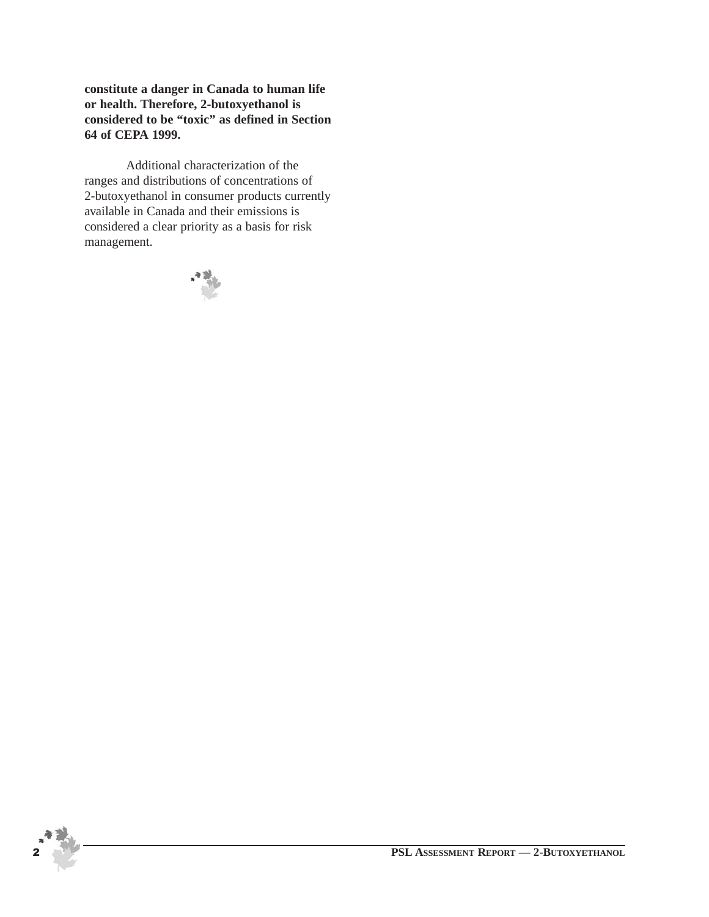**constitute a danger in Canada to human life or health. Therefore, 2-butoxyethanol is considered to be "toxic" as defined in Section 64 of CEPA 1999.**

Additional characterization of the ranges and distributions of concentrations of 2-butoxyethanol in consumer products currently available in Canada and their emissions is considered a clear priority as a basis for risk management.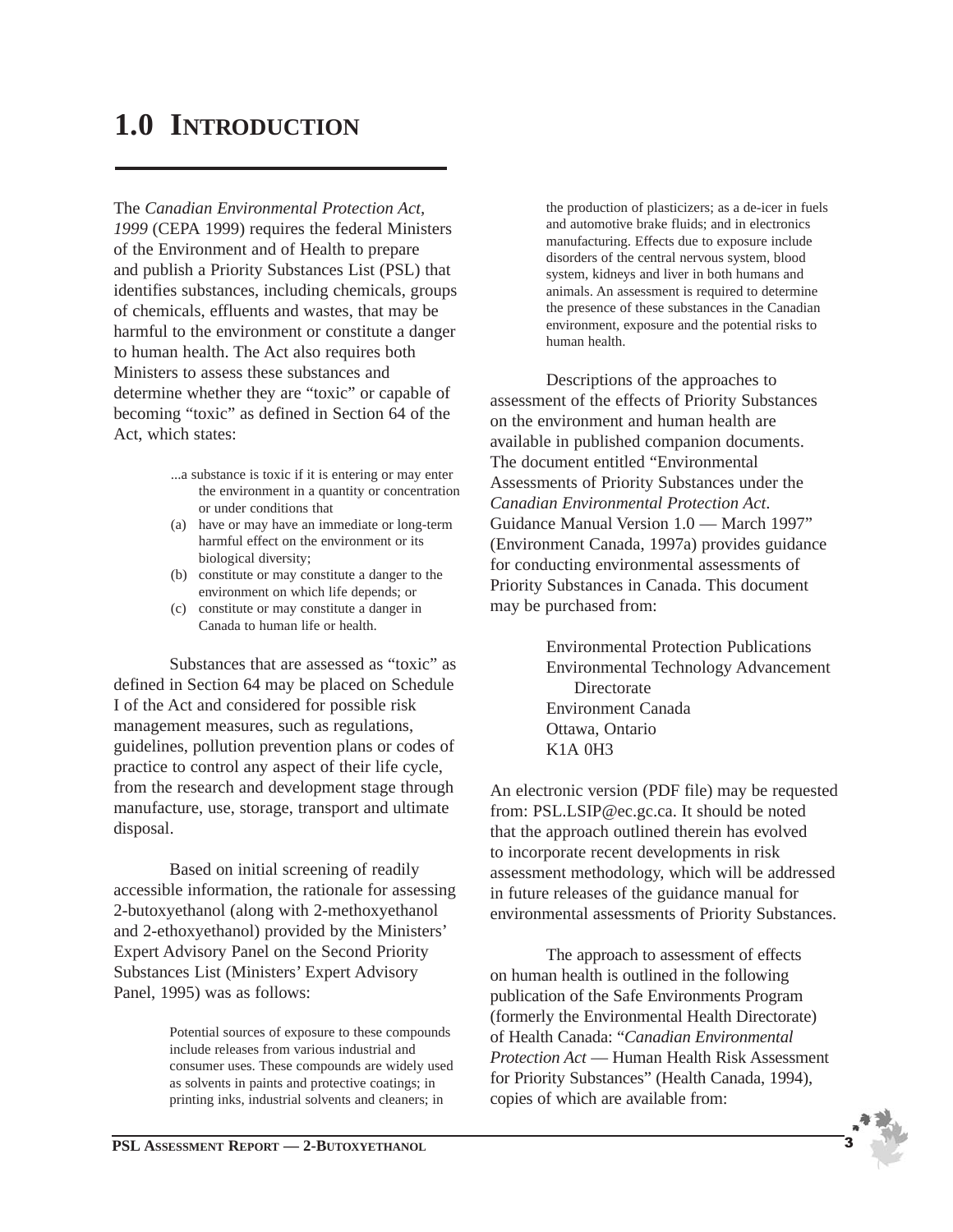# 1.0 INTRODUCTION

The *Canadian Environmental Protection Act, 1999* (CEPA 1999) requires the federal Ministers of the Environment and of Health to prepare and publish a Priority Substances List (PSL) that identifies substances, including chemicals, groups of chemicals, effluents and wastes, that may be harmful to the environment or constitute a danger to human health. The Act also requires both Ministers to assess these substances and determine whether they are "toxic" or capable of becoming "toxic" as defined in Section 64 of the Act, which states:

> ...a substance is toxic if it is entering or may enter the environment in a quantity or concentration or under conditions that
>
> (a) have or may have an immediate or long-term harmful effect on the environment or its biological diversity;
>
> (b) constitute or may constitute a danger to the environment on which life depends; or
>
> (c) constitute or may constitute a danger in Canada to human life or health.

Substances that are assessed as "toxic" as defined in Section 64 may be placed on Schedule I of the Act and considered for possible risk management measures, such as regulations, guidelines, pollution prevention plans or codes of practice to control any aspect of their life cycle, from the research and development stage through manufacture, use, storage, transport and ultimate disposal.

Based on initial screening of readily accessible information, the rationale for assessing 2-butoxyethanol (along with 2-methoxyethanol and 2-ethoxyethanol) provided by the Ministers' Expert Advisory Panel on the Second Priority Substances List (Ministers' Expert Advisory Panel, 1995) was as follows:

> Potential sources of exposure to these compounds include releases from various industrial and consumer uses. These compounds are widely used as solvents in paints and protective coatings; in printing inks, industrial solvents and cleaners; in the production of plasticizers; as a de-icer in fuels and automotive brake fluids; and in electronics manufacturing. Effects due to exposure include disorders of the central nervous system, blood system, kidneys and liver in both humans and animals. An assessment is required to determine the presence of these substances in the Canadian environment, exposure and the potential risks to human health.

Descriptions of the approaches to assessment of the effects of Priority Substances on the environment and human health are available in published companion documents. The document entitled "Environmental Assessments of Priority Substances under the *Canadian Environmental Protection Act*. Guidance Manual Version 1.0 — March 1997" (Environment Canada, 1997a) provides guidance for conducting environmental assessments of Priority Substances in Canada. This document may be purchased from:

> Environmental Protection Publications
> Environmental Technology Advancement Directorate
> Environment Canada
> Ottawa, Ontario
> K1A 0H3

An electronic version (PDF file) may be requested from: PSL.LSIP@ec.gc.ca. It should be noted that the approach outlined therein has evolved to incorporate recent developments in risk assessment methodology, which will be addressed in future releases of the guidance manual for environmental assessments of Priority Substances.

The approach to assessment of effects on human health is outlined in the following publication of the Safe Environments Program (formerly the Environmental Health Directorate) of Health Canada: "*Canadian Environmental Protection Act* — Human Health Risk Assessment for Priority Substances" (Health Canada, 1994), copies of which are available from: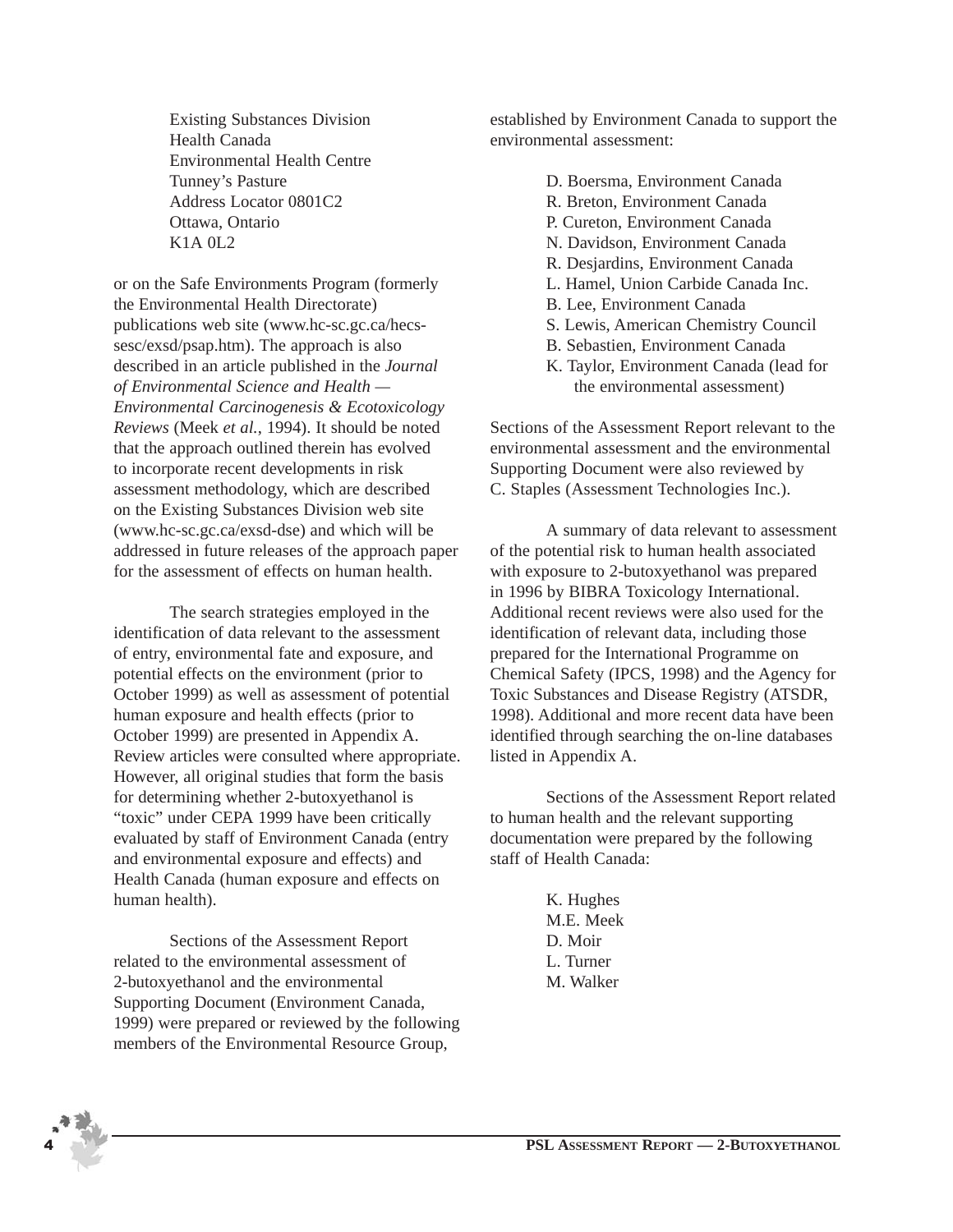Existing Substances Division
Health Canada
Environmental Health Centre
Tunney's Pasture
Address Locator 0801C2
Ottawa, Ontario
K1A 0L2

or on the Safe Environments Program (formerly the Environmental Health Directorate) publications web site (www.hc-sc.gc.ca/hecs-sesc/exsd/psap.htm). The approach is also described in an article published in the *Journal of Environmental Science and Health — Environmental Carcinogenesis & Ecotoxicology Reviews* (Meek *et al.*, 1994). It should be noted that the approach outlined therein has evolved to incorporate recent developments in risk assessment methodology, which are described on the Existing Substances Division web site (www.hc-sc.gc.ca/exsd-dse) and which will be addressed in future releases of the approach paper for the assessment of effects on human health.

The search strategies employed in the identification of data relevant to the assessment of entry, environmental fate and exposure, and potential effects on the environment (prior to October 1999) as well as assessment of potential human exposure and health effects (prior to October 1999) are presented in Appendix A. Review articles were consulted where appropriate. However, all original studies that form the basis for determining whether 2-butoxyethanol is "toxic" under CEPA 1999 have been critically evaluated by staff of Environment Canada (entry and environmental exposure and effects) and Health Canada (human exposure and effects on human health).

Sections of the Assessment Report related to the environmental assessment of 2-butoxyethanol and the environmental Supporting Document (Environment Canada, 1999) were prepared or reviewed by the following members of the Environmental Resource Group, established by Environment Canada to support the environmental assessment:

D. Boersma, Environment Canada
R. Breton, Environment Canada
P. Cureton, Environment Canada
N. Davidson, Environment Canada
R. Desjardins, Environment Canada
L. Hamel, Union Carbide Canada Inc.
B. Lee, Environment Canada
S. Lewis, American Chemistry Council
B. Sebastien, Environment Canada
K. Taylor, Environment Canada (lead for the environmental assessment)

Sections of the Assessment Report relevant to the environmental assessment and the environmental Supporting Document were also reviewed by C. Staples (Assessment Technologies Inc.).

A summary of data relevant to assessment of the potential risk to human health associated with exposure to 2-butoxyethanol was prepared in 1996 by BIBRA Toxicology International. Additional recent reviews were also used for the identification of relevant data, including those prepared for the International Programme on Chemical Safety (IPCS, 1998) and the Agency for Toxic Substances and Disease Registry (ATSDR, 1998). Additional and more recent data have been identified through searching the on-line databases listed in Appendix A.

Sections of the Assessment Report related to human health and the relevant supporting documentation were prepared by the following staff of Health Canada:

K. Hughes
M.E. Meek
D. Moir
L. Turner
M. Walker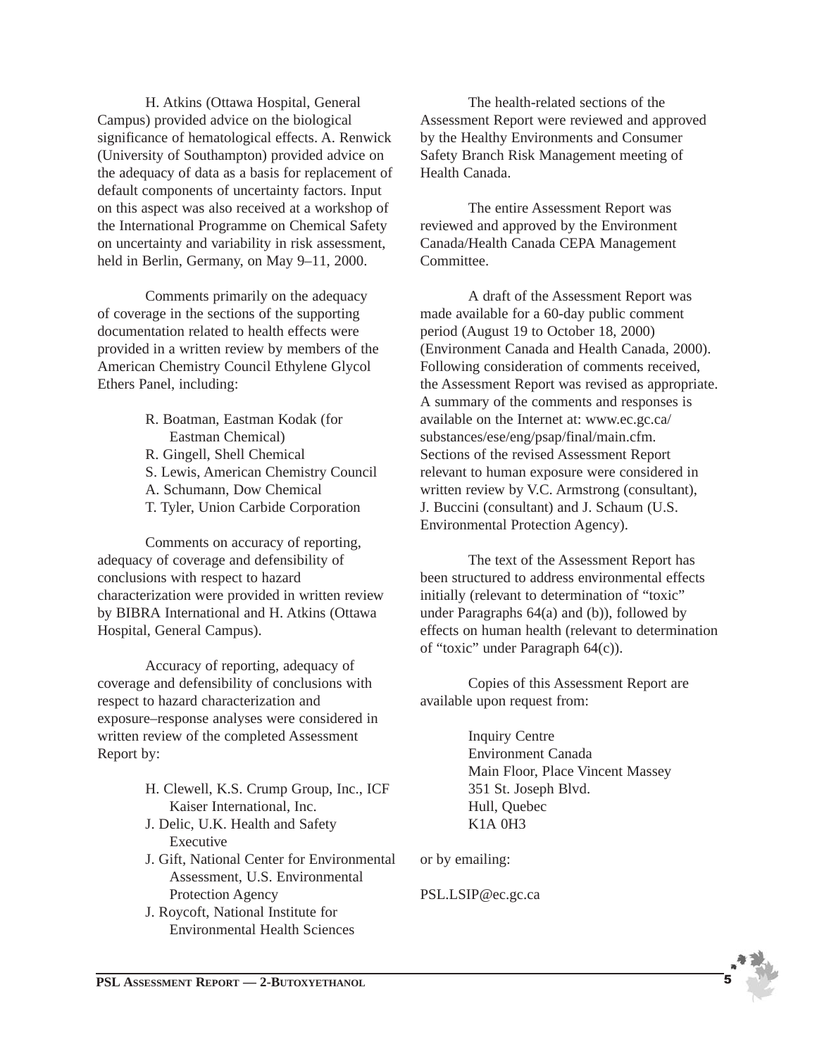H. Atkins (Ottawa Hospital, General Campus) provided advice on the biological significance of hematological effects. A. Renwick (University of Southampton) provided advice on the adequacy of data as a basis for replacement of default components of uncertainty factors. Input on this aspect was also received at a workshop of the International Programme on Chemical Safety on uncertainty and variability in risk assessment, held in Berlin, Germany, on May 9–11, 2000.

Comments primarily on the adequacy of coverage in the sections of the supporting documentation related to health effects were provided in a written review by members of the American Chemistry Council Ethylene Glycol Ethers Panel, including:

- R. Boatman, Eastman Kodak (for Eastman Chemical)
- R. Gingell, Shell Chemical
- S. Lewis, American Chemistry Council
- A. Schumann, Dow Chemical
- T. Tyler, Union Carbide Corporation

Comments on accuracy of reporting, adequacy of coverage and defensibility of conclusions with respect to hazard characterization were provided in written review by BIBRA International and H. Atkins (Ottawa Hospital, General Campus).

Accuracy of reporting, adequacy of coverage and defensibility of conclusions with respect to hazard characterization and exposure–response analyses were considered in written review of the completed Assessment Report by:

- H. Clewell, K.S. Crump Group, Inc., ICF Kaiser International, Inc.
- J. Delic, U.K. Health and Safety Executive
- J. Gift, National Center for Environmental Assessment, U.S. Environmental Protection Agency
- J. Roycoft, National Institute for Environmental Health Sciences

The health-related sections of the Assessment Report were reviewed and approved by the Healthy Environments and Consumer Safety Branch Risk Management meeting of Health Canada.

The entire Assessment Report was reviewed and approved by the Environment Canada/Health Canada CEPA Management Committee.

A draft of the Assessment Report was made available for a 60-day public comment period (August 19 to October 18, 2000) (Environment Canada and Health Canada, 2000). Following consideration of comments received, the Assessment Report was revised as appropriate. A summary of the comments and responses is available on the Internet at: www.ec.gc.ca/substances/ese/eng/psap/final/main.cfm. Sections of the revised Assessment Report relevant to human exposure were considered in written review by V.C. Armstrong (consultant), J. Buccini (consultant) and J. Schaum (U.S. Environmental Protection Agency).

The text of the Assessment Report has been structured to address environmental effects initially (relevant to determination of "toxic" under Paragraphs 64(a) and (b)), followed by effects on human health (relevant to determination of "toxic" under Paragraph 64(c)).

Copies of this Assessment Report are available upon request from:

Inquiry Centre  
Environment Canada  
Main Floor, Place Vincent Massey  
351 St. Joseph Blvd.  
Hull, Quebec  
K1A 0H3

or by emailing:

PSL.LSIP@ec.gc.ca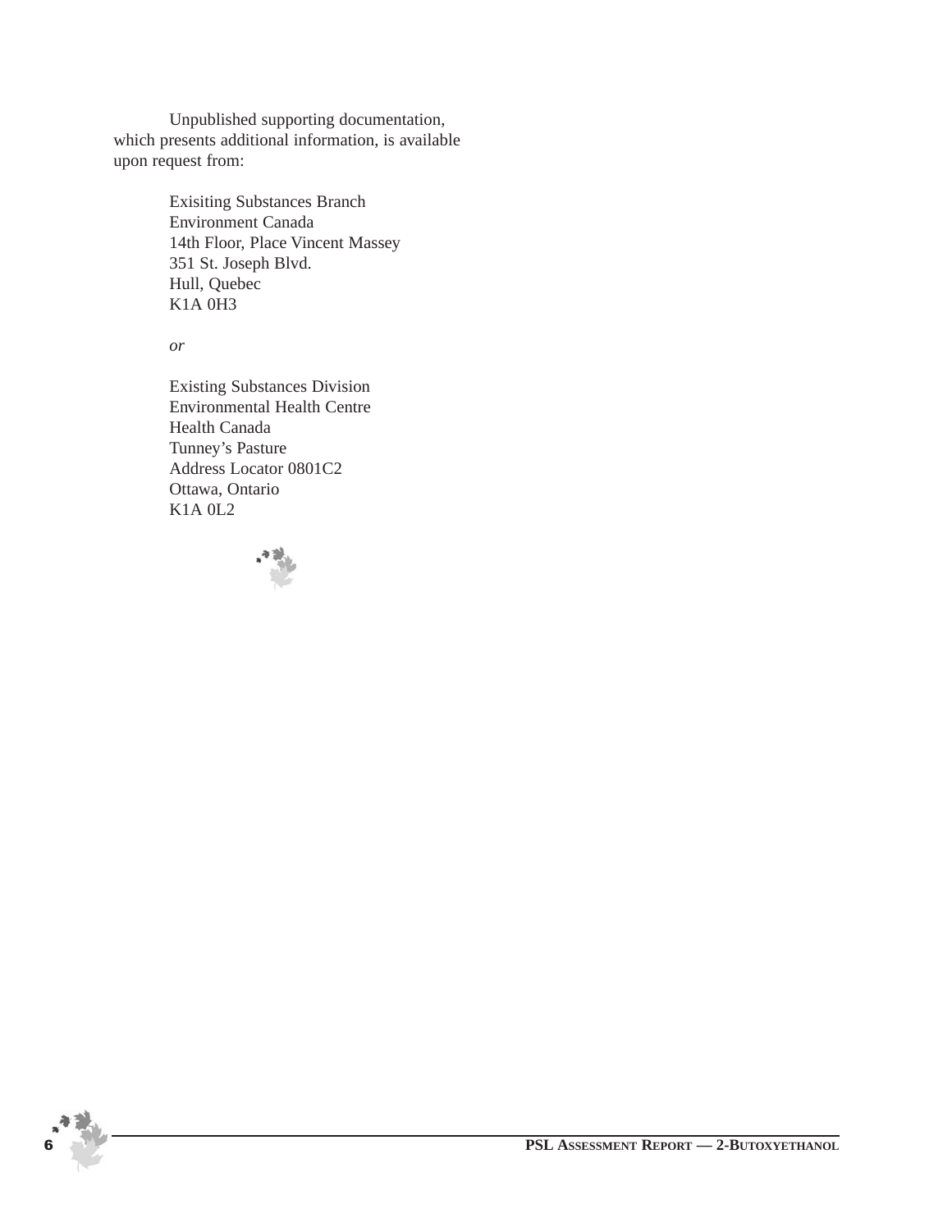Unpublished supporting documentation, which presents additional information, is available upon request from:

Exisiting Substances Branch
Environment Canada
14th Floor, Place Vincent Massey
351 St. Joseph Blvd.
Hull, Quebec
K1A 0H3

*or*

Existing Substances Division
Environmental Health Centre
Health Canada
Tunney's Pasture
Address Locator 0801C2
Ottawa, Ontario
K1A 0L2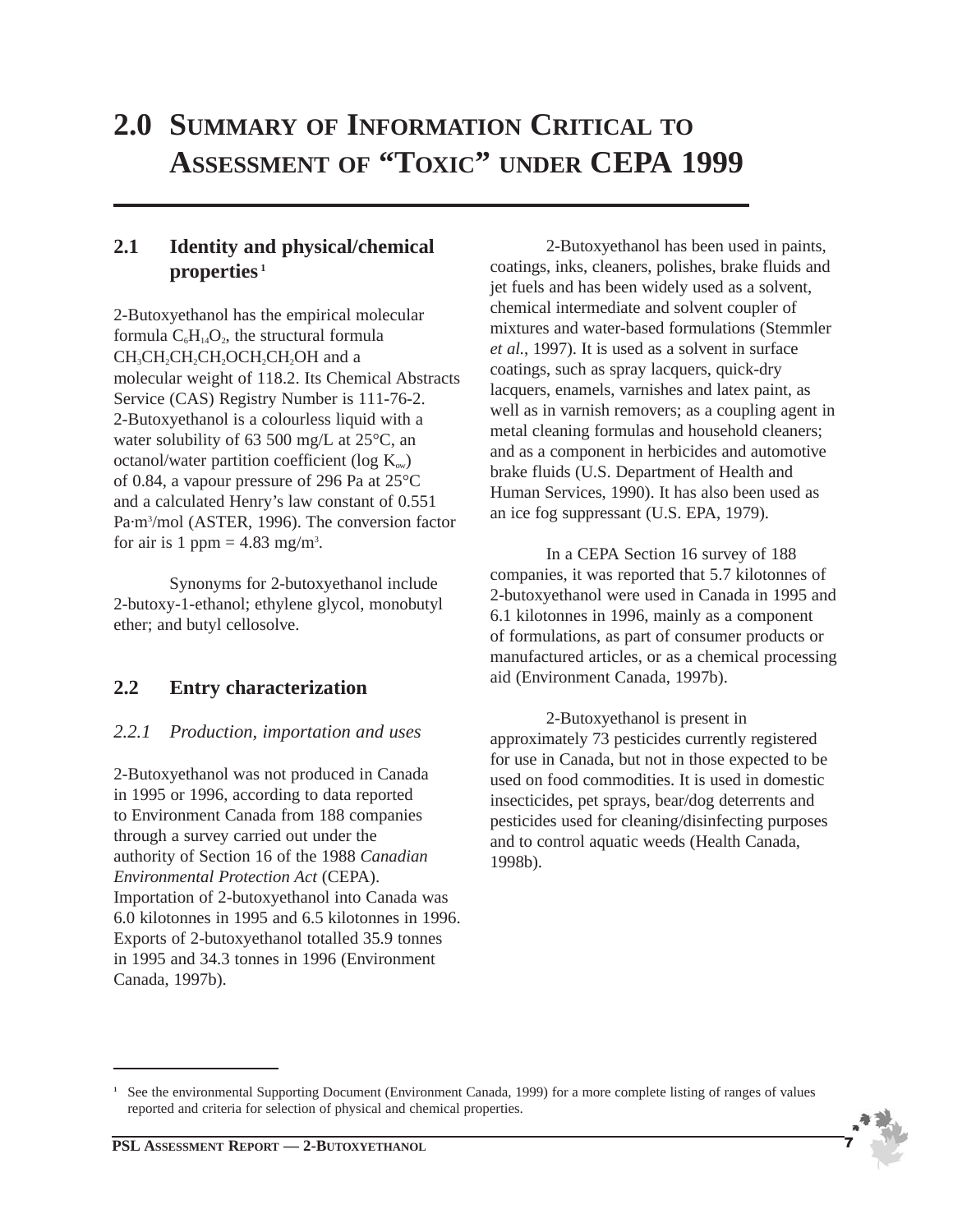# 2.0 SUMMARY OF INFORMATION CRITICAL TO ASSESSMENT OF "TOXIC" UNDER CEPA 1999

## 2.1 Identity and physical/chemical properties[1]

2-Butoxyethanol has the empirical molecular formula $C_6H_{14}O_2$, the structural formula $CH_3CH_2CH_2CH_2OCH_2CH_2OH$ and a molecular weight of 118.2. Its Chemical Abstracts Service (CAS) Registry Number is 111-76-2. 2-Butoxyethanol is a colourless liquid with a water solubility of 63 500 mg/L at 25°C, an octanol/water partition coefficient (log $K_{ow}$) of 0.84, a vapour pressure of 296 Pa at 25°C and a calculated Henry's law constant of 0.551 Pa·m$^3$/mol (ASTER, 1996). The conversion factor for air is 1 ppm = 4.83 mg/m$^3$.

Synonyms for 2-butoxyethanol include 2-butoxy-1-ethanol; ethylene glycol, monobutyl ether; and butyl cellosolve.

## 2.2 Entry characterization

### *2.2.1 Production, importation and uses*

2-Butoxyethanol was not produced in Canada in 1995 or 1996, according to data reported to Environment Canada from 188 companies through a survey carried out under the authority of Section 16 of the 1988 *Canadian Environmental Protection Act* (CEPA). Importation of 2-butoxyethanol into Canada was 6.0 kilotonnes in 1995 and 6.5 kilotonnes in 1996. Exports of 2-butoxyethanol totalled 35.9 tonnes in 1995 and 34.3 tonnes in 1996 (Environment Canada, 1997b).

2-Butoxyethanol has been used in paints, coatings, inks, cleaners, polishes, brake fluids and jet fuels and has been widely used as a solvent, chemical intermediate and solvent coupler of mixtures and water-based formulations (Stemmler *et al.*, 1997). It is used as a solvent in surface coatings, such as spray lacquers, quick-dry lacquers, enamels, varnishes and latex paint, as well as in varnish removers; as a coupling agent in metal cleaning formulas and household cleaners; and as a component in herbicides and automotive brake fluids (U.S. Department of Health and Human Services, 1990). It has also been used as an ice fog suppressant (U.S. EPA, 1979).

In a CEPA Section 16 survey of 188 companies, it was reported that 5.7 kilotonnes of 2-butoxyethanol were used in Canada in 1995 and 6.1 kilotonnes in 1996, mainly as a component of formulations, as part of consumer products or manufactured articles, or as a chemical processing aid (Environment Canada, 1997b).

2-Butoxyethanol is present in approximately 73 pesticides currently registered for use in Canada, but not in those expected to be used on food commodities. It is used in domestic insecticides, pet sprays, bear/dog deterrents and pesticides used for cleaning/disinfecting purposes and to control aquatic weeds (Health Canada, 1998b).

---

[1] See the environmental Supporting Document (Environment Canada, 1999) for a more complete listing of ranges of values reported and criteria for selection of physical and chemical properties.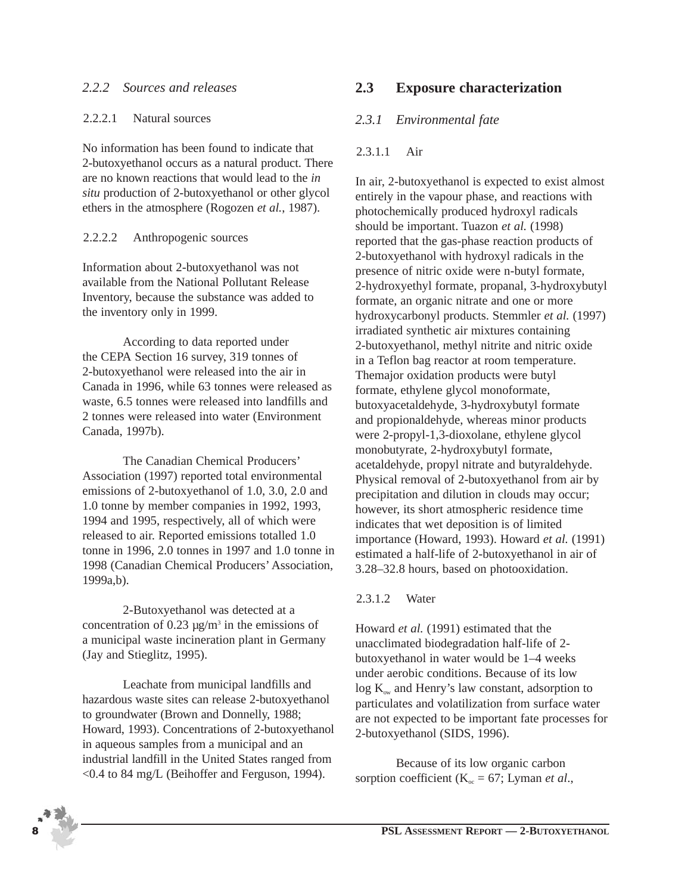### 2.2.2 Sources and releases

#### 2.2.2.1 Natural sources

No information has been found to indicate that 2-butoxyethanol occurs as a natural product. There are no known reactions that would lead to the *in situ* production of 2-butoxyethanol or other glycol ethers in the atmosphere (Rogozen *et al.*, 1987).

#### 2.2.2.2 Anthropogenic sources

Information about 2-butoxyethanol was not available from the National Pollutant Release Inventory, because the substance was added to the inventory only in 1999.

According to data reported under the CEPA Section 16 survey, 319 tonnes of 2-butoxyethanol were released into the air in Canada in 1996, while 63 tonnes were released as waste, 6.5 tonnes were released into landfills and 2 tonnes were released into water (Environment Canada, 1997b).

The Canadian Chemical Producers' Association (1997) reported total environmental emissions of 2-butoxyethanol of 1.0, 3.0, 2.0 and 1.0 tonne by member companies in 1992, 1993, 1994 and 1995, respectively, all of which were released to air. Reported emissions totalled 1.0 tonne in 1996, 2.0 tonnes in 1997 and 1.0 tonne in 1998 (Canadian Chemical Producers' Association, 1999a,b).

2-Butoxyethanol was detected at a concentration of 0.23 µg/m$^3$ in the emissions of a municipal waste incineration plant in Germany (Jay and Stieglitz, 1995).

Leachate from municipal landfills and hazardous waste sites can release 2-butoxyethanol to groundwater (Brown and Donnelly, 1988; Howard, 1993). Concentrations of 2-butoxyethanol in aqueous samples from a municipal and an industrial landfill in the United States ranged from <0.4 to 84 mg/L (Beihoffer and Ferguson, 1994).

## 2.3 Exposure characterization

### 2.3.1 Environmental fate

#### 2.3.1.1 Air

In air, 2-butoxyethanol is expected to exist almost entirely in the vapour phase, and reactions with photochemically produced hydroxyl radicals should be important. Tuazon *et al.* (1998) reported that the gas-phase reaction products of 2-butoxyethanol with hydroxyl radicals in the presence of nitric oxide were n-butyl formate, 2-hydroxyethyl formate, propanal, 3-hydroxybutyl formate, an organic nitrate and one or more hydroxycarbonyl products. Stemmler *et al.* (1997) irradiated synthetic air mixtures containing 2-butoxyethanol, methyl nitrite and nitric oxide in a Teflon bag reactor at room temperature. Themajor oxidation products were butyl formate, ethylene glycol monoformate, butoxyacetaldehyde, 3-hydroxybutyl formate and propionaldehyde, whereas minor products were 2-propyl-1,3-dioxolane, ethylene glycol monobutyrate, 2-hydroxybutyl formate, acetaldehyde, propyl nitrate and butyraldehyde. Physical removal of 2-butoxyethanol from air by precipitation and dilution in clouds may occur; however, its short atmospheric residence time indicates that wet deposition is of limited importance (Howard, 1993). Howard *et al.* (1991) estimated a half-life of 2-butoxyethanol in air of 3.28–32.8 hours, based on photooxidation.

#### 2.3.1.2 Water

Howard *et al.* (1991) estimated that the unacclimated biodegradation half-life of 2-butoxyethanol in water would be 1–4 weeks under aerobic conditions. Because of its low log $K_{ow}$ and Henry's law constant, adsorption to particulates and volatilization from surface water are not expected to be important fate processes for 2-butoxyethanol (SIDS, 1996).

Because of its low organic carbon sorption coefficient ($K_{oc}$ = 67; Lyman *et al.*,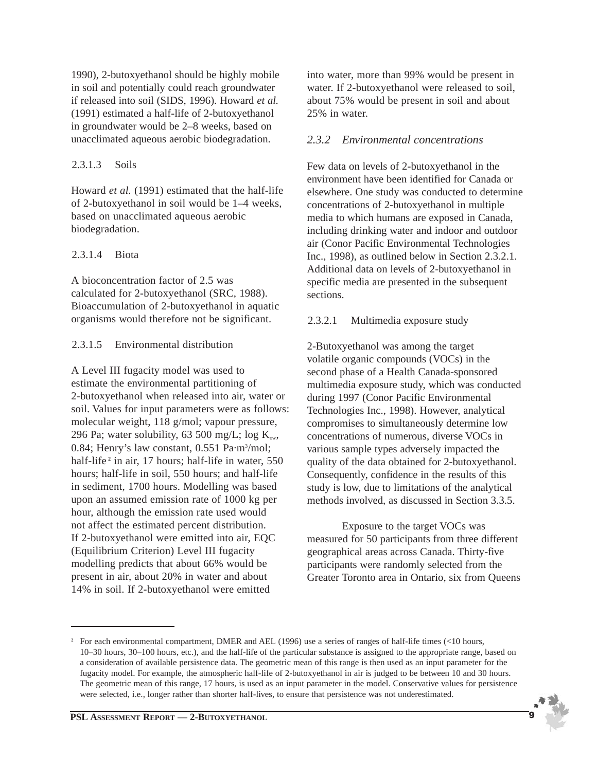1990), 2-butoxyethanol should be highly mobile in soil and potentially could reach groundwater if released into soil (SIDS, 1996). Howard *et al.* (1991) estimated a half-life of 2-butoxyethanol in groundwater would be 2–8 weeks, based on unacclimated aqueous aerobic biodegradation.

#### 2.3.1.3 Soils

Howard *et al.* (1991) estimated that the half-life of 2-butoxyethanol in soil would be 1–4 weeks, based on unacclimated aqueous aerobic biodegradation.

#### 2.3.1.4 Biota

A bioconcentration factor of 2.5 was calculated for 2-butoxyethanol (SRC, 1988). Bioaccumulation of 2-butoxyethanol in aquatic organisms would therefore not be significant.

#### 2.3.1.5 Environmental distribution

A Level III fugacity model was used to estimate the environmental partitioning of 2-butoxyethanol when released into air, water or soil. Values for input parameters were as follows: molecular weight, 118 g/mol; vapour pressure, 296 Pa; water solubility, 63 500 mg/L; log $K_{ow}$, 0.84; Henry's law constant, 0.551 Pa·m$^3$/mol; half-life[2] in air, 17 hours; half-life in water, 550 hours; half-life in soil, 550 hours; and half-life in sediment, 1700 hours. Modelling was based upon an assumed emission rate of 1000 kg per hour, although the emission rate used would not affect the estimated percent distribution. If 2-butoxyethanol were emitted into air, EQC (Equilibrium Criterion) Level III fugacity modelling predicts that about 66% would be present in air, about 20% in water and about 14% in soil. If 2-butoxyethanol were emitted into water, more than 99% would be present in water. If 2-butoxyethanol were released to soil, about 75% would be present in soil and about 25% in water.

### *2.3.2 Environmental concentrations*

Few data on levels of 2-butoxyethanol in the environment have been identified for Canada or elsewhere. One study was conducted to determine concentrations of 2-butoxyethanol in multiple media to which humans are exposed in Canada, including drinking water and indoor and outdoor air (Conor Pacific Environmental Technologies Inc., 1998), as outlined below in Section 2.3.2.1. Additional data on levels of 2-butoxyethanol in specific media are presented in the subsequent sections.

#### 2.3.2.1 Multimedia exposure study

2-Butoxyethanol was among the target volatile organic compounds (VOCs) in the second phase of a Health Canada-sponsored multimedia exposure study, which was conducted during 1997 (Conor Pacific Environmental Technologies Inc., 1998). However, analytical compromises to simultaneously determine low concentrations of numerous, diverse VOCs in various sample types adversely impacted the quality of the data obtained for 2-butoxyethanol. Consequently, confidence in the results of this study is low, due to limitations of the analytical methods involved, as discussed in Section 3.3.5.

Exposure to the target VOCs was measured for 50 participants from three different geographical areas across Canada. Thirty-five participants were randomly selected from the Greater Toronto area in Ontario, six from Queens

---

[2] For each environmental compartment, DMER and AEL (1996) use a series of ranges of half-life times (<10 hours, 10–30 hours, 30–100 hours, etc.), and the half-life of the particular substance is assigned to the appropriate range, based on a consideration of available persistence data. The geometric mean of this range is then used as an input parameter for the fugacity model. For example, the atmospheric half-life of 2-butoxyethanol in air is judged to be between 10 and 30 hours. The geometric mean of this range, 17 hours, is used as an input parameter in the model. Conservative values for persistence were selected, i.e., longer rather than shorter half-lives, to ensure that persistence was not underestimated.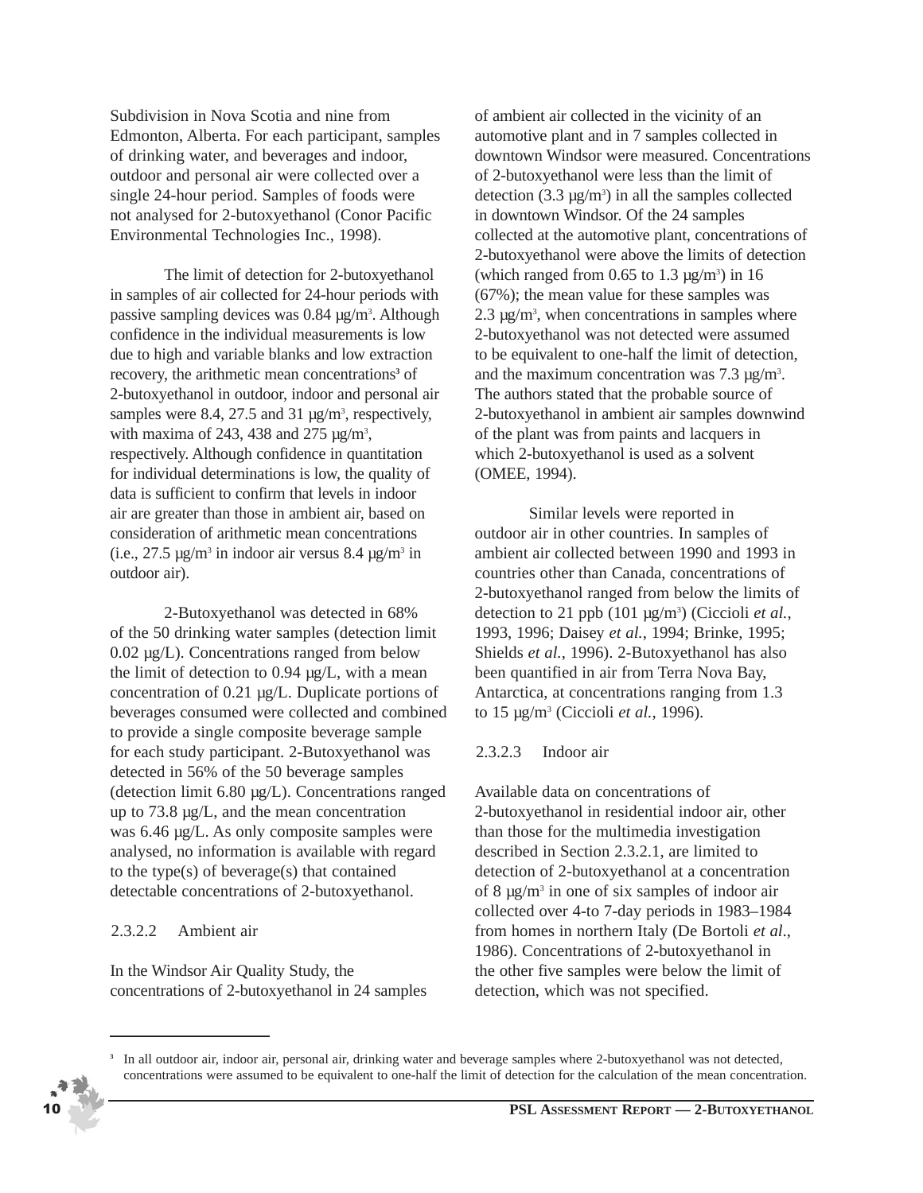Subdivision in Nova Scotia and nine from Edmonton, Alberta. For each participant, samples of drinking water, and beverages and indoor, outdoor and personal air were collected over a single 24-hour period. Samples of foods were not analysed for 2-butoxyethanol (Conor Pacific Environmental Technologies Inc., 1998).

The limit of detection for 2-butoxyethanol in samples of air collected for 24-hour periods with passive sampling devices was 0.84 µg/m³. Although confidence in the individual measurements is low due to high and variable blanks and low extraction recovery, the arithmetic mean concentrations[3] of 2-butoxyethanol in outdoor, indoor and personal air samples were 8.4, 27.5 and 31 µg/m³, respectively, with maxima of 243, 438 and 275 µg/m³, respectively. Although confidence in quantitation for individual determinations is low, the quality of data is sufficient to confirm that levels in indoor air are greater than those in ambient air, based on consideration of arithmetic mean concentrations (i.e., 27.5 µg/m³ in indoor air versus 8.4 µg/m³ in outdoor air).

2-Butoxyethanol was detected in 68% of the 50 drinking water samples (detection limit 0.02 µg/L). Concentrations ranged from below the limit of detection to 0.94 µg/L, with a mean concentration of 0.21 µg/L. Duplicate portions of beverages consumed were collected and combined to provide a single composite beverage sample for each study participant. 2-Butoxyethanol was detected in 56% of the 50 beverage samples (detection limit 6.80 µg/L). Concentrations ranged up to 73.8 µg/L, and the mean concentration was 6.46 µg/L. As only composite samples were analysed, no information is available with regard to the type(s) of beverage(s) that contained detectable concentrations of 2-butoxyethanol.

### 2.3.2.2 Ambient air

In the Windsor Air Quality Study, the concentrations of 2-butoxyethanol in 24 samples of ambient air collected in the vicinity of an automotive plant and in 7 samples collected in downtown Windsor were measured. Concentrations of 2-butoxyethanol were less than the limit of detection (3.3 µg/m³) in all the samples collected in downtown Windsor. Of the 24 samples collected at the automotive plant, concentrations of 2-butoxyethanol were above the limits of detection (which ranged from 0.65 to 1.3 µg/m³) in 16 (67%); the mean value for these samples was 2.3 µg/m³, when concentrations in samples where 2-butoxyethanol was not detected were assumed to be equivalent to one-half the limit of detection, and the maximum concentration was 7.3 µg/m³. The authors stated that the probable source of 2-butoxyethanol in ambient air samples downwind of the plant was from paints and lacquers in which 2-butoxyethanol is used as a solvent (OMEE, 1994).

Similar levels were reported in outdoor air in other countries. In samples of ambient air collected between 1990 and 1993 in countries other than Canada, concentrations of 2-butoxyethanol ranged from below the limits of detection to 21 ppb (101 µg/m³) (Ciccioli *et al.*, 1993, 1996; Daisey *et al.*, 1994; Brinke, 1995; Shields *et al.*, 1996). 2-Butoxyethanol has also been quantified in air from Terra Nova Bay, Antarctica, at concentrations ranging from 1.3 to 15 µg/m³ (Ciccioli *et al.*, 1996).

### 2.3.2.3 Indoor air

Available data on concentrations of 2-butoxyethanol in residential indoor air, other than those for the multimedia investigation described in Section 2.3.2.1, are limited to detection of 2-butoxyethanol at a concentration of 8 µg/m³ in one of six samples of indoor air collected over 4-to 7-day periods in 1983–1984 from homes in northern Italy (De Bortoli *et al.*, 1986). Concentrations of 2-butoxyethanol in the other five samples were below the limit of detection, which was not specified.

---

[3] In all outdoor air, indoor air, personal air, drinking water and beverage samples where 2-butoxyethanol was not detected, concentrations were assumed to be equivalent to one-half the limit of detection for the calculation of the mean concentration.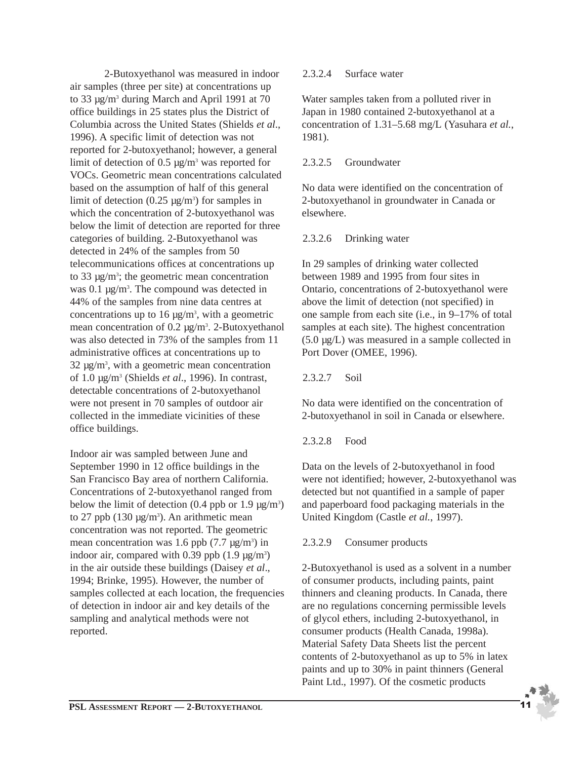2-Butoxyethanol was measured in indoor air samples (three per site) at concentrations up to 33 µg/m$^3$ during March and April 1991 at 70 office buildings in 25 states plus the District of Columbia across the United States (Shields *et al*., 1996). A specific limit of detection was not reported for 2-butoxyethanol; however, a general limit of detection of 0.5 µg/m$^3$ was reported for VOCs. Geometric mean concentrations calculated based on the assumption of half of this general limit of detection (0.25 µg/m$^3$) for samples in which the concentration of 2-butoxyethanol was below the limit of detection are reported for three categories of building. 2-Butoxyethanol was detected in 24% of the samples from 50 telecommunications offices at concentrations up to 33 µg/m$^3$; the geometric mean concentration was 0.1 µg/m$^3$. The compound was detected in 44% of the samples from nine data centres at concentrations up to 16 µg/m$^3$, with a geometric mean concentration of 0.2 µg/m$^3$. 2-Butoxyethanol was also detected in 73% of the samples from 11 administrative offices at concentrations up to 32 µg/m$^3$, with a geometric mean concentration of 1.0 µg/m$^3$ (Shields *et al*., 1996). In contrast, detectable concentrations of 2-butoxyethanol were not present in 70 samples of outdoor air collected in the immediate vicinities of these office buildings.

Indoor air was sampled between June and September 1990 in 12 office buildings in the San Francisco Bay area of northern California. Concentrations of 2-butoxyethanol ranged from below the limit of detection (0.4 ppb or 1.9 µg/m$^3$) to 27 ppb (130 µg/m$^3$). An arithmetic mean concentration was not reported. The geometric mean concentration was 1.6 ppb (7.7 µg/m$^3$) in indoor air, compared with 0.39 ppb (1.9 µg/m$^3$) in the air outside these buildings (Daisey *et al*., 1994; Brinke, 1995). However, the number of samples collected at each location, the frequencies of detection in indoor air and key details of the sampling and analytical methods were not reported.

#### 2.3.2.4 Surface water

Water samples taken from a polluted river in Japan in 1980 contained 2-butoxyethanol at a concentration of 1.31–5.68 mg/L (Yasuhara *et al.*, 1981).

#### 2.3.2.5 Groundwater

No data were identified on the concentration of 2-butoxyethanol in groundwater in Canada or elsewhere.

#### 2.3.2.6 Drinking water

In 29 samples of drinking water collected between 1989 and 1995 from four sites in Ontario, concentrations of 2-butoxyethanol were above the limit of detection (not specified) in one sample from each site (i.e., in 9–17% of total samples at each site). The highest concentration (5.0 µg/L) was measured in a sample collected in Port Dover (OMEE, 1996).

#### 2.3.2.7 Soil

No data were identified on the concentration of 2-butoxyethanol in soil in Canada or elsewhere.

#### 2.3.2.8 Food

Data on the levels of 2-butoxyethanol in food were not identified; however, 2-butoxyethanol was detected but not quantified in a sample of paper and paperboard food packaging materials in the United Kingdom (Castle *et al.*, 1997).

#### 2.3.2.9 Consumer products

2-Butoxyethanol is used as a solvent in a number of consumer products, including paints, paint thinners and cleaning products. In Canada, there are no regulations concerning permissible levels of glycol ethers, including 2-butoxyethanol, in consumer products (Health Canada, 1998a). Material Safety Data Sheets list the percent contents of 2-butoxyethanol as up to 5% in latex paints and up to 30% in paint thinners (General Paint Ltd., 1997). Of the cosmetic products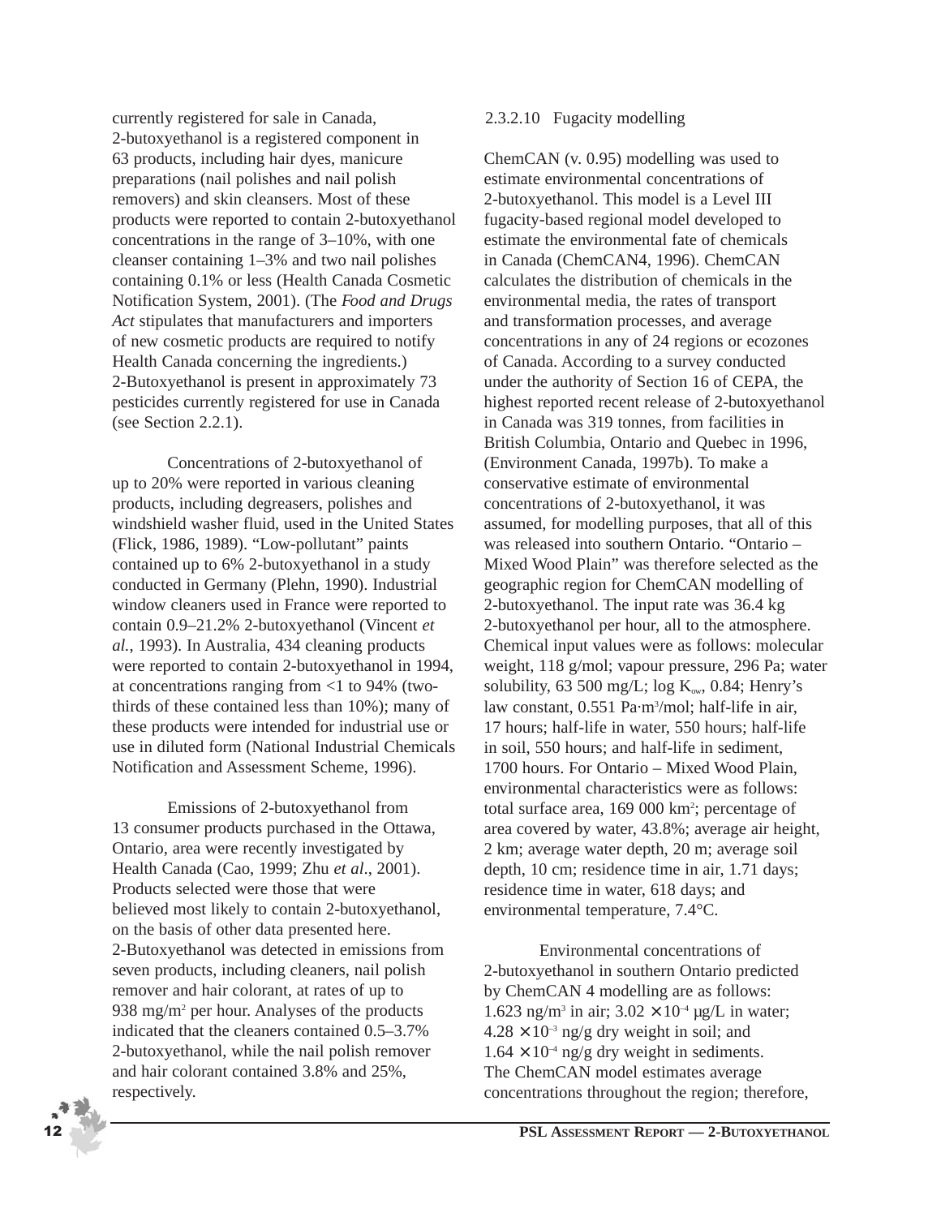currently registered for sale in Canada, 2-butoxyethanol is a registered component in 63 products, including hair dyes, manicure preparations (nail polishes and nail polish removers) and skin cleansers. Most of these products were reported to contain 2-butoxyethanol concentrations in the range of 3–10%, with one cleanser containing 1–3% and two nail polishes containing 0.1% or less (Health Canada Cosmetic Notification System, 2001). (The *Food and Drugs Act* stipulates that manufacturers and importers of new cosmetic products are required to notify Health Canada concerning the ingredients.) 2-Butoxyethanol is present in approximately 73 pesticides currently registered for use in Canada (see Section 2.2.1).

Concentrations of 2-butoxyethanol of up to 20% were reported in various cleaning products, including degreasers, polishes and windshield washer fluid, used in the United States (Flick, 1986, 1989). "Low-pollutant" paints contained up to 6% 2-butoxyethanol in a study conducted in Germany (Plehn, 1990). Industrial window cleaners used in France were reported to contain 0.9–21.2% 2-butoxyethanol (Vincent *et al.*, 1993). In Australia, 434 cleaning products were reported to contain 2-butoxyethanol in 1994, at concentrations ranging from <1 to 94% (two-thirds of these contained less than 10%); many of these products were intended for industrial use or use in diluted form (National Industrial Chemicals Notification and Assessment Scheme, 1996).

Emissions of 2-butoxyethanol from 13 consumer products purchased in the Ottawa, Ontario, area were recently investigated by Health Canada (Cao, 1999; Zhu *et al*., 2001). Products selected were those that were believed most likely to contain 2-butoxyethanol, on the basis of other data presented here. 2-Butoxyethanol was detected in emissions from seven products, including cleaners, nail polish remover and hair colorant, at rates of up to 938 mg/m$^2$ per hour. Analyses of the products indicated that the cleaners contained 0.5–3.7% 2-butoxyethanol, while the nail polish remover and hair colorant contained 3.8% and 25%, respectively.

#### 2.3.2.10 Fugacity modelling

ChemCAN (v. 0.95) modelling was used to estimate environmental concentrations of 2-butoxyethanol. This model is a Level III fugacity-based regional model developed to estimate the environmental fate of chemicals in Canada (ChemCAN4, 1996). ChemCAN calculates the distribution of chemicals in the environmental media, the rates of transport and transformation processes, and average concentrations in any of 24 regions or ecozones of Canada. According to a survey conducted under the authority of Section 16 of CEPA, the highest reported recent release of 2-butoxyethanol in Canada was 319 tonnes, from facilities in British Columbia, Ontario and Quebec in 1996, (Environment Canada, 1997b). To make a conservative estimate of environmental concentrations of 2-butoxyethanol, it was assumed, for modelling purposes, that all of this was released into southern Ontario. "Ontario – Mixed Wood Plain" was therefore selected as the geographic region for ChemCAN modelling of 2-butoxyethanol. The input rate was 36.4 kg 2-butoxyethanol per hour, all to the atmosphere. Chemical input values were as follows: molecular weight, 118 g/mol; vapour pressure, 296 Pa; water solubility, 63 500 mg/L; log $K_{ow}$, 0.84; Henry's law constant, 0.551 Pa·m$^3$/mol; half-life in air, 17 hours; half-life in water, 550 hours; half-life in soil, 550 hours; and half-life in sediment, 1700 hours. For Ontario – Mixed Wood Plain, environmental characteristics were as follows: total surface area, 169 000 km$^2$; percentage of area covered by water, 43.8%; average air height, 2 km; average water depth, 20 m; average soil depth, 10 cm; residence time in air, 1.71 days; residence time in water, 618 days; and environmental temperature, 7.4°C.

Environmental concentrations of 2-butoxyethanol in southern Ontario predicted by ChemCAN 4 modelling are as follows: 1.623 ng/m$^3$ in air; $3.02 \times 10^{-4}$ µg/L in water; $4.28 \times 10^{-3}$ ng/g dry weight in soil; and $1.64 \times 10^{-4}$ ng/g dry weight in sediments. The ChemCAN model estimates average concentrations throughout the region; therefore,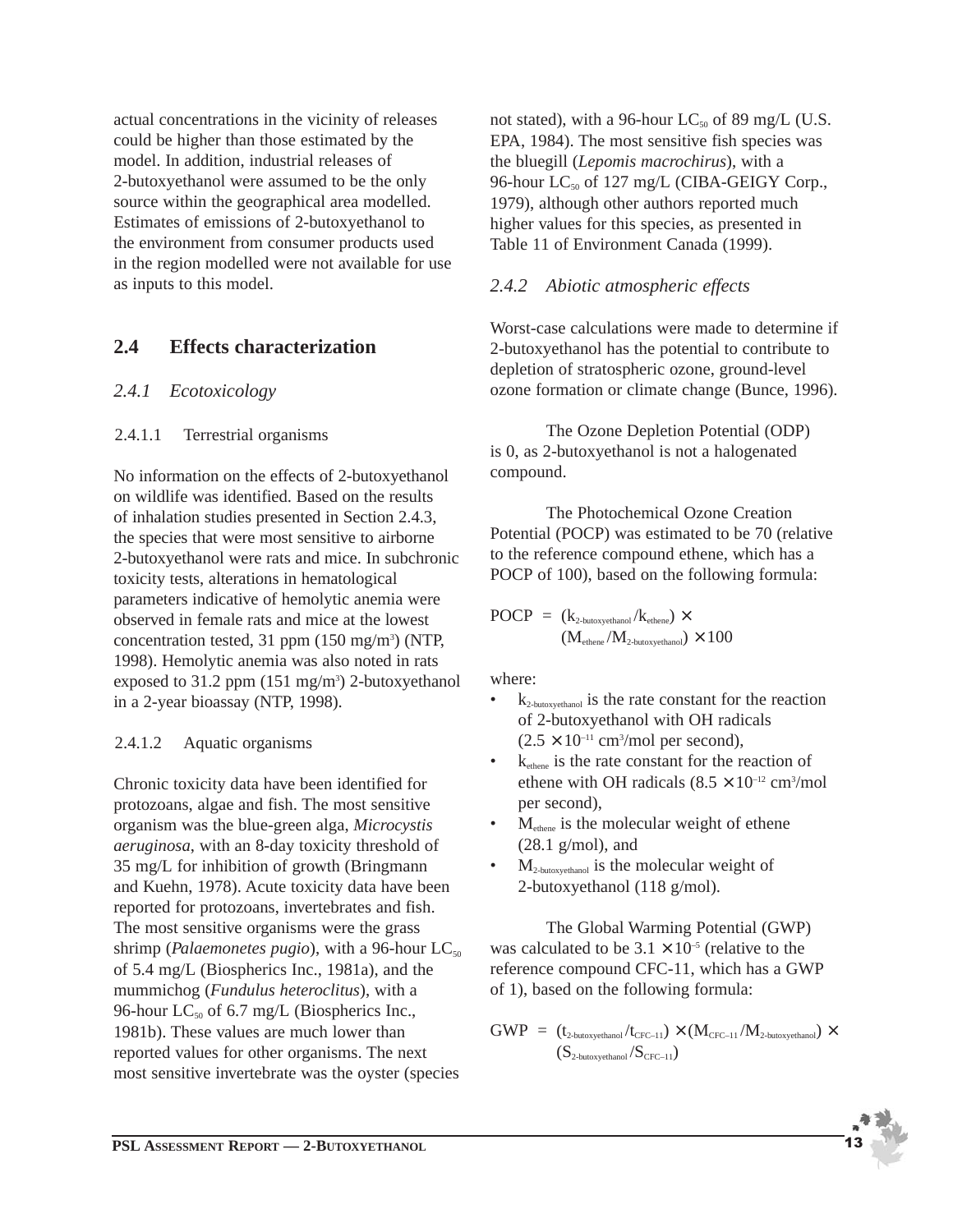actual concentrations in the vicinity of releases could be higher than those estimated by the model. In addition, industrial releases of 2-butoxyethanol were assumed to be the only source within the geographical area modelled. Estimates of emissions of 2-butoxyethanol to the environment from consumer products used in the region modelled were not available for use as inputs to this model.

## 2.4 Effects characterization

### *2.4.1 Ecotoxicology*

#### 2.4.1.1 Terrestrial organisms

No information on the effects of 2-butoxyethanol on wildlife was identified. Based on the results of inhalation studies presented in Section 2.4.3, the species that were most sensitive to airborne 2-butoxyethanol were rats and mice. In subchronic toxicity tests, alterations in hematological parameters indicative of hemolytic anemia were observed in female rats and mice at the lowest concentration tested, 31 ppm (150 mg/m$^3$) (NTP, 1998). Hemolytic anemia was also noted in rats exposed to 31.2 ppm (151 mg/m$^3$) 2-butoxyethanol in a 2-year bioassay (NTP, 1998).

#### 2.4.1.2 Aquatic organisms

Chronic toxicity data have been identified for protozoans, algae and fish. The most sensitive organism was the blue-green alga, *Microcystis aeruginosa*, with an 8-day toxicity threshold of 35 mg/L for inhibition of growth (Bringmann and Kuehn, 1978). Acute toxicity data have been reported for protozoans, invertebrates and fish. The most sensitive organisms were the grass shrimp (*Palaemonetes pugio*), with a 96-hour $LC_{50}$ of 5.4 mg/L (Biospherics Inc., 1981a), and the mummichog (*Fundulus heteroclitus*), with a 96-hour $LC_{50}$ of 6.7 mg/L (Biospherics Inc., 1981b). These values are much lower than reported values for other organisms. The next most sensitive invertebrate was the oyster (species not stated), with a 96-hour $LC_{50}$ of 89 mg/L (U.S. EPA, 1984). The most sensitive fish species was the bluegill (*Lepomis macrochirus*), with a 96-hour $LC_{50}$ of 127 mg/L (CIBA-GEIGY Corp., 1979), although other authors reported much higher values for this species, as presented in Table 11 of Environment Canada (1999).

### *2.4.2 Abiotic atmospheric effects*

Worst-case calculations were made to determine if 2-butoxyethanol has the potential to contribute to depletion of stratospheric ozone, ground-level ozone formation or climate change (Bunce, 1996).

The Ozone Depletion Potential (ODP) is 0, as 2-butoxyethanol is not a halogenated compound.

The Photochemical Ozone Creation Potential (POCP) was estimated to be 70 (relative to the reference compound ethene, which has a POCP of 100), based on the following formula:

$$POCP = (k_{2\text{-butoxyethanol}} / k_{ethene}) \times (M_{ethene} / M_{2\text{-butoxyethanol}}) \times 100$$

where:

- $k_{2\text{-butoxyethanol}}$ is the rate constant for the reaction of 2-butoxyethanol with OH radicals ($2.5 \times 10^{-11}$ cm$^3$/mol per second),
- $k_{ethene}$ is the rate constant for the reaction of ethene with OH radicals ($8.5 \times 10^{-12}$ cm$^3$/mol per second),
- $M_{ethene}$ is the molecular weight of ethene (28.1 g/mol), and
- $M_{2\text{-butoxyethanol}}$ is the molecular weight of 2-butoxyethanol (118 g/mol).

The Global Warming Potential (GWP) was calculated to be $3.1 \times 10^{-5}$ (relative to the reference compound CFC-11, which has a GWP of 1), based on the following formula:

$$GWP = (t_{2\text{-butoxyethanol}} / t_{CFC-11}) \times (M_{CFC-11} / M_{2\text{-butoxyethanol}}) \times (S_{2\text{-butoxyethanol}} / S_{CFC-11})$$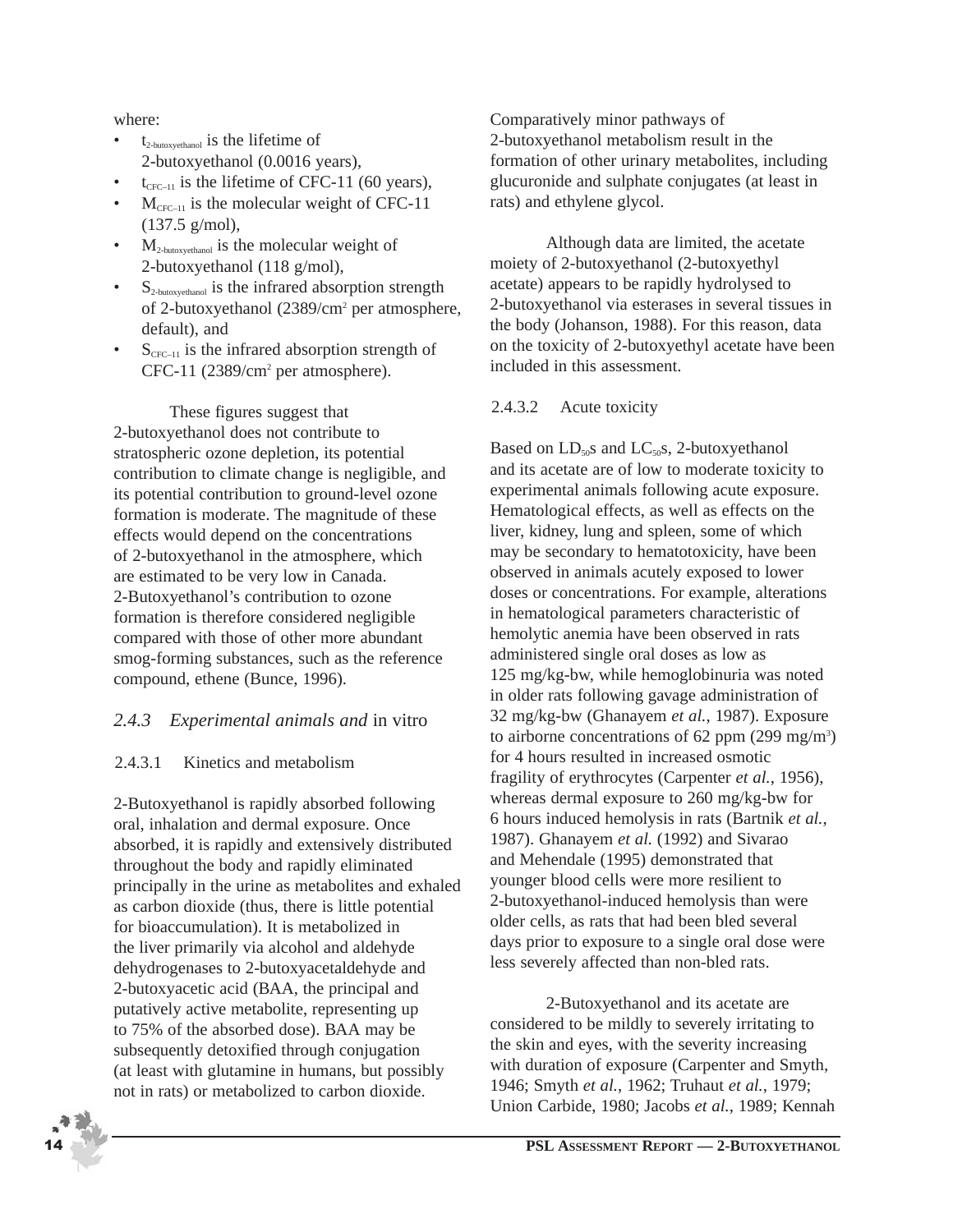where:

- $t_{2\text{-butoxyethanol}}$ is the lifetime of 2-butoxyethanol (0.0016 years),
- $t_{CFC-11}$ is the lifetime of CFC-11 (60 years),
- $M_{CFC-11}$ is the molecular weight of CFC-11 (137.5 g/mol),
- $M_{2\text{-butoxyethanol}}$ is the molecular weight of 2-butoxyethanol (118 g/mol),
- $S_{2\text{-butoxyethanol}}$ is the infrared absorption strength of 2-butoxyethanol (2389/cm$^2$ per atmosphere, default), and
- $S_{CFC-11}$ is the infrared absorption strength of CFC-11 (2389/cm$^2$ per atmosphere).

These figures suggest that 2-butoxyethanol does not contribute to stratospheric ozone depletion, its potential contribution to climate change is negligible, and its potential contribution to ground-level ozone formation is moderate. The magnitude of these effects would depend on the concentrations of 2-butoxyethanol in the atmosphere, which are estimated to be very low in Canada. 2-Butoxyethanol's contribution to ozone formation is therefore considered negligible compared with those of other more abundant smog-forming substances, such as the reference compound, ethene (Bunce, 1996).

### 2.4.3 *Experimental animals and* in vitro

#### 2.4.3.1 Kinetics and metabolism

2-Butoxyethanol is rapidly absorbed following oral, inhalation and dermal exposure. Once absorbed, it is rapidly and extensively distributed throughout the body and rapidly eliminated principally in the urine as metabolites and exhaled as carbon dioxide (thus, there is little potential for bioaccumulation). It is metabolized in the liver primarily via alcohol and aldehyde dehydrogenases to 2-butoxyacetaldehyde and 2-butoxyacetic acid (BAA, the principal and putatively active metabolite, representing up to 75% of the absorbed dose). BAA may be subsequently detoxified through conjugation (at least with glutamine in humans, but possibly not in rats) or metabolized to carbon dioxide. Comparatively minor pathways of 2-butoxyethanol metabolism result in the formation of other urinary metabolites, including glucuronide and sulphate conjugates (at least in rats) and ethylene glycol.

Although data are limited, the acetate moiety of 2-butoxyethanol (2-butoxyethyl acetate) appears to be rapidly hydrolysed to 2-butoxyethanol via esterases in several tissues in the body (Johanson, 1988). For this reason, data on the toxicity of 2-butoxyethyl acetate have been included in this assessment.

#### 2.4.3.2 Acute toxicity

Based on $LD_{50}$s and $LC_{50}$s, 2-butoxyethanol and its acetate are of low to moderate toxicity to experimental animals following acute exposure. Hematological effects, as well as effects on the liver, kidney, lung and spleen, some of which may be secondary to hematotoxicity, have been observed in animals acutely exposed to lower doses or concentrations. For example, alterations in hematological parameters characteristic of hemolytic anemia have been observed in rats administered single oral doses as low as 125 mg/kg-bw, while hemoglobinuria was noted in older rats following gavage administration of 32 mg/kg-bw (Ghanayem *et al.*, 1987). Exposure to airborne concentrations of 62 ppm (299 mg/m$^3$) for 4 hours resulted in increased osmotic fragility of erythrocytes (Carpenter *et al.*, 1956), whereas dermal exposure to 260 mg/kg-bw for 6 hours induced hemolysis in rats (Bartnik *et al.*, 1987). Ghanayem *et al.* (1992) and Sivarao and Mehendale (1995) demonstrated that younger blood cells were more resilient to 2-butoxyethanol-induced hemolysis than were older cells, as rats that had been bled several days prior to exposure to a single oral dose were less severely affected than non-bled rats.

2-Butoxyethanol and its acetate are considered to be mildly to severely irritating to the skin and eyes, with the severity increasing with duration of exposure (Carpenter and Smyth, 1946; Smyth *et al.*, 1962; Truhaut *et al.*, 1979; Union Carbide, 1980; Jacobs *et al.*, 1989; Kennah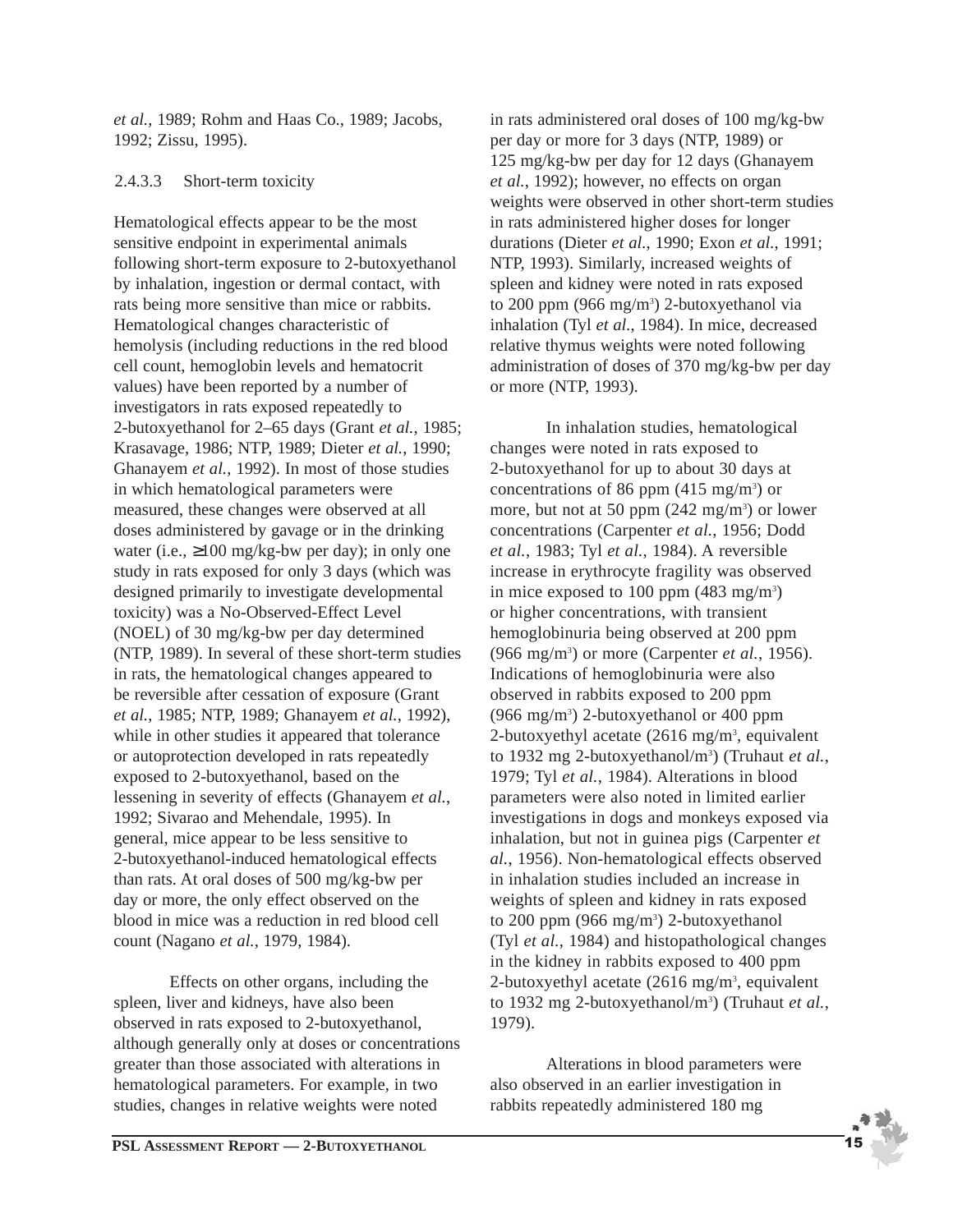*et al.*, 1989; Rohm and Haas Co., 1989; Jacobs, 1992; Zissu, 1995).

#### 2.4.3.3 Short-term toxicity

Hematological effects appear to be the most sensitive endpoint in experimental animals following short-term exposure to 2-butoxyethanol by inhalation, ingestion or dermal contact, with rats being more sensitive than mice or rabbits. Hematological changes characteristic of hemolysis (including reductions in the red blood cell count, hemoglobin levels and hematocrit values) have been reported by a number of investigators in rats exposed repeatedly to 2-butoxyethanol for 2–65 days (Grant *et al.*, 1985; Krasavage, 1986; NTP, 1989; Dieter *et al.*, 1990; Ghanayem *et al.*, 1992). In most of those studies in which hematological parameters were measured, these changes were observed at all doses administered by gavage or in the drinking water (i.e., ≥100 mg/kg-bw per day); in only one study in rats exposed for only 3 days (which was designed primarily to investigate developmental toxicity) was a No-Observed-Effect Level (NOEL) of 30 mg/kg-bw per day determined (NTP, 1989). In several of these short-term studies in rats, the hematological changes appeared to be reversible after cessation of exposure (Grant *et al.*, 1985; NTP, 1989; Ghanayem *et al.*, 1992), while in other studies it appeared that tolerance or autoprotection developed in rats repeatedly exposed to 2-butoxyethanol, based on the lessening in severity of effects (Ghanayem *et al.*, 1992; Sivarao and Mehendale, 1995). In general, mice appear to be less sensitive to 2-butoxyethanol-induced hematological effects than rats. At oral doses of 500 mg/kg-bw per day or more, the only effect observed on the blood in mice was a reduction in red blood cell count (Nagano *et al.*, 1979, 1984).

Effects on other organs, including the spleen, liver and kidneys, have also been observed in rats exposed to 2-butoxyethanol, although generally only at doses or concentrations greater than those associated with alterations in hematological parameters. For example, in two studies, changes in relative weights were noted in rats administered oral doses of 100 mg/kg-bw per day or more for 3 days (NTP, 1989) or 125 mg/kg-bw per day for 12 days (Ghanayem *et al.*, 1992); however, no effects on organ weights were observed in other short-term studies in rats administered higher doses for longer durations (Dieter *et al.*, 1990; Exon *et al.*, 1991; NTP, 1993). Similarly, increased weights of spleen and kidney were noted in rats exposed to 200 ppm (966 mg/m$^3$) 2-butoxyethanol via inhalation (Tyl *et al.*, 1984). In mice, decreased relative thymus weights were noted following administration of doses of 370 mg/kg-bw per day or more (NTP, 1993).

In inhalation studies, hematological changes were noted in rats exposed to 2-butoxyethanol for up to about 30 days at concentrations of 86 ppm (415 mg/m$^3$) or more, but not at 50 ppm (242 mg/m$^3$) or lower concentrations (Carpenter *et al.*, 1956; Dodd *et al.*, 1983; Tyl *et al.*, 1984). A reversible increase in erythrocyte fragility was observed in mice exposed to 100 ppm (483 mg/m$^3$) or higher concentrations, with transient hemoglobinuria being observed at 200 ppm (966 mg/m$^3$) or more (Carpenter *et al.*, 1956). Indications of hemoglobinuria were also observed in rabbits exposed to 200 ppm (966 mg/m$^3$) 2-butoxyethanol or 400 ppm 2-butoxyethyl acetate (2616 mg/m$^3$, equivalent to 1932 mg 2-butoxyethanol/m$^3$) (Truhaut *et al.*, 1979; Tyl *et al.*, 1984). Alterations in blood parameters were also noted in limited earlier investigations in dogs and monkeys exposed via inhalation, but not in guinea pigs (Carpenter *et al.*, 1956). Non-hematological effects observed in inhalation studies included an increase in weights of spleen and kidney in rats exposed to 200 ppm (966 mg/m$^3$) 2-butoxyethanol (Tyl *et al.*, 1984) and histopathological changes in the kidney in rabbits exposed to 400 ppm 2-butoxyethyl acetate (2616 mg/m$^3$, equivalent to 1932 mg 2-butoxyethanol/m$^3$) (Truhaut *et al.*, 1979).

Alterations in blood parameters were also observed in an earlier investigation in rabbits repeatedly administered 180 mg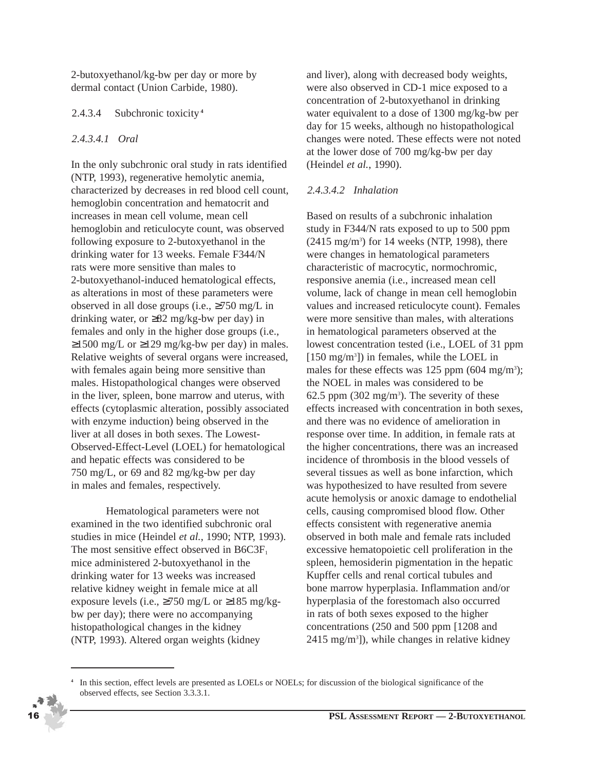2-butoxyethanol/kg-bw per day or more by dermal contact (Union Carbide, 1980).

### 2.4.3.4 Subchronic toxicity[4]

#### *2.4.3.4.1 Oral*

In the only subchronic oral study in rats identified (NTP, 1993), regenerative hemolytic anemia, characterized by decreases in red blood cell count, hemoglobin concentration and hematocrit and increases in mean cell volume, mean cell hemoglobin and reticulocyte count, was observed following exposure to 2-butoxyethanol in the drinking water for 13 weeks. Female F344/N rats were more sensitive than males to 2-butoxyethanol-induced hematological effects, as alterations in most of these parameters were observed in all dose groups (i.e., ≥750 mg/L in drinking water, or ≥82 mg/kg-bw per day) in females and only in the higher dose groups (i.e., ≥1500 mg/L or ≥129 mg/kg-bw per day) in males. Relative weights of several organs were increased, with females again being more sensitive than males. Histopathological changes were observed in the liver, spleen, bone marrow and uterus, with effects (cytoplasmic alteration, possibly associated with enzyme induction) being observed in the liver at all doses in both sexes. The Lowest-Observed-Effect-Level (LOEL) for hematological and hepatic effects was considered to be 750 mg/L, or 69 and 82 mg/kg-bw per day in males and females, respectively.

Hematological parameters were not examined in the two identified subchronic oral studies in mice (Heindel *et al.*, 1990; NTP, 1993). The most sensitive effect observed in $B6C3F_1$ mice administered 2-butoxyethanol in the drinking water for 13 weeks was increased relative kidney weight in female mice at all exposure levels (i.e., ≥750 mg/L or ≥185 mg/kg-bw per day); there were no accompanying histopathological changes in the kidney (NTP, 1993). Altered organ weights (kidney and liver), along with decreased body weights, were also observed in CD-1 mice exposed to a concentration of 2-butoxyethanol in drinking water equivalent to a dose of 1300 mg/kg-bw per day for 15 weeks, although no histopathological changes were noted. These effects were not noted at the lower dose of 700 mg/kg-bw per day (Heindel *et al.*, 1990).

#### *2.4.3.4.2 Inhalation*

Based on results of a subchronic inhalation study in F344/N rats exposed to up to 500 ppm (2415 mg/m$^3$) for 14 weeks (NTP, 1998), there were changes in hematological parameters characteristic of macrocytic, normochromic, responsive anemia (i.e., increased mean cell volume, lack of change in mean cell hemoglobin values and increased reticulocyte count). Females were more sensitive than males, with alterations in hematological parameters observed at the lowest concentration tested (i.e., LOEL of 31 ppm [150 mg/m$^3$]) in females, while the LOEL in males for these effects was 125 ppm (604 mg/m$^3$); the NOEL in males was considered to be 62.5 ppm (302 mg/m$^3$). The severity of these effects increased with concentration in both sexes, and there was no evidence of amelioration in response over time. In addition, in female rats at the higher concentrations, there was an increased incidence of thrombosis in the blood vessels of several tissues as well as bone infarction, which was hypothesized to have resulted from severe acute hemolysis or anoxic damage to endothelial cells, causing compromised blood flow. Other effects consistent with regenerative anemia observed in both male and female rats included excessive hematopoietic cell proliferation in the spleen, hemosiderin pigmentation in the hepatic Kupffer cells and renal cortical tubules and bone marrow hyperplasia. Inflammation and/or hyperplasia of the forestomach also occurred in rats of both sexes exposed to the higher concentrations (250 and 500 ppm [1208 and 2415 mg/m$^3$]), while changes in relative kidney

---

[4] In this section, effect levels are presented as LOELs or NOELs; for discussion of the biological significance of the observed effects, see Section 3.3.3.1.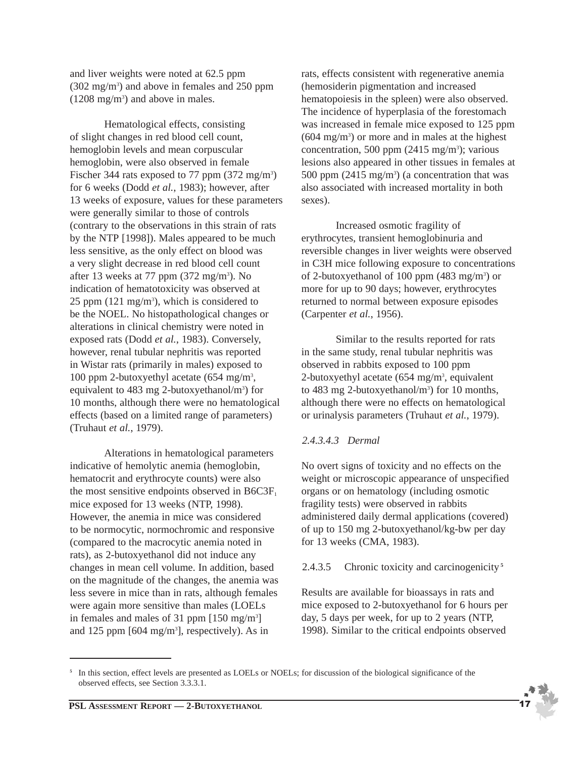and liver weights were noted at 62.5 ppm (302 mg/$m^3$) and above in females and 250 ppm (1208 mg/$m^3$) and above in males.

Hematological effects, consisting of slight changes in red blood cell count, hemoglobin levels and mean corpuscular hemoglobin, were also observed in female Fischer 344 rats exposed to 77 ppm (372 mg/$m^3$) for 6 weeks (Dodd *et al.*, 1983); however, after 13 weeks of exposure, values for these parameters were generally similar to those of controls (contrary to the observations in this strain of rats by the NTP [1998]). Males appeared to be much less sensitive, as the only effect on blood was a very slight decrease in red blood cell count after 13 weeks at 77 ppm (372 mg/$m^3$). No indication of hematotoxicity was observed at 25 ppm (121 mg/$m^3$), which is considered to be the NOEL. No histopathological changes or alterations in clinical chemistry were noted in exposed rats (Dodd *et al.*, 1983). Conversely, however, renal tubular nephritis was reported in Wistar rats (primarily in males) exposed to 100 ppm 2-butoxyethyl acetate (654 mg/$m^3$, equivalent to 483 mg 2-butoxyethanol/$m^3$) for 10 months, although there were no hematological effects (based on a limited range of parameters) (Truhaut *et al.*, 1979).

Alterations in hematological parameters indicative of hemolytic anemia (hemoglobin, hematocrit and erythrocyte counts) were also the most sensitive endpoints observed in B6C3$F_1$ mice exposed for 13 weeks (NTP, 1998). However, the anemia in mice was considered to be normocytic, normochromic and responsive (compared to the macrocytic anemia noted in rats), as 2-butoxyethanol did not induce any changes in mean cell volume. In addition, based on the magnitude of the changes, the anemia was less severe in mice than in rats, although females were again more sensitive than males (LOELs in females and males of 31 ppm [150 mg/$m^3$] and 125 ppm [604 mg/$m^3$], respectively). As in rats, effects consistent with regenerative anemia (hemosiderin pigmentation and increased hematopoiesis in the spleen) were also observed. The incidence of hyperplasia of the forestomach was increased in female mice exposed to 125 ppm (604 mg/$m^3$) or more and in males at the highest concentration, 500 ppm (2415 mg/$m^3$); various lesions also appeared in other tissues in females at 500 ppm (2415 mg/$m^3$) (a concentration that was also associated with increased mortality in both sexes).

Increased osmotic fragility of erythrocytes, transient hemoglobinuria and reversible changes in liver weights were observed in C3H mice following exposure to concentrations of 2-butoxyethanol of 100 ppm (483 mg/$m^3$) or more for up to 90 days; however, erythrocytes returned to normal between exposure episodes (Carpenter *et al.*, 1956).

Similar to the results reported for rats in the same study, renal tubular nephritis was observed in rabbits exposed to 100 ppm 2-butoxyethyl acetate (654 mg/$m^3$, equivalent to 483 mg 2-butoxyethanol/$m^3$) for 10 months, although there were no effects on hematological or urinalysis parameters (Truhaut *et al.*, 1979).

##### *2.4.3.4.3 Dermal*

No overt signs of toxicity and no effects on the weight or microscopic appearance of unspecified organs or on hematology (including osmotic fragility tests) were observed in rabbits administered daily dermal applications (covered) of up to 150 mg 2-butoxyethanol/kg-bw per day for 13 weeks (CMA, 1983).

#### 2.4.3.5 Chronic toxicity and carcinogenicity[5]

Results are available for bioassays in rats and mice exposed to 2-butoxyethanol for 6 hours per day, 5 days per week, for up to 2 years (NTP, 1998). Similar to the critical endpoints observed

---

[5] In this section, effect levels are presented as LOELs or NOELs; for discussion of the biological significance of the observed effects, see Section 3.3.3.1.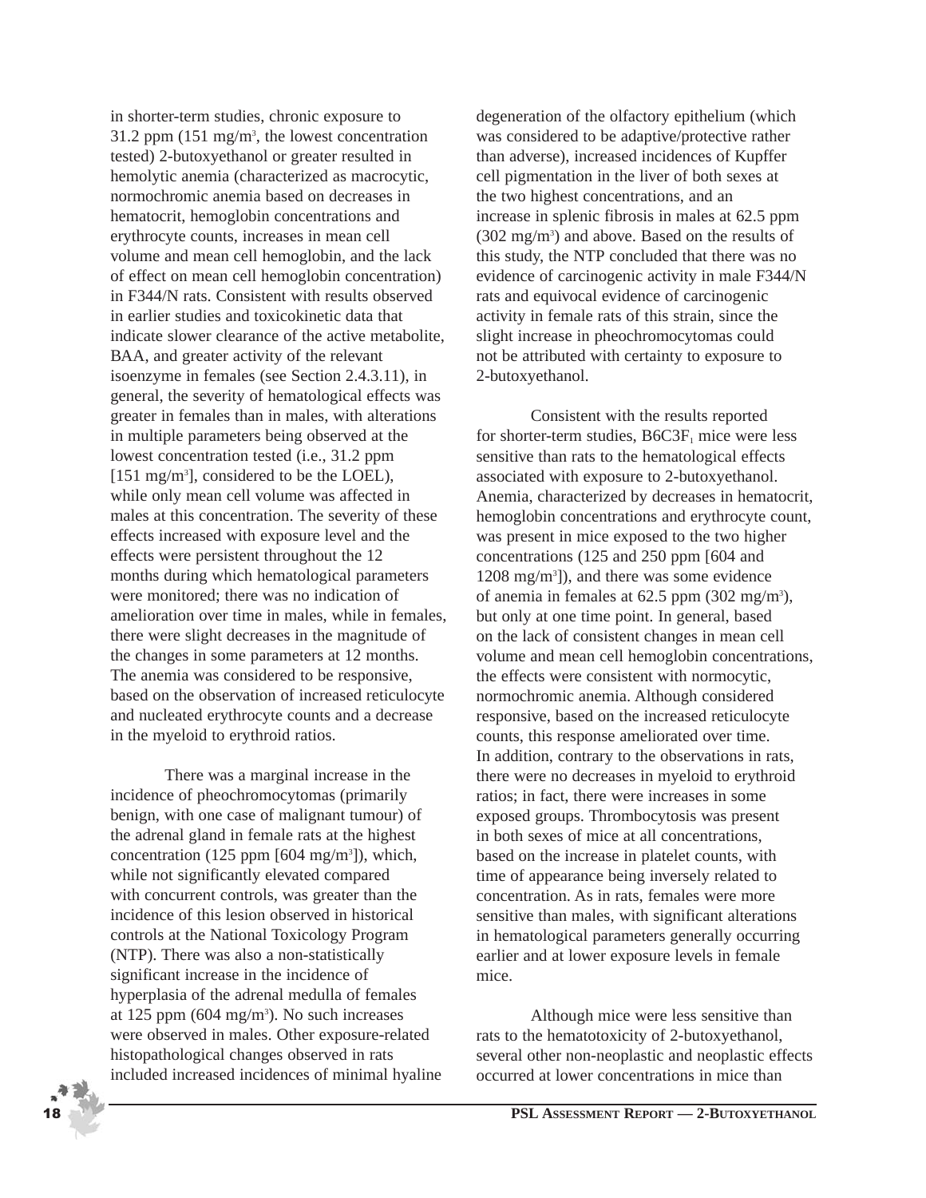in shorter-term studies, chronic exposure to 31.2 ppm (151 mg/m$^3$, the lowest concentration tested) 2-butoxyethanol or greater resulted in hemolytic anemia (characterized as macrocytic, normochromic anemia based on decreases in hematocrit, hemoglobin concentrations and erythrocyte counts, increases in mean cell volume and mean cell hemoglobin, and the lack of effect on mean cell hemoglobin concentration) in F344/N rats. Consistent with results observed in earlier studies and toxicokinetic data that indicate slower clearance of the active metabolite, BAA, and greater activity of the relevant isoenzyme in females (see Section 2.4.3.11), in general, the severity of hematological effects was greater in females than in males, with alterations in multiple parameters being observed at the lowest concentration tested (i.e., 31.2 ppm [151 mg/m$^3$], considered to be the LOEL), while only mean cell volume was affected in males at this concentration. The severity of these effects increased with exposure level and the effects were persistent throughout the 12 months during which hematological parameters were monitored; there was no indication of amelioration over time in males, while in females, there were slight decreases in the magnitude of the changes in some parameters at 12 months. The anemia was considered to be responsive, based on the observation of increased reticulocyte and nucleated erythrocyte counts and a decrease in the myeloid to erythroid ratios.

There was a marginal increase in the incidence of pheochromocytomas (primarily benign, with one case of malignant tumour) of the adrenal gland in female rats at the highest concentration (125 ppm [604 mg/m$^3$]), which, while not significantly elevated compared with concurrent controls, was greater than the incidence of this lesion observed in historical controls at the National Toxicology Program (NTP). There was also a non-statistically significant increase in the incidence of hyperplasia of the adrenal medulla of females at 125 ppm (604 mg/m$^3$). No such increases were observed in males. Other exposure-related histopathological changes observed in rats included increased incidences of minimal hyaline degeneration of the olfactory epithelium (which was considered to be adaptive/protective rather than adverse), increased incidences of Kupffer cell pigmentation in the liver of both sexes at the two highest concentrations, and an increase in splenic fibrosis in males at 62.5 ppm (302 mg/m$^3$) and above. Based on the results of this study, the NTP concluded that there was no evidence of carcinogenic activity in male F344/N rats and equivocal evidence of carcinogenic activity in female rats of this strain, since the slight increase in pheochromocytomas could not be attributed with certainty to exposure to 2-butoxyethanol.

Consistent with the results reported for shorter-term studies, B6C3F$_1$ mice were less sensitive than rats to the hematological effects associated with exposure to 2-butoxyethanol. Anemia, characterized by decreases in hematocrit, hemoglobin concentrations and erythrocyte count, was present in mice exposed to the two higher concentrations (125 and 250 ppm [604 and 1208 mg/m$^3$]), and there was some evidence of anemia in females at 62.5 ppm (302 mg/m$^3$), but only at one time point. In general, based on the lack of consistent changes in mean cell volume and mean cell hemoglobin concentrations, the effects were consistent with normocytic, normochromic anemia. Although considered responsive, based on the increased reticulocyte counts, this response ameliorated over time. In addition, contrary to the observations in rats, there were no decreases in myeloid to erythroid ratios; in fact, there were increases in some exposed groups. Thrombocytosis was present in both sexes of mice at all concentrations, based on the increase in platelet counts, with time of appearance being inversely related to concentration. As in rats, females were more sensitive than males, with significant alterations in hematological parameters generally occurring earlier and at lower exposure levels in female mice.

Although mice were less sensitive than rats to the hematotoxicity of 2-butoxyethanol, several other non-neoplastic and neoplastic effects occurred at lower concentrations in mice than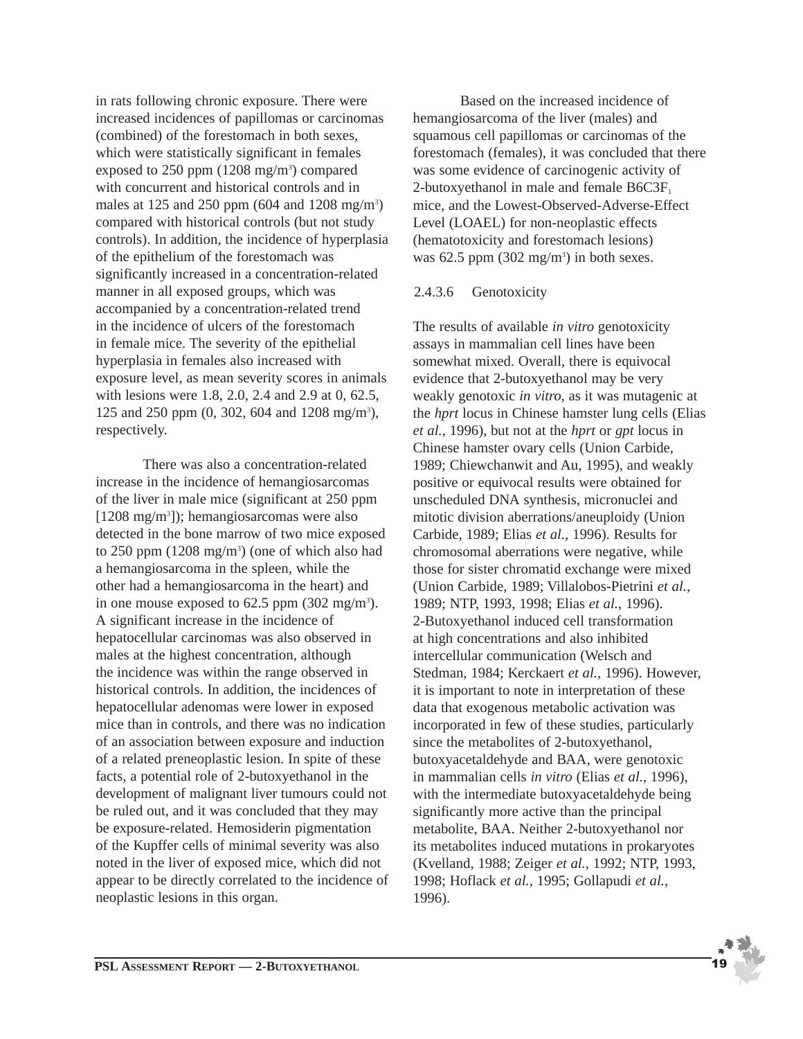in rats following chronic exposure. There were increased incidences of papillomas or carcinomas (combined) of the forestomach in both sexes, which were statistically significant in females exposed to 250 ppm (1208 mg/m$^3$) compared with concurrent and historical controls and in males at 125 and 250 ppm (604 and 1208 mg/m$^3$) compared with historical controls (but not study controls). In addition, the incidence of hyperplasia of the epithelium of the forestomach was significantly increased in a concentration-related manner in all exposed groups, which was accompanied by a concentration-related trend in the incidence of ulcers of the forestomach in female mice. The severity of the epithelial hyperplasia in females also increased with exposure level, as mean severity scores in animals with lesions were 1.8, 2.0, 2.4 and 2.9 at 0, 62.5, 125 and 250 ppm (0, 302, 604 and 1208 mg/m$^3$), respectively.

There was also a concentration-related increase in the incidence of hemangiosarcomas of the liver in male mice (significant at 250 ppm [1208 mg/m$^3$]); hemangiosarcomas were also detected in the bone marrow of two mice exposed to 250 ppm (1208 mg/m$^3$) (one of which also had a hemangiosarcoma in the spleen, while the other had a hemangiosarcoma in the heart) and in one mouse exposed to 62.5 ppm (302 mg/m$^3$). A significant increase in the incidence of hepatocellular carcinomas was also observed in males at the highest concentration, although the incidence was within the range observed in historical controls. In addition, the incidences of hepatocellular adenomas were lower in exposed mice than in controls, and there was no indication of an association between exposure and induction of a related preneoplastic lesion. In spite of these facts, a potential role of 2-butoxyethanol in the development of malignant liver tumours could not be ruled out, and it was concluded that they may be exposure-related. Hemosiderin pigmentation of the Kupffer cells of minimal severity was also noted in the liver of exposed mice, which did not appear to be directly correlated to the incidence of neoplastic lesions in this organ.

Based on the increased incidence of hemangiosarcoma of the liver (males) and squamous cell papillomas or carcinomas of the forestomach (females), it was concluded that there was some evidence of carcinogenic activity of 2-butoxyethanol in male and female B6C3F$_1$ mice, and the Lowest-Observed-Adverse-Effect Level (LOAEL) for non-neoplastic effects (hematotoxicity and forestomach lesions) was 62.5 ppm (302 mg/m$^3$) in both sexes.

#### 2.4.3.6 Genotoxicity

The results of available *in vitro* genotoxicity assays in mammalian cell lines have been somewhat mixed. Overall, there is equivocal evidence that 2-butoxyethanol may be very weakly genotoxic *in vitro*, as it was mutagenic at the *hprt* locus in Chinese hamster lung cells (Elias *et al.*, 1996), but not at the *hprt* or *gpt* locus in Chinese hamster ovary cells (Union Carbide, 1989; Chiewchanwit and Au, 1995), and weakly positive or equivocal results were obtained for unscheduled DNA synthesis, micronuclei and mitotic division aberrations/aneuploidy (Union Carbide, 1989; Elias *et al.*, 1996). Results for chromosomal aberrations were negative, while those for sister chromatid exchange were mixed (Union Carbide, 1989; Villalobos-Pietrini *et al.*, 1989; NTP, 1993, 1998; Elias *et al.*, 1996). 2-Butoxyethanol induced cell transformation at high concentrations and also inhibited intercellular communication (Welsch and Stedman, 1984; Kerckaert *et al.*, 1996). However, it is important to note in interpretation of these data that exogenous metabolic activation was incorporated in few of these studies, particularly since the metabolites of 2-butoxyethanol, butoxyacetaldehyde and BAA, were genotoxic in mammalian cells *in vitro* (Elias *et al.*, 1996), with the intermediate butoxyacetaldehyde being significantly more active than the principal metabolite, BAA. Neither 2-butoxyethanol nor its metabolites induced mutations in prokaryotes (Kvelland, 1988; Zeiger *et al.*, 1992; NTP, 1993, 1998; Hoflack *et al.*, 1995; Gollapudi *et al.*, 1996).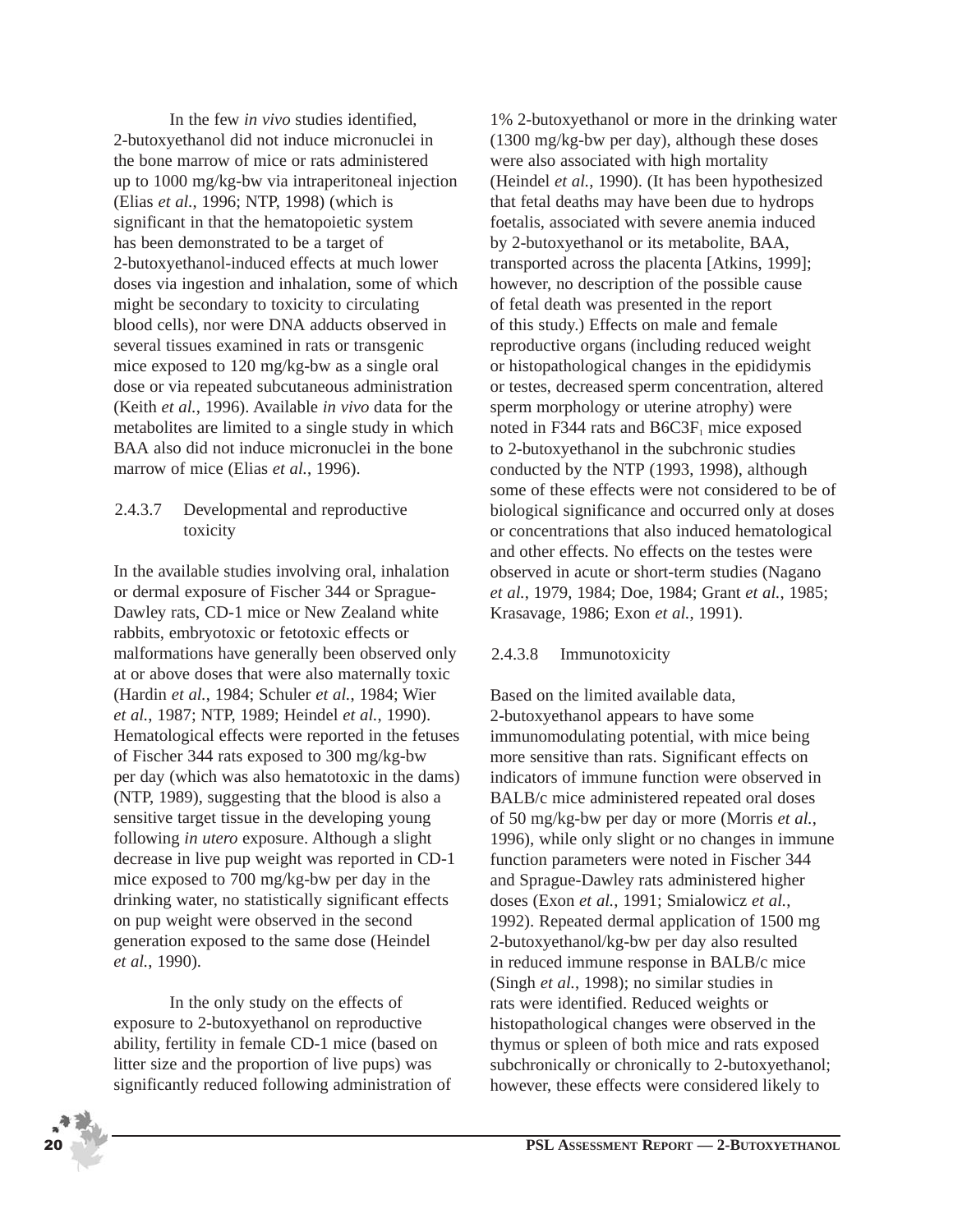In the few *in vivo* studies identified, 2-butoxyethanol did not induce micronuclei in the bone marrow of mice or rats administered up to 1000 mg/kg-bw via intraperitoneal injection (Elias *et al.*, 1996; NTP, 1998) (which is significant in that the hematopoietic system has been demonstrated to be a target of 2-butoxyethanol-induced effects at much lower doses via ingestion and inhalation, some of which might be secondary to toxicity to circulating blood cells), nor were DNA adducts observed in several tissues examined in rats or transgenic mice exposed to 120 mg/kg-bw as a single oral dose or via repeated subcutaneous administration (Keith *et al.*, 1996). Available *in vivo* data for the metabolites are limited to a single study in which BAA also did not induce micronuclei in the bone marrow of mice (Elias *et al.*, 1996).

#### 2.4.3.7 Developmental and reproductive toxicity

In the available studies involving oral, inhalation or dermal exposure of Fischer 344 or Sprague-Dawley rats, CD-1 mice or New Zealand white rabbits, embryotoxic or fetotoxic effects or malformations have generally been observed only at or above doses that were also maternally toxic (Hardin *et al.*, 1984; Schuler *et al.*, 1984; Wier *et al.*, 1987; NTP, 1989; Heindel *et al.*, 1990). Hematological effects were reported in the fetuses of Fischer 344 rats exposed to 300 mg/kg-bw per day (which was also hematotoxic in the dams) (NTP, 1989), suggesting that the blood is also a sensitive target tissue in the developing young following *in utero* exposure. Although a slight decrease in live pup weight was reported in CD-1 mice exposed to 700 mg/kg-bw per day in the drinking water, no statistically significant effects on pup weight were observed in the second generation exposed to the same dose (Heindel *et al.*, 1990).

In the only study on the effects of exposure to 2-butoxyethanol on reproductive ability, fertility in female CD-1 mice (based on litter size and the proportion of live pups) was significantly reduced following administration of 1% 2-butoxyethanol or more in the drinking water (1300 mg/kg-bw per day), although these doses were also associated with high mortality (Heindel *et al.*, 1990). (It has been hypothesized that fetal deaths may have been due to hydrops foetalis, associated with severe anemia induced by 2-butoxyethanol or its metabolite, BAA, transported across the placenta [Atkins, 1999]; however, no description of the possible cause of fetal death was presented in the report of this study.) Effects on male and female reproductive organs (including reduced weight or histopathological changes in the epididymis or testes, decreased sperm concentration, altered sperm morphology or uterine atrophy) were noted in F344 rats and B6C3F$_1$ mice exposed to 2-butoxyethanol in the subchronic studies conducted by the NTP (1993, 1998), although some of these effects were not considered to be of biological significance and occurred only at doses or concentrations that also induced hematological and other effects. No effects on the testes were observed in acute or short-term studies (Nagano *et al.*, 1979, 1984; Doe, 1984; Grant *et al.*, 1985; Krasavage, 1986; Exon *et al.*, 1991).

#### 2.4.3.8 Immunotoxicity

Based on the limited available data, 2-butoxyethanol appears to have some immunomodulating potential, with mice being more sensitive than rats. Significant effects on indicators of immune function were observed in BALB/c mice administered repeated oral doses of 50 mg/kg-bw per day or more (Morris *et al.*, 1996), while only slight or no changes in immune function parameters were noted in Fischer 344 and Sprague-Dawley rats administered higher doses (Exon *et al.*, 1991; Smialowicz *et al.*, 1992). Repeated dermal application of 1500 mg 2-butoxyethanol/kg-bw per day also resulted in reduced immune response in BALB/c mice (Singh *et al.*, 1998); no similar studies in rats were identified. Reduced weights or histopathological changes were observed in the thymus or spleen of both mice and rats exposed subchronically or chronically to 2-butoxyethanol; however, these effects were considered likely to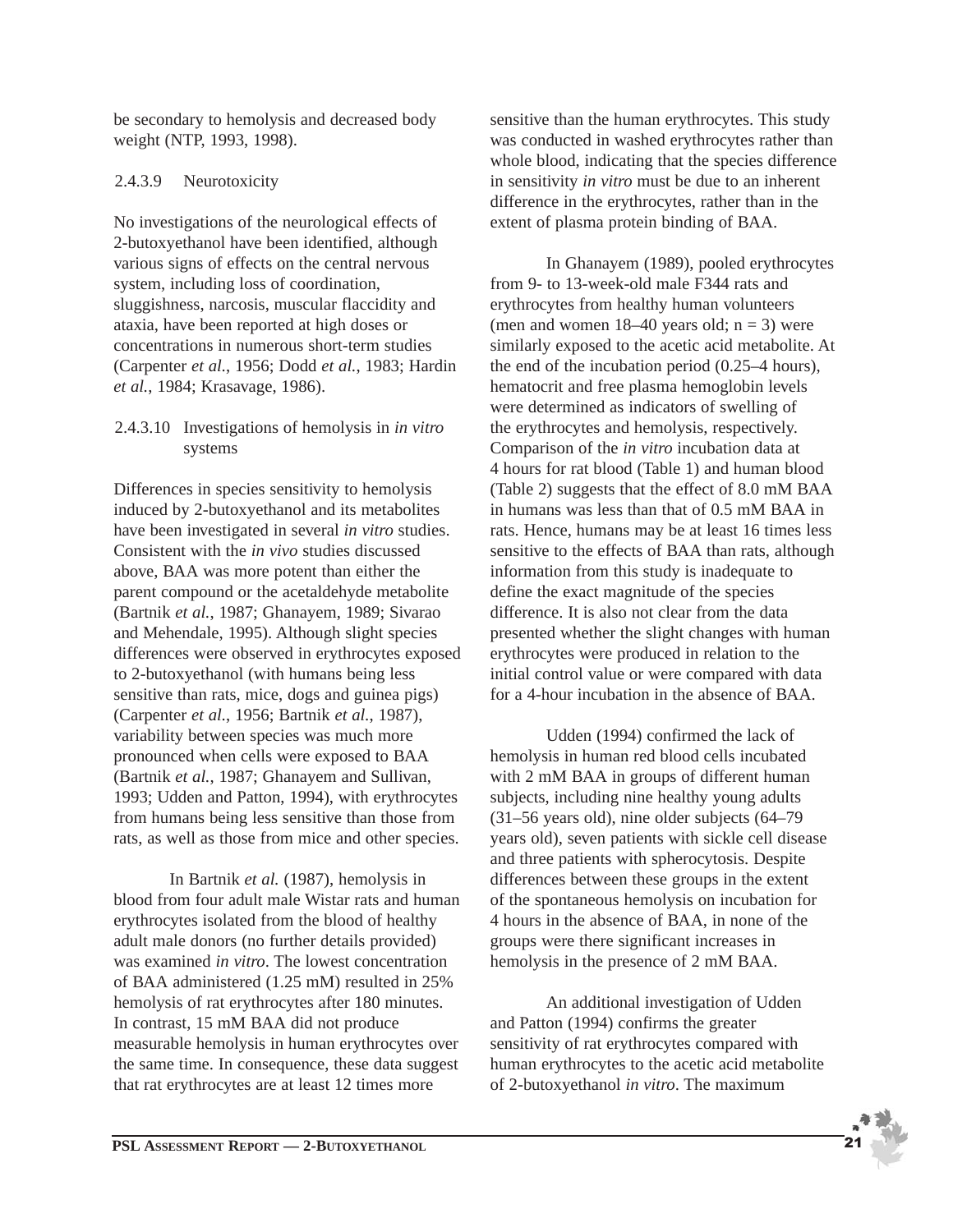be secondary to hemolysis and decreased body weight (NTP, 1993, 1998).

#### 2.4.3.9 Neurotoxicity

No investigations of the neurological effects of 2-butoxyethanol have been identified, although various signs of effects on the central nervous system, including loss of coordination, sluggishness, narcosis, muscular flaccidity and ataxia, have been reported at high doses or concentrations in numerous short-term studies (Carpenter *et al.*, 1956; Dodd *et al.*, 1983; Hardin *et al.*, 1984; Krasavage, 1986).

#### 2.4.3.10 Investigations of hemolysis in *in vitro* systems

Differences in species sensitivity to hemolysis induced by 2-butoxyethanol and its metabolites have been investigated in several *in vitro* studies. Consistent with the *in vivo* studies discussed above, BAA was more potent than either the parent compound or the acetaldehyde metabolite (Bartnik *et al.*, 1987; Ghanayem, 1989; Sivarao and Mehendale, 1995). Although slight species differences were observed in erythrocytes exposed to 2-butoxyethanol (with humans being less sensitive than rats, mice, dogs and guinea pigs) (Carpenter *et al.*, 1956; Bartnik *et al.*, 1987), variability between species was much more pronounced when cells were exposed to BAA (Bartnik *et al.*, 1987; Ghanayem and Sullivan, 1993; Udden and Patton, 1994), with erythrocytes from humans being less sensitive than those from rats, as well as those from mice and other species.

In Bartnik *et al.* (1987), hemolysis in blood from four adult male Wistar rats and human erythrocytes isolated from the blood of healthy adult male donors (no further details provided) was examined *in vitro*. The lowest concentration of BAA administered (1.25 mM) resulted in 25% hemolysis of rat erythrocytes after 180 minutes. In contrast, 15 mM BAA did not produce measurable hemolysis in human erythrocytes over the same time. In consequence, these data suggest that rat erythrocytes are at least 12 times more sensitive than the human erythrocytes. This study was conducted in washed erythrocytes rather than whole blood, indicating that the species difference in sensitivity *in vitro* must be due to an inherent difference in the erythrocytes, rather than in the extent of plasma protein binding of BAA.

In Ghanayem (1989), pooled erythrocytes from 9- to 13-week-old male F344 rats and erythrocytes from healthy human volunteers (men and women 18–40 years old; n = 3) were similarly exposed to the acetic acid metabolite. At the end of the incubation period (0.25–4 hours), hematocrit and free plasma hemoglobin levels were determined as indicators of swelling of the erythrocytes and hemolysis, respectively. Comparison of the *in vitro* incubation data at 4 hours for rat blood (Table 1) and human blood (Table 2) suggests that the effect of 8.0 mM BAA in humans was less than that of 0.5 mM BAA in rats. Hence, humans may be at least 16 times less sensitive to the effects of BAA than rats, although information from this study is inadequate to define the exact magnitude of the species difference. It is also not clear from the data presented whether the slight changes with human erythrocytes were produced in relation to the initial control value or were compared with data for a 4-hour incubation in the absence of BAA.

Udden (1994) confirmed the lack of hemolysis in human red blood cells incubated with 2 mM BAA in groups of different human subjects, including nine healthy young adults (31–56 years old), nine older subjects (64–79 years old), seven patients with sickle cell disease and three patients with spherocytosis. Despite differences between these groups in the extent of the spontaneous hemolysis on incubation for 4 hours in the absence of BAA, in none of the groups were there significant increases in hemolysis in the presence of 2 mM BAA.

An additional investigation of Udden and Patton (1994) confirms the greater sensitivity of rat erythrocytes compared with human erythrocytes to the acetic acid metabolite of 2-butoxyethanol *in vitro*. The maximum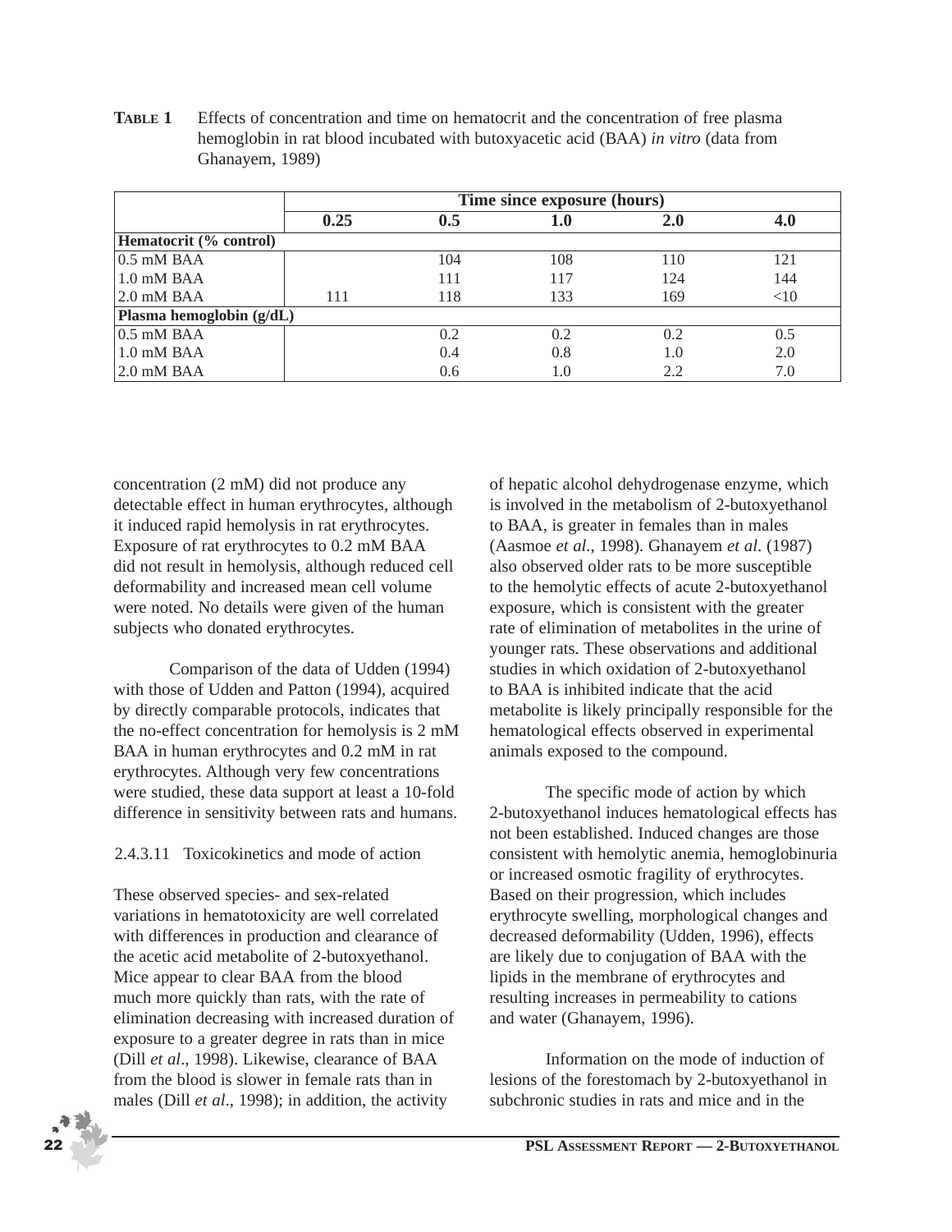**TABLE 1** Effects of concentration and time on hematocrit and the concentration of free plasma hemoglobin in rat blood incubated with butoxyacetic acid (BAA) *in vitro* (data from Ghanayem, 1989)

| | Time since exposure (hours) | | | | |
|---|---|---|---|---|---|
| | **0.25** | **0.5** | **1.0** | **2.0** | **4.0** |
| **Hematocrit (% control)** | | | | | |
| 0.5 mM BAA | | 104 | 108 | 110 | 121 |
| 1.0 mM BAA | | 111 | 117 | 124 | 144 |
| 2.0 mM BAA | 111 | 118 | 133 | 169 | <10 |
| **Plasma hemoglobin (g/dL)** | | | | | |
| 0.5 mM BAA | | 0.2 | 0.2 | 0.2 | 0.5 |
| 1.0 mM BAA | | 0.4 | 0.8 | 1.0 | 2.0 |
| 2.0 mM BAA | | 0.6 | 1.0 | 2.2 | 7.0 |

concentration (2 mM) did not produce any detectable effect in human erythrocytes, although it induced rapid hemolysis in rat erythrocytes. Exposure of rat erythrocytes to 0.2 mM BAA did not result in hemolysis, although reduced cell deformability and increased mean cell volume were noted. No details were given of the human subjects who donated erythrocytes.

Comparison of the data of Udden (1994) with those of Udden and Patton (1994), acquired by directly comparable protocols, indicates that the no-effect concentration for hemolysis is 2 mM BAA in human erythrocytes and 0.2 mM in rat erythrocytes. Although very few concentrations were studied, these data support at least a 10-fold difference in sensitivity between rats and humans.

### 2.4.3.11 Toxicokinetics and mode of action

These observed species- and sex-related variations in hematotoxicity are well correlated with differences in production and clearance of the acetic acid metabolite of 2-butoxyethanol. Mice appear to clear BAA from the blood much more quickly than rats, with the rate of elimination decreasing with increased duration of exposure to a greater degree in rats than in mice (Dill *et al*., 1998). Likewise, clearance of BAA from the blood is slower in female rats than in males (Dill *et al*., 1998); in addition, the activity of hepatic alcohol dehydrogenase enzyme, which is involved in the metabolism of 2-butoxyethanol to BAA, is greater in females than in males (Aasmoe *et al*., 1998). Ghanayem *et al*. (1987) also observed older rats to be more susceptible to the hemolytic effects of acute 2-butoxyethanol exposure, which is consistent with the greater rate of elimination of metabolites in the urine of younger rats. These observations and additional studies in which oxidation of 2-butoxyethanol to BAA is inhibited indicate that the acid metabolite is likely principally responsible for the hematological effects observed in experimental animals exposed to the compound.

The specific mode of action by which 2-butoxyethanol induces hematological effects has not been established. Induced changes are those consistent with hemolytic anemia, hemoglobinuria or increased osmotic fragility of erythrocytes. Based on their progression, which includes erythrocyte swelling, morphological changes and decreased deformability (Udden, 1996), effects are likely due to conjugation of BAA with the lipids in the membrane of erythrocytes and resulting increases in permeability to cations and water (Ghanayem, 1996).

Information on the mode of induction of lesions of the forestomach by 2-butoxyethanol in subchronic studies in rats and mice and in the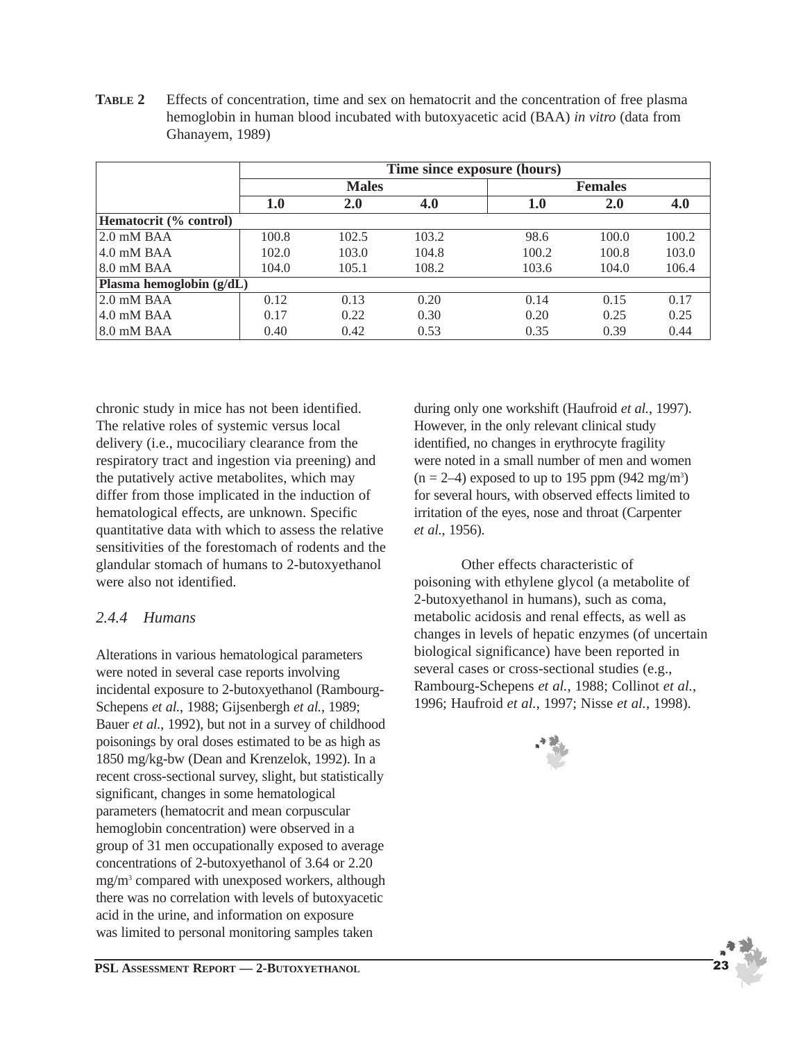**TABLE 2** Effects of concentration, time and sex on hematocrit and the concentration of free plasma hemoglobin in human blood incubated with butoxyacetic acid (BAA) *in vitro* (data from Ghanayem, 1989)

| | Time since exposure (hours) | | | | | |
|---|---|---|---|---|---|---|
| | Males | | | Females | | |
| | **1.0** | **2.0** | **4.0** | **1.0** | **2.0** | **4.0** |
| **Hematocrit (% control)** | | | | | | |
| 2.0 mM BAA | 100.8 | 102.5 | 103.2 | 98.6 | 100.0 | 100.2 |
| 4.0 mM BAA | 102.0 | 103.0 | 104.8 | 100.2 | 100.8 | 103.0 |
| 8.0 mM BAA | 104.0 | 105.1 | 108.2 | 103.6 | 104.0 | 106.4 |
| **Plasma hemoglobin (g/dL)** | | | | | | |
| 2.0 mM BAA | 0.12 | 0.13 | 0.20 | 0.14 | 0.15 | 0.17 |
| 4.0 mM BAA | 0.17 | 0.22 | 0.30 | 0.20 | 0.25 | 0.25 |
| 8.0 mM BAA | 0.40 | 0.42 | 0.53 | 0.35 | 0.39 | 0.44 |

chronic study in mice has not been identified. The relative roles of systemic versus local delivery (i.e., mucociliary clearance from the respiratory tract and ingestion via preening) and the putatively active metabolites, which may differ from those implicated in the induction of hematological effects, are unknown. Specific quantitative data with which to assess the relative sensitivities of the forestomach of rodents and the glandular stomach of humans to 2-butoxyethanol were also not identified.

### *2.4.4 Humans*

Alterations in various hematological parameters were noted in several case reports involving incidental exposure to 2-butoxyethanol (Rambourg-Schepens *et al.*, 1988; Gijsenbergh *et al.*, 1989; Bauer *et al.*, 1992), but not in a survey of childhood poisonings by oral doses estimated to be as high as 1850 mg/kg-bw (Dean and Krenzelok, 1992). In a recent cross-sectional survey, slight, but statistically significant, changes in some hematological parameters (hematocrit and mean corpuscular hemoglobin concentration) were observed in a group of 31 men occupationally exposed to average concentrations of 2-butoxyethanol of 3.64 or 2.20 mg/m$^3$ compared with unexposed workers, although there was no correlation with levels of butoxyacetic acid in the urine, and information on exposure was limited to personal monitoring samples taken during only one workshift (Haufroid *et al.*, 1997). However, in the only relevant clinical study identified, no changes in erythrocyte fragility were noted in a small number of men and women (n = 2–4) exposed to up to 195 ppm (942 mg/m$^3$) for several hours, with observed effects limited to irritation of the eyes, nose and throat (Carpenter *et al.*, 1956).

Other effects characteristic of poisoning with ethylene glycol (a metabolite of 2-butoxyethanol in humans), such as coma, metabolic acidosis and renal effects, as well as changes in levels of hepatic enzymes (of uncertain biological significance) have been reported in several cases or cross-sectional studies (e.g., Rambourg-Schepens *et al.*, 1988; Collinot *et al.*, 1996; Haufroid *et al.*, 1997; Nisse *et al.*, 1998).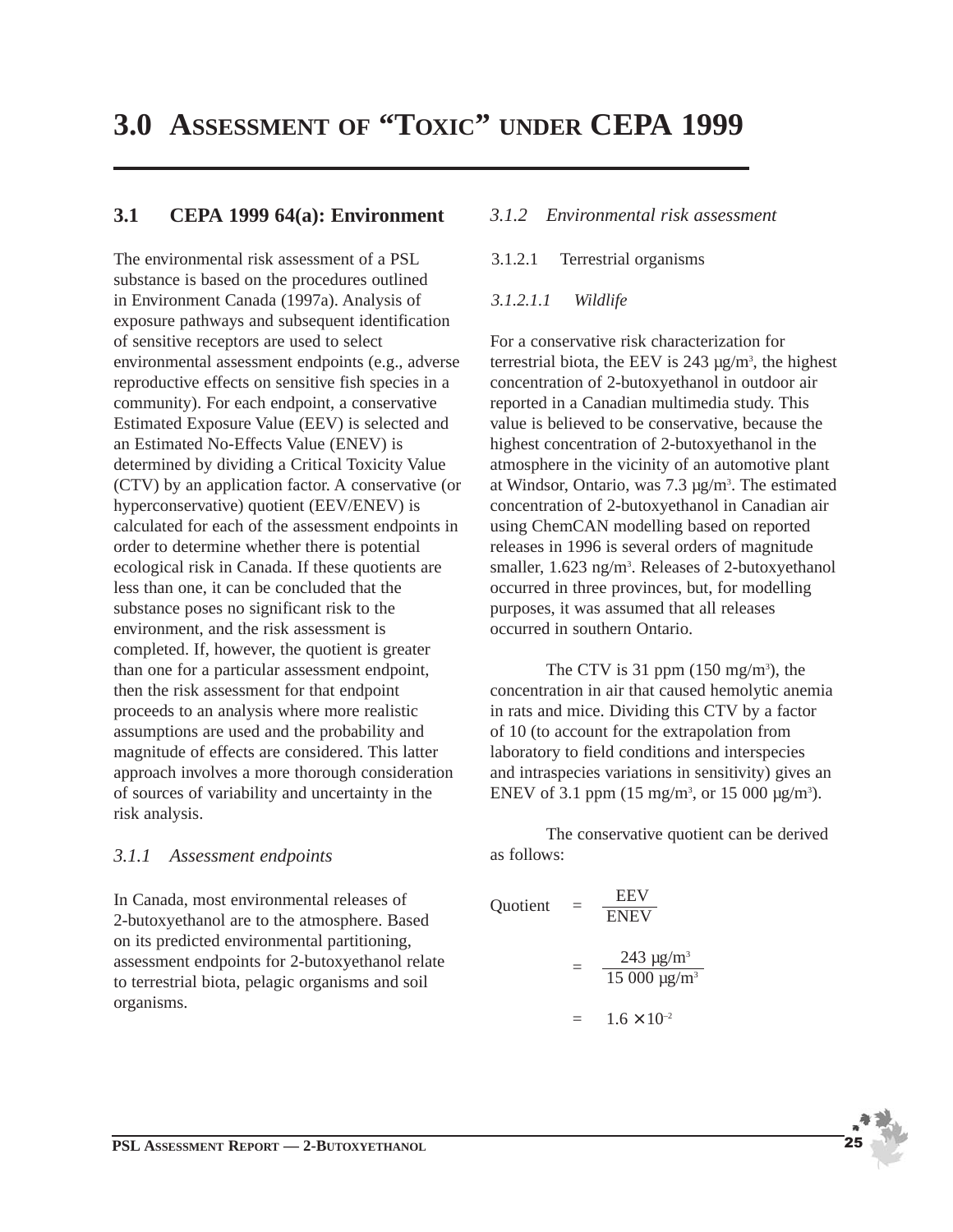# 3.0 ASSESSMENT OF "TOXIC" UNDER CEPA 1999

## 3.1 CEPA 1999 64(a): Environment

The environmental risk assessment of a PSL substance is based on the procedures outlined in Environment Canada (1997a). Analysis of exposure pathways and subsequent identification of sensitive receptors are used to select environmental assessment endpoints (e.g., adverse reproductive effects on sensitive fish species in a community). For each endpoint, a conservative Estimated Exposure Value (EEV) is selected and an Estimated No-Effects Value (ENEV) is determined by dividing a Critical Toxicity Value (CTV) by an application factor. A conservative (or hyperconservative) quotient (EEV/ENEV) is calculated for each of the assessment endpoints in order to determine whether there is potential ecological risk in Canada. If these quotients are less than one, it can be concluded that the substance poses no significant risk to the environment, and the risk assessment is completed. If, however, the quotient is greater than one for a particular assessment endpoint, then the risk assessment for that endpoint proceeds to an analysis where more realistic assumptions are used and the probability and magnitude of effects are considered. This latter approach involves a more thorough consideration of sources of variability and uncertainty in the risk analysis.

### *3.1.1 Assessment endpoints*

In Canada, most environmental releases of 2-butoxyethanol are to the atmosphere. Based on its predicted environmental partitioning, assessment endpoints for 2-butoxyethanol relate to terrestrial biota, pelagic organisms and soil organisms.

### *3.1.2 Environmental risk assessment*

#### 3.1.2.1 Terrestrial organisms

##### *3.1.2.1.1 Wildlife*

For a conservative risk characterization for terrestrial biota, the EEV is 243 µg/m³, the highest concentration of 2-butoxyethanol in outdoor air reported in a Canadian multimedia study. This value is believed to be conservative, because the highest concentration of 2-butoxyethanol in the atmosphere in the vicinity of an automotive plant at Windsor, Ontario, was 7.3 µg/m³. The estimated concentration of 2-butoxyethanol in Canadian air using ChemCAN modelling based on reported releases in 1996 is several orders of magnitude smaller, 1.623 ng/m³. Releases of 2-butoxyethanol occurred in three provinces, but, for modelling purposes, it was assumed that all releases occurred in southern Ontario.

The CTV is 31 ppm (150 mg/m³), the concentration in air that caused hemolytic anemia in rats and mice. Dividing this CTV by a factor of 10 (to account for the extrapolation from laboratory to field conditions and interspecies and intraspecies variations in sensitivity) gives an ENEV of 3.1 ppm (15 mg/m³, or 15 000 µg/m³).

The conservative quotient can be derived as follows:

$$\text{Quotient} = \frac{\text{EEV}}{\text{ENEV}}$$

$$= \frac{243\ \mu\text{g/m}^3}{15\ 000\ \mu\text{g/m}^3}$$

$$= 1.6 \times 10^{-2}$$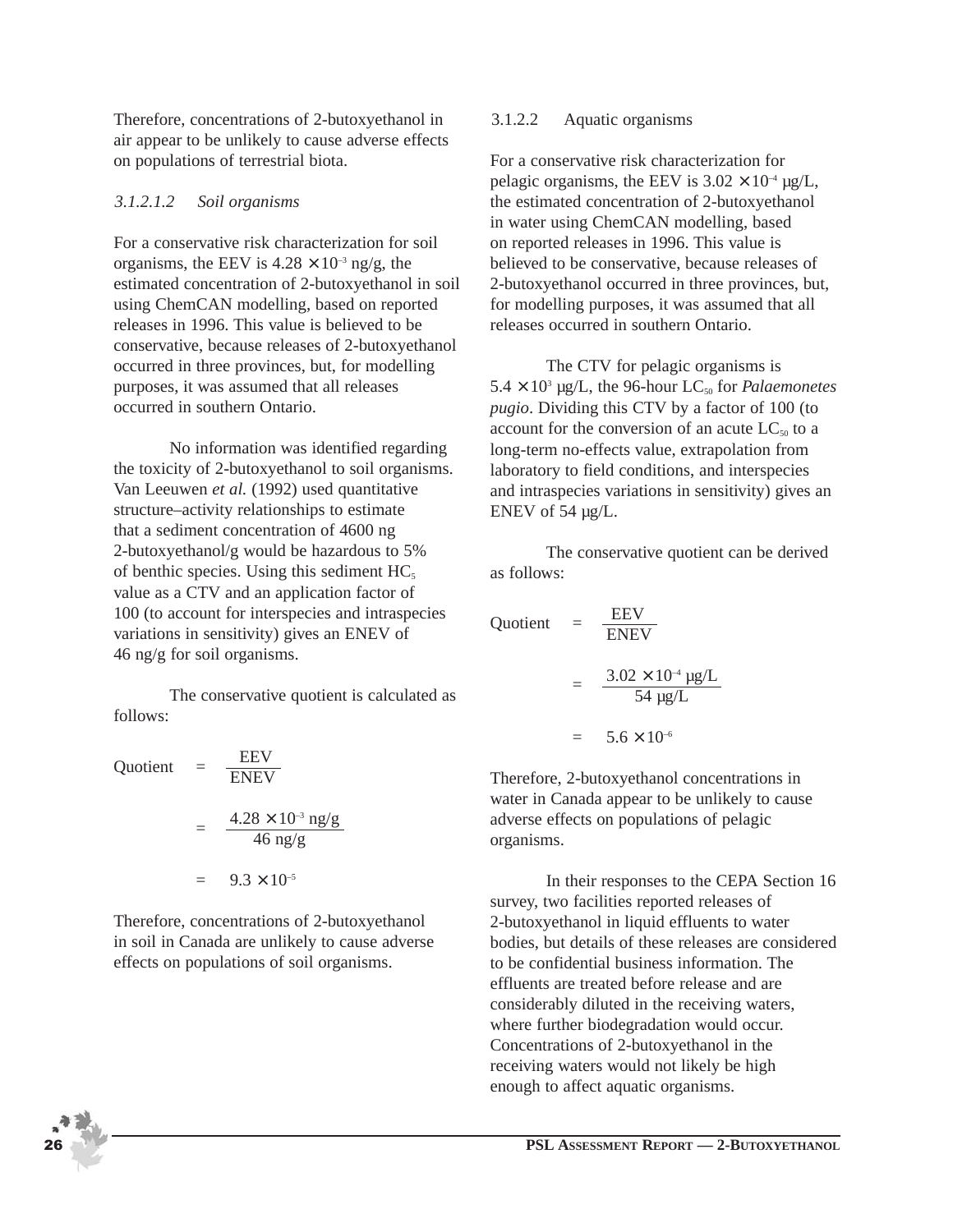Therefore, concentrations of 2-butoxyethanol in air appear to be unlikely to cause adverse effects on populations of terrestrial biota.

#### *3.1.2.1.2 Soil organisms*

For a conservative risk characterization for soil organisms, the EEV is $4.28 \times 10^{-3}$ ng/g, the estimated concentration of 2-butoxyethanol in soil using ChemCAN modelling, based on reported releases in 1996. This value is believed to be conservative, because releases of 2-butoxyethanol occurred in three provinces, but, for modelling purposes, it was assumed that all releases occurred in southern Ontario.

No information was identified regarding the toxicity of 2-butoxyethanol to soil organisms. Van Leeuwen *et al.* (1992) used quantitative structure–activity relationships to estimate that a sediment concentration of 4600 ng 2-butoxyethanol/g would be hazardous to 5% of benthic species. Using this sediment $HC_5$ value as a CTV and an application factor of 100 (to account for interspecies and intraspecies variations in sensitivity) gives an ENEV of 46 ng/g for soil organisms.

The conservative quotient is calculated as follows:

$$\text{Quotient} = \frac{\text{EEV}}{\text{ENEV}}$$

$$= \frac{4.28 \times 10^{-3}\ \text{ng/g}}{46\ \text{ng/g}}$$

$$= 9.3 \times 10^{-5}$$

Therefore, concentrations of 2-butoxyethanol in soil in Canada are unlikely to cause adverse effects on populations of soil organisms.

### 3.1.2.2 Aquatic organisms

For a conservative risk characterization for pelagic organisms, the EEV is $3.02 \times 10^{-4}$ µg/L, the estimated concentration of 2-butoxyethanol in water using ChemCAN modelling, based on reported releases in 1996. This value is believed to be conservative, because releases of 2-butoxyethanol occurred in three provinces, but, for modelling purposes, it was assumed that all releases occurred in southern Ontario.

The CTV for pelagic organisms is $5.4 \times 10^{3}$ µg/L, the 96-hour $LC_{50}$ for *Palaemonetes pugio*. Dividing this CTV by a factor of 100 (to account for the conversion of an acute $LC_{50}$ to a long-term no-effects value, extrapolation from laboratory to field conditions, and interspecies and intraspecies variations in sensitivity) gives an ENEV of 54 µg/L.

The conservative quotient can be derived as follows:

$$\text{Quotient} = \frac{\text{EEV}}{\text{ENEV}}$$

$$= \frac{3.02 \times 10^{-4}\ \mu\text{g/L}}{54\ \mu\text{g/L}}$$

$$= 5.6 \times 10^{-6}$$

Therefore, 2-butoxyethanol concentrations in water in Canada appear to be unlikely to cause adverse effects on populations of pelagic organisms.

In their responses to the CEPA Section 16 survey, two facilities reported releases of 2-butoxyethanol in liquid effluents to water bodies, but details of these releases are considered to be confidential business information. The effluents are treated before release and are considerably diluted in the receiving waters, where further biodegradation would occur. Concentrations of 2-butoxyethanol in the receiving waters would not likely be high enough to affect aquatic organisms.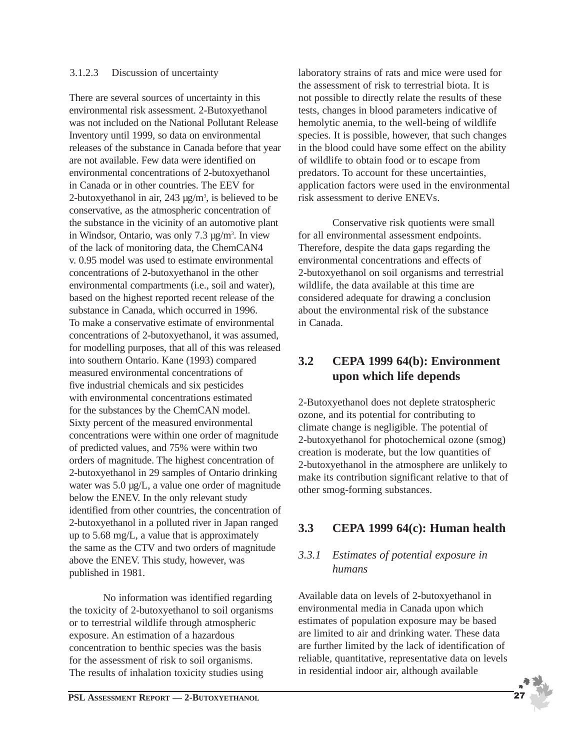#### 3.1.2.3 Discussion of uncertainty

There are several sources of uncertainty in this environmental risk assessment. 2-Butoxyethanol was not included on the National Pollutant Release Inventory until 1999, so data on environmental releases of the substance in Canada before that year are not available. Few data were identified on environmental concentrations of 2-butoxyethanol in Canada or in other countries. The EEV for 2-butoxyethanol in air, 243 µg/m$^3$, is believed to be conservative, as the atmospheric concentration of the substance in the vicinity of an automotive plant in Windsor, Ontario, was only 7.3 µg/m$^3$. In view of the lack of monitoring data, the ChemCAN4 v. 0.95 model was used to estimate environmental concentrations of 2-butoxyethanol in the other environmental compartments (i.e., soil and water), based on the highest reported recent release of the substance in Canada, which occurred in 1996. To make a conservative estimate of environmental concentrations of 2-butoxyethanol, it was assumed, for modelling purposes, that all of this was released into southern Ontario. Kane (1993) compared measured environmental concentrations of five industrial chemicals and six pesticides with environmental concentrations estimated for the substances by the ChemCAN model. Sixty percent of the measured environmental concentrations were within one order of magnitude of predicted values, and 75% were within two orders of magnitude. The highest concentration of 2-butoxyethanol in 29 samples of Ontario drinking water was 5.0 µg/L, a value one order of magnitude below the ENEV. In the only relevant study identified from other countries, the concentration of 2-butoxyethanol in a polluted river in Japan ranged up to 5.68 mg/L, a value that is approximately the same as the CTV and two orders of magnitude above the ENEV. This study, however, was published in 1981.

No information was identified regarding the toxicity of 2-butoxyethanol to soil organisms or to terrestrial wildlife through atmospheric exposure. An estimation of a hazardous concentration to benthic species was the basis for the assessment of risk to soil organisms. The results of inhalation toxicity studies using laboratory strains of rats and mice were used for the assessment of risk to terrestrial biota. It is not possible to directly relate the results of these tests, changes in blood parameters indicative of hemolytic anemia, to the well-being of wildlife species. It is possible, however, that such changes in the blood could have some effect on the ability of wildlife to obtain food or to escape from predators. To account for these uncertainties, application factors were used in the environmental risk assessment to derive ENEVs.

Conservative risk quotients were small for all environmental assessment endpoints. Therefore, despite the data gaps regarding the environmental concentrations and effects of 2-butoxyethanol on soil organisms and terrestrial wildlife, the data available at this time are considered adequate for drawing a conclusion about the environmental risk of the substance in Canada.

## 3.2 CEPA 1999 64(b): Environment upon which life depends

2-Butoxyethanol does not deplete stratospheric ozone, and its potential for contributing to climate change is negligible. The potential of 2-butoxyethanol for photochemical ozone (smog) creation is moderate, but the low quantities of 2-butoxyethanol in the atmosphere are unlikely to make its contribution significant relative to that of other smog-forming substances.

## 3.3 CEPA 1999 64(c): Human health

### *3.3.1 Estimates of potential exposure in humans*

Available data on levels of 2-butoxyethanol in environmental media in Canada upon which estimates of population exposure may be based are limited to air and drinking water. These data are further limited by the lack of identification of reliable, quantitative, representative data on levels in residential indoor air, although available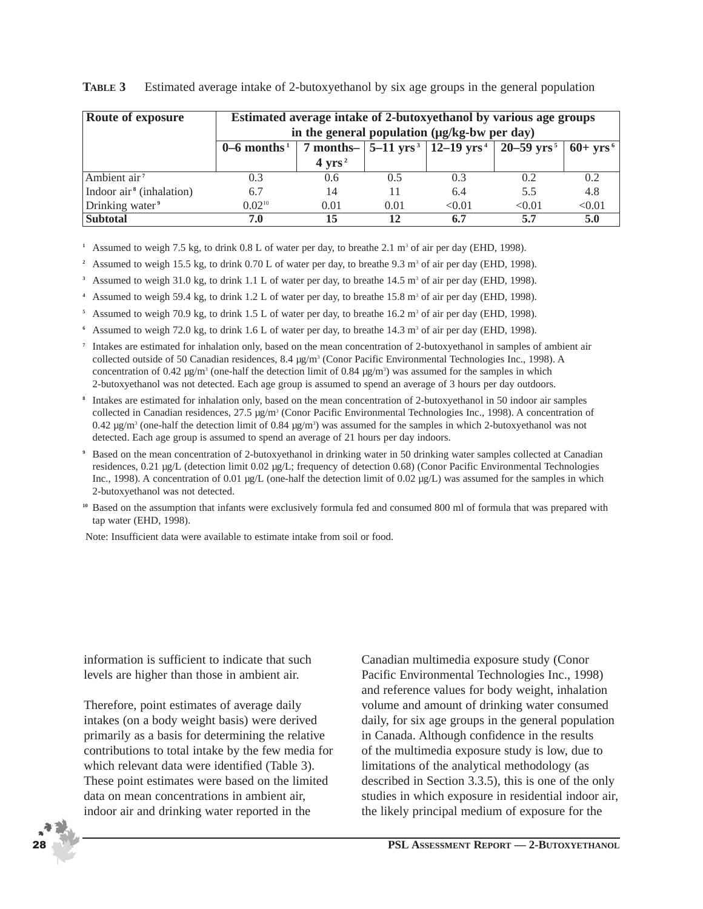**TABLE 3** Estimated average intake of 2-butoxyethanol by six age groups in the general population

| Route of exposure | Estimated average intake of 2-butoxyethanol by various age groups in the general population (µg/kg-bw per day) | | | | | |
|---|---|---|---|---|---|---|
| | 0–6 months [1] | 7 months–4 yrs [2] | 5–11 yrs [3] | 12–19 yrs [4] | 20–59 yrs [5] | 60+ yrs [6] |
| Ambient air [7] | 0.3 | 0.6 | 0.5 | 0.3 | 0.2 | 0.2 |
| Indoor air [8] (inhalation) | 6.7 | 14 | 11 | 6.4 | 5.5 | 4.8 |
| Drinking water [9] | 0.02[10] | 0.01 | 0.01 | <0.01 | <0.01 | <0.01 |
| **Subtotal** | **7.0** | **15** | **12** | **6.7** | **5.7** | **5.0** |

[1] Assumed to weigh 7.5 kg, to drink 0.8 L of water per day, to breathe 2.1 m$^3$ of air per day (EHD, 1998).

[2] Assumed to weigh 15.5 kg, to drink 0.70 L of water per day, to breathe 9.3 m$^3$ of air per day (EHD, 1998).

[3] Assumed to weigh 31.0 kg, to drink 1.1 L of water per day, to breathe 14.5 m$^3$ of air per day (EHD, 1998).

[4] Assumed to weigh 59.4 kg, to drink 1.2 L of water per day, to breathe 15.8 m$^3$ of air per day (EHD, 1998).

[5] Assumed to weigh 70.9 kg, to drink 1.5 L of water per day, to breathe 16.2 m$^3$ of air per day (EHD, 1998).

[6] Assumed to weigh 72.0 kg, to drink 1.6 L of water per day, to breathe 14.3 m$^3$ of air per day (EHD, 1998).

[7] Intakes are estimated for inhalation only, based on the mean concentration of 2-butoxyethanol in samples of ambient air collected outside of 50 Canadian residences, 8.4 µg/m$^3$ (Conor Pacific Environmental Technologies Inc., 1998). A concentration of 0.42 µg/m$^3$ (one-half the detection limit of 0.84 µg/m$^3$) was assumed for the samples in which 2-butoxyethanol was not detected. Each age group is assumed to spend an average of 3 hours per day outdoors.

[8] Intakes are estimated for inhalation only, based on the mean concentration of 2-butoxyethanol in 50 indoor air samples collected in Canadian residences, 27.5 µg/m$^3$ (Conor Pacific Environmental Technologies Inc., 1998). A concentration of 0.42 µg/m$^3$ (one-half the detection limit of 0.84 µg/m$^3$) was assumed for the samples in which 2-butoxyethanol was not detected. Each age group is assumed to spend an average of 21 hours per day indoors.

[9] Based on the mean concentration of 2-butoxyethanol in drinking water in 50 drinking water samples collected at Canadian residences, 0.21 µg/L (detection limit 0.02 µg/L; frequency of detection 0.68) (Conor Pacific Environmental Technologies Inc., 1998). A concentration of 0.01 µg/L (one-half the detection limit of 0.02 µg/L) was assumed for the samples in which 2-butoxyethanol was not detected.

[10] Based on the assumption that infants were exclusively formula fed and consumed 800 ml of formula that was prepared with tap water (EHD, 1998).

Note: Insufficient data were available to estimate intake from soil or food.

information is sufficient to indicate that such levels are higher than those in ambient air.

Therefore, point estimates of average daily intakes (on a body weight basis) were derived primarily as a basis for determining the relative contributions to total intake by the few media for which relevant data were identified (Table 3). These point estimates were based on the limited data on mean concentrations in ambient air, indoor air and drinking water reported in the Canadian multimedia exposure study (Conor Pacific Environmental Technologies Inc., 1998) and reference values for body weight, inhalation volume and amount of drinking water consumed daily, for six age groups in the general population in Canada. Although confidence in the results of the multimedia exposure study is low, due to limitations of the analytical methodology (as described in Section 3.3.5), this is one of the only studies in which exposure in residential indoor air, the likely principal medium of exposure for the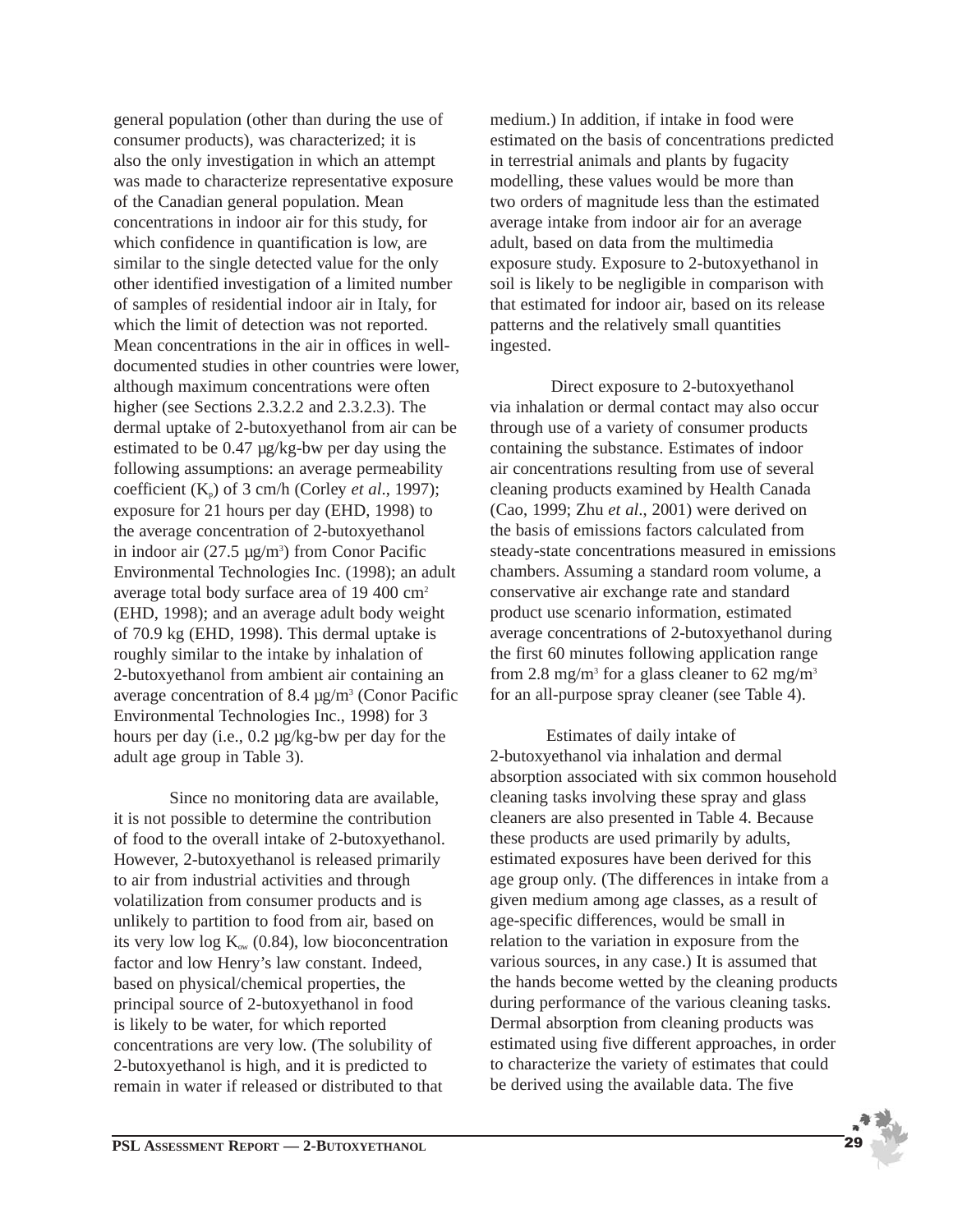general population (other than during the use of consumer products), was characterized; it is also the only investigation in which an attempt was made to characterize representative exposure of the Canadian general population. Mean concentrations in indoor air for this study, for which confidence in quantification is low, are similar to the single detected value for the only other identified investigation of a limited number of samples of residential indoor air in Italy, for which the limit of detection was not reported. Mean concentrations in the air in offices in well-documented studies in other countries were lower, although maximum concentrations were often higher (see Sections 2.3.2.2 and 2.3.2.3). The dermal uptake of 2-butoxyethanol from air can be estimated to be 0.47 µg/kg-bw per day using the following assumptions: an average permeability coefficient ($K_p$) of 3 cm/h (Corley *et al*., 1997); exposure for 21 hours per day (EHD, 1998) to the average concentration of 2-butoxyethanol in indoor air (27.5 µg/m$^3$) from Conor Pacific Environmental Technologies Inc. (1998); an adult average total body surface area of 19 400 cm$^2$ (EHD, 1998); and an average adult body weight of 70.9 kg (EHD, 1998). This dermal uptake is roughly similar to the intake by inhalation of 2-butoxyethanol from ambient air containing an average concentration of 8.4 µg/m$^3$ (Conor Pacific Environmental Technologies Inc., 1998) for 3 hours per day (i.e., 0.2 µg/kg-bw per day for the adult age group in Table 3).

Since no monitoring data are available, it is not possible to determine the contribution of food to the overall intake of 2-butoxyethanol. However, 2-butoxyethanol is released primarily to air from industrial activities and through volatilization from consumer products and is unlikely to partition to food from air, based on its very low log $K_{ow}$ (0.84), low bioconcentration factor and low Henry's law constant. Indeed, based on physical/chemical properties, the principal source of 2-butoxyethanol in food is likely to be water, for which reported concentrations are very low. (The solubility of 2-butoxyethanol is high, and it is predicted to remain in water if released or distributed to that medium.) In addition, if intake in food were estimated on the basis of concentrations predicted in terrestrial animals and plants by fugacity modelling, these values would be more than two orders of magnitude less than the estimated average intake from indoor air for an average adult, based on data from the multimedia exposure study. Exposure to 2-butoxyethanol in soil is likely to be negligible in comparison with that estimated for indoor air, based on its release patterns and the relatively small quantities ingested.

Direct exposure to 2-butoxyethanol via inhalation or dermal contact may also occur through use of a variety of consumer products containing the substance. Estimates of indoor air concentrations resulting from use of several cleaning products examined by Health Canada (Cao, 1999; Zhu *et al*., 2001) were derived on the basis of emissions factors calculated from steady-state concentrations measured in emissions chambers. Assuming a standard room volume, a conservative air exchange rate and standard product use scenario information, estimated average concentrations of 2-butoxyethanol during the first 60 minutes following application range from 2.8 mg/m$^3$ for a glass cleaner to 62 mg/m$^3$ for an all-purpose spray cleaner (see Table 4).

Estimates of daily intake of 2-butoxyethanol via inhalation and dermal absorption associated with six common household cleaning tasks involving these spray and glass cleaners are also presented in Table 4. Because these products are used primarily by adults, estimated exposures have been derived for this age group only. (The differences in intake from a given medium among age classes, as a result of age-specific differences, would be small in relation to the variation in exposure from the various sources, in any case.) It is assumed that the hands become wetted by the cleaning products during performance of the various cleaning tasks. Dermal absorption from cleaning products was estimated using five different approaches, in order to characterize the variety of estimates that could be derived using the available data. The five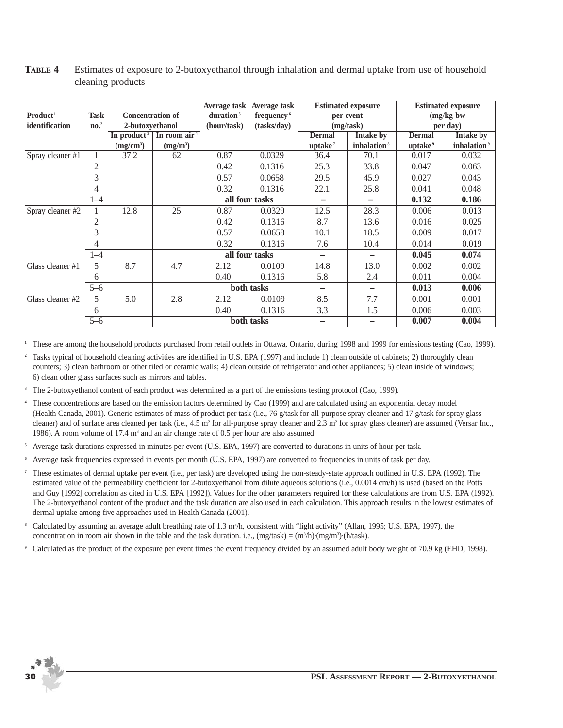**TABLE 4** Estimates of exposure to 2-butoxyethanol through inhalation and dermal uptake from use of household cleaning products

| Product[1] identification | Task no.[2] | Concentration of 2-butoxyethanol | | Average task duration[5] (hour/task) | Average task frequency[6] (tasks/day) | Estimated exposure per event (mg/task) | | Estimated exposure (mg/kg-bw per day) | |
|---|---|---|---|---|---|---|---|---|---|
| | | In product[3] (mg/cm$^3$) | In room air[4] (mg/m$^3$) | | | Dermal uptake[7] | Intake by inhalation[8] | Dermal uptake[9] | Intake by inhalation[9] |
| Spray cleaner #1 | 1 | 37.2 | 62 | 0.87 | 0.0329 | 36.4 | 70.1 | 0.017 | 0.032 |
| | 2 | | | 0.42 | 0.1316 | 25.3 | 33.8 | 0.047 | 0.063 |
| | 3 | | | 0.57 | 0.0658 | 29.5 | 45.9 | 0.027 | 0.043 |
| | 4 | | | 0.32 | 0.1316 | 22.1 | 25.8 | 0.041 | 0.048 |
| | 1–4 | | | **all four tasks** | | – | – | **0.132** | **0.186** |
| Spray cleaner #2 | 1 | 12.8 | 25 | 0.87 | 0.0329 | 12.5 | 28.3 | 0.006 | 0.013 |
| | 2 | | | 0.42 | 0.1316 | 8.7 | 13.6 | 0.016 | 0.025 |
| | 3 | | | 0.57 | 0.0658 | 10.1 | 18.5 | 0.009 | 0.017 |
| | 4 | | | 0.32 | 0.1316 | 7.6 | 10.4 | 0.014 | 0.019 |
| | 1–4 | | | **all four tasks** | | – | – | **0.045** | **0.074** |
| Glass cleaner #1 | 5 | 8.7 | 4.7 | 2.12 | 0.0109 | 14.8 | 13.0 | 0.002 | 0.002 |
| | 6 | | | 0.40 | 0.1316 | 5.8 | 2.4 | 0.011 | 0.004 |
| | 5–6 | | | **both tasks** | | – | – | **0.013** | **0.006** |
| Glass cleaner #2 | 5 | 5.0 | 2.8 | 2.12 | 0.0109 | 8.5 | 7.7 | 0.001 | 0.001 |
| | 6 | | | 0.40 | 0.1316 | 3.3 | 1.5 | 0.006 | 0.003 |
| | 5–6 | | | **both tasks** | | – | – | **0.007** | **0.004** |

[1] These are among the household products purchased from retail outlets in Ottawa, Ontario, during 1998 and 1999 for emissions testing (Cao, 1999).

[2] Tasks typical of household cleaning activities are identified in U.S. EPA (1997) and include 1) clean outside of cabinets; 2) thoroughly clean counters; 3) clean bathroom or other tiled or ceramic walls; 4) clean outside of refrigerator and other appliances; 5) clean inside of windows; 6) clean other glass surfaces such as mirrors and tables.

[3] The 2-butoxyethanol content of each product was determined as a part of the emissions testing protocol (Cao, 1999).

[4] These concentrations are based on the emission factors determined by Cao (1999) and are calculated using an exponential decay model (Health Canada, 2001). Generic estimates of mass of product per task (i.e., 76 g/task for all-purpose spray cleaner and 17 g/task for spray glass cleaner) and of surface area cleaned per task (i.e., 4.5 m$^2$ for all-purpose spray cleaner and 2.3 m$^2$ for spray glass cleaner) are assumed (Versar Inc., 1986). A room volume of 17.4 m$^3$ and an air change rate of 0.5 per hour are also assumed.

[5] Average task durations expressed in minutes per event (U.S. EPA, 1997) are converted to durations in units of hour per task.

[6] Average task frequencies expressed in events per month (U.S. EPA, 1997) are converted to frequencies in units of task per day.

[7] These estimates of dermal uptake per event (i.e., per task) are developed using the non-steady-state approach outlined in U.S. EPA (1992). The estimated value of the permeability coefficient for 2-butoxyethanol from dilute aqueous solutions (i.e., 0.0014 cm/h) is used (based on the Potts and Guy [1992] correlation as cited in U.S. EPA [1992]). Values for the other parameters required for these calculations are from U.S. EPA (1992). The 2-butoxyethanol content of the product and the task duration are also used in each calculation. This approach results in the lowest estimates of dermal uptake among five approaches used in Health Canada (2001).

[8] Calculated by assuming an average adult breathing rate of 1.3 m$^3$/h, consistent with "light activity" (Allan, 1995; U.S. EPA, 1997), the concentration in room air shown in the table and the task duration. i.e., (mg/task) = (m$^3$/h)·(mg/m$^3$)·(h/task).

[9] Calculated as the product of the exposure per event times the event frequency divided by an assumed adult body weight of 70.9 kg (EHD, 1998).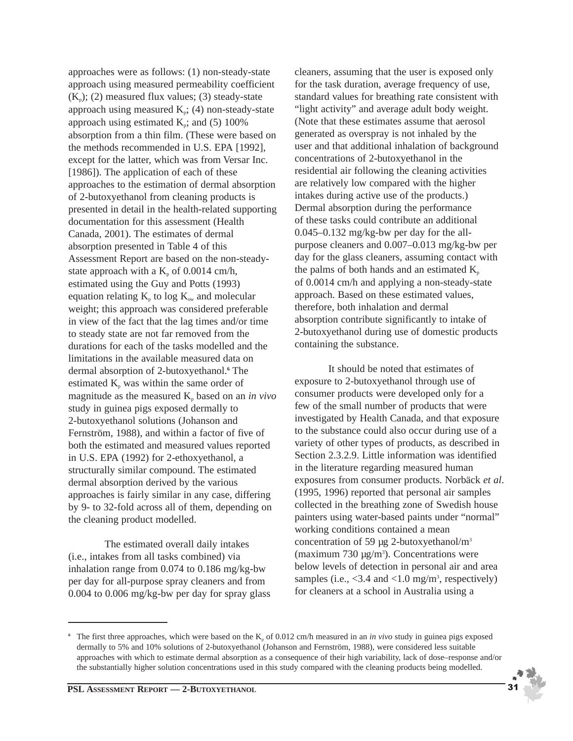approaches were as follows: (1) non-steady-state approach using measured permeability coefficient ($K_p$); (2) measured flux values; (3) steady-state approach using measured $K_p$; (4) non-steady-state approach using estimated $K_p$; and (5) 100% absorption from a thin film. (These were based on the methods recommended in U.S. EPA [1992], except for the latter, which was from Versar Inc. [1986]). The application of each of these approaches to the estimation of dermal absorption of 2-butoxyethanol from cleaning products is presented in detail in the health-related supporting documentation for this assessment (Health Canada, 2001). The estimates of dermal absorption presented in Table 4 of this Assessment Report are based on the non-steady-state approach with a $K_p$ of 0.0014 cm/h, estimated using the Guy and Potts (1993) equation relating $K_p$ to log $K_{ow}$ and molecular weight; this approach was considered preferable in view of the fact that the lag times and/or time to steady state are not far removed from the durations for each of the tasks modelled and the limitations in the available measured data on dermal absorption of 2-butoxyethanol.[6] The estimated $K_p$ was within the same order of magnitude as the measured $K_p$ based on an *in vivo* study in guinea pigs exposed dermally to 2-butoxyethanol solutions (Johanson and Fernström, 1988), and within a factor of five of both the estimated and measured values reported in U.S. EPA (1992) for 2-ethoxyethanol, a structurally similar compound. The estimated dermal absorption derived by the various approaches is fairly similar in any case, differing by 9- to 32-fold across all of them, depending on the cleaning product modelled.

The estimated overall daily intakes (i.e., intakes from all tasks combined) via inhalation range from 0.074 to 0.186 mg/kg-bw per day for all-purpose spray cleaners and from 0.004 to 0.006 mg/kg-bw per day for spray glass cleaners, assuming that the user is exposed only for the task duration, average frequency of use, standard values for breathing rate consistent with "light activity" and average adult body weight. (Note that these estimates assume that aerosol generated as overspray is not inhaled by the user and that additional inhalation of background concentrations of 2-butoxyethanol in the residential air following the cleaning activities are relatively low compared with the higher intakes during active use of the products.) Dermal absorption during the performance of these tasks could contribute an additional 0.045–0.132 mg/kg-bw per day for the all-purpose cleaners and 0.007–0.013 mg/kg-bw per day for the glass cleaners, assuming contact with the palms of both hands and an estimated $K_p$ of 0.0014 cm/h and applying a non-steady-state approach. Based on these estimated values, therefore, both inhalation and dermal absorption contribute significantly to intake of 2-butoxyethanol during use of domestic products containing the substance.

It should be noted that estimates of exposure to 2-butoxyethanol through use of consumer products were developed only for a few of the small number of products that were investigated by Health Canada, and that exposure to the substance could also occur during use of a variety of other types of products, as described in Section 2.3.2.9. Little information was identified in the literature regarding measured human exposures from consumer products. Norbäck *et al*. (1995, 1996) reported that personal air samples collected in the breathing zone of Swedish house painters using water-based paints under "normal" working conditions contained a mean concentration of 59 µg 2-butoxyethanol/m$^3$ (maximum 730 µg/m$^3$). Concentrations were below levels of detection in personal air and area samples (i.e., <3.4 and <1.0 mg/m$^3$, respectively) for cleaners at a school in Australia using a

[6] The first three approaches, which were based on the $K_p$ of 0.012 cm/h measured in an *in vivo* study in guinea pigs exposed dermally to 5% and 10% solutions of 2-butoxyethanol (Johanson and Fernström, 1988), were considered less suitable approaches with which to estimate dermal absorption as a consequence of their high variability, lack of dose–response and/or the substantially higher solution concentrations used in this study compared with the cleaning products being modelled.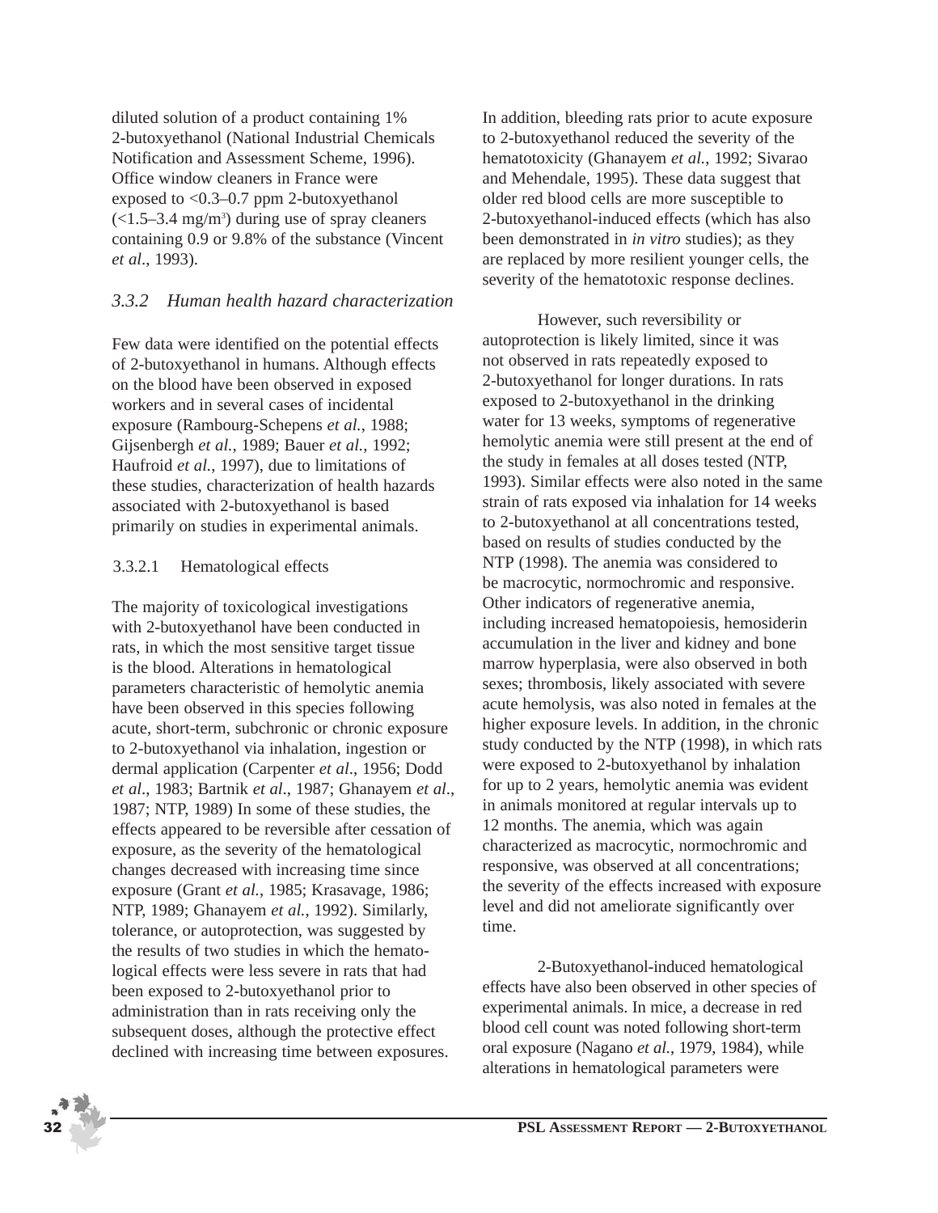diluted solution of a product containing 1% 2-butoxyethanol (National Industrial Chemicals Notification and Assessment Scheme, 1996). Office window cleaners in France were exposed to <0.3–0.7 ppm 2-butoxyethanol (<1.5–3.4 mg/m[3]) during use of spray cleaners containing 0.9 or 9.8% of the substance (Vincent *et al*., 1993).

### *3.3.2 Human health hazard characterization*

Few data were identified on the potential effects of 2-butoxyethanol in humans. Although effects on the blood have been observed in exposed workers and in several cases of incidental exposure (Rambourg-Schepens *et al.*, 1988; Gijsenbergh *et al.*, 1989; Bauer *et al.*, 1992; Haufroid *et al.*, 1997), due to limitations of these studies, characterization of health hazards associated with 2-butoxyethanol is based primarily on studies in experimental animals.

#### 3.3.2.1 Hematological effects

The majority of toxicological investigations with 2-butoxyethanol have been conducted in rats, in which the most sensitive target tissue is the blood. Alterations in hematological parameters characteristic of hemolytic anemia have been observed in this species following acute, short-term, subchronic or chronic exposure to 2-butoxyethanol via inhalation, ingestion or dermal application (Carpenter *et al*., 1956; Dodd *et al*., 1983; Bartnik *et al*., 1987; Ghanayem *et al*., 1987; NTP, 1989) In some of these studies, the effects appeared to be reversible after cessation of exposure, as the severity of the hematological changes decreased with increasing time since exposure (Grant *et al.*, 1985; Krasavage, 1986; NTP, 1989; Ghanayem *et al.*, 1992). Similarly, tolerance, or autoprotection, was suggested by the results of two studies in which the hematological effects were less severe in rats that had been exposed to 2-butoxyethanol prior to administration than in rats receiving only the subsequent doses, although the protective effect declined with increasing time between exposures. In addition, bleeding rats prior to acute exposure to 2-butoxyethanol reduced the severity of the hematotoxicity (Ghanayem *et al.*, 1992; Sivarao and Mehendale, 1995). These data suggest that older red blood cells are more susceptible to 2-butoxyethanol-induced effects (which has also been demonstrated in *in vitro* studies); as they are replaced by more resilient younger cells, the severity of the hematotoxic response declines.

However, such reversibility or autoprotection is likely limited, since it was not observed in rats repeatedly exposed to 2-butoxyethanol for longer durations. In rats exposed to 2-butoxyethanol in the drinking water for 13 weeks, symptoms of regenerative hemolytic anemia were still present at the end of the study in females at all doses tested (NTP, 1993). Similar effects were also noted in the same strain of rats exposed via inhalation for 14 weeks to 2-butoxyethanol at all concentrations tested, based on results of studies conducted by the NTP (1998). The anemia was considered to be macrocytic, normochromic and responsive. Other indicators of regenerative anemia, including increased hematopoiesis, hemosiderin accumulation in the liver and kidney and bone marrow hyperplasia, were also observed in both sexes; thrombosis, likely associated with severe acute hemolysis, was also noted in females at the higher exposure levels. In addition, in the chronic study conducted by the NTP (1998), in which rats were exposed to 2-butoxyethanol by inhalation for up to 2 years, hemolytic anemia was evident in animals monitored at regular intervals up to 12 months. The anemia, which was again characterized as macrocytic, normochromic and responsive, was observed at all concentrations; the severity of the effects increased with exposure level and did not ameliorate significantly over time.

2-Butoxyethanol-induced hematological effects have also been observed in other species of experimental animals. In mice, a decrease in red blood cell count was noted following short-term oral exposure (Nagano *et al.*, 1979, 1984), while alterations in hematological parameters were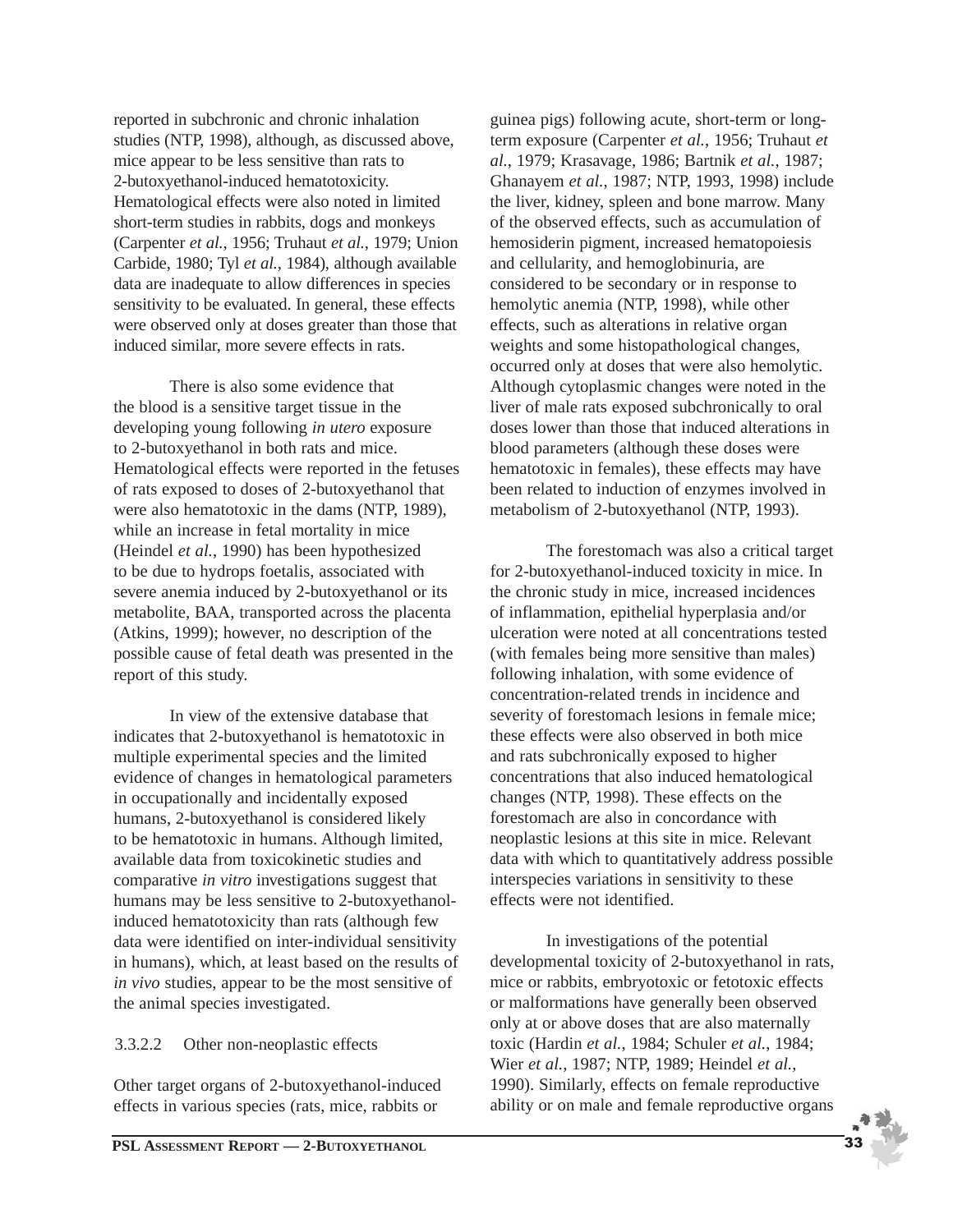reported in subchronic and chronic inhalation studies (NTP, 1998), although, as discussed above, mice appear to be less sensitive than rats to 2-butoxyethanol-induced hematotoxicity. Hematological effects were also noted in limited short-term studies in rabbits, dogs and monkeys (Carpenter *et al.*, 1956; Truhaut *et al.*, 1979; Union Carbide, 1980; Tyl *et al.*, 1984), although available data are inadequate to allow differences in species sensitivity to be evaluated. In general, these effects were observed only at doses greater than those that induced similar, more severe effects in rats.

There is also some evidence that the blood is a sensitive target tissue in the developing young following *in utero* exposure to 2-butoxyethanol in both rats and mice. Hematological effects were reported in the fetuses of rats exposed to doses of 2-butoxyethanol that were also hematotoxic in the dams (NTP, 1989), while an increase in fetal mortality in mice (Heindel *et al.*, 1990) has been hypothesized to be due to hydrops foetalis, associated with severe anemia induced by 2-butoxyethanol or its metabolite, BAA, transported across the placenta (Atkins, 1999); however, no description of the possible cause of fetal death was presented in the report of this study.

In view of the extensive database that indicates that 2-butoxyethanol is hematotoxic in multiple experimental species and the limited evidence of changes in hematological parameters in occupationally and incidentally exposed humans, 2-butoxyethanol is considered likely to be hematotoxic in humans. Although limited, available data from toxicokinetic studies and comparative *in vitro* investigations suggest that humans may be less sensitive to 2-butoxyethanol-induced hematotoxicity than rats (although few data were identified on inter-individual sensitivity in humans), which, at least based on the results of *in vivo* studies, appear to be the most sensitive of the animal species investigated.

#### 3.3.2.2 Other non-neoplastic effects

Other target organs of 2-butoxyethanol-induced effects in various species (rats, mice, rabbits or guinea pigs) following acute, short-term or long-term exposure (Carpenter *et al.*, 1956; Truhaut *et al.*, 1979; Krasavage, 1986; Bartnik *et al.*, 1987; Ghanayem *et al.*, 1987; NTP, 1993, 1998) include the liver, kidney, spleen and bone marrow. Many of the observed effects, such as accumulation of hemosiderin pigment, increased hematopoiesis and cellularity, and hemoglobinuria, are considered to be secondary or in response to hemolytic anemia (NTP, 1998), while other effects, such as alterations in relative organ weights and some histopathological changes, occurred only at doses that were also hemolytic. Although cytoplasmic changes were noted in the liver of male rats exposed subchronically to oral doses lower than those that induced alterations in blood parameters (although these doses were hematotoxic in females), these effects may have been related to induction of enzymes involved in metabolism of 2-butoxyethanol (NTP, 1993).

The forestomach was also a critical target for 2-butoxyethanol-induced toxicity in mice. In the chronic study in mice, increased incidences of inflammation, epithelial hyperplasia and/or ulceration were noted at all concentrations tested (with females being more sensitive than males) following inhalation, with some evidence of concentration-related trends in incidence and severity of forestomach lesions in female mice; these effects were also observed in both mice and rats subchronically exposed to higher concentrations that also induced hematological changes (NTP, 1998). These effects on the forestomach are also in concordance with neoplastic lesions at this site in mice. Relevant data with which to quantitatively address possible interspecies variations in sensitivity to these effects were not identified.

In investigations of the potential developmental toxicity of 2-butoxyethanol in rats, mice or rabbits, embryotoxic or fetotoxic effects or malformations have generally been observed only at or above doses that are also maternally toxic (Hardin *et al.*, 1984; Schuler *et al.*, 1984; Wier *et al.*, 1987; NTP, 1989; Heindel *et al.*, 1990). Similarly, effects on female reproductive ability or on male and female reproductive organs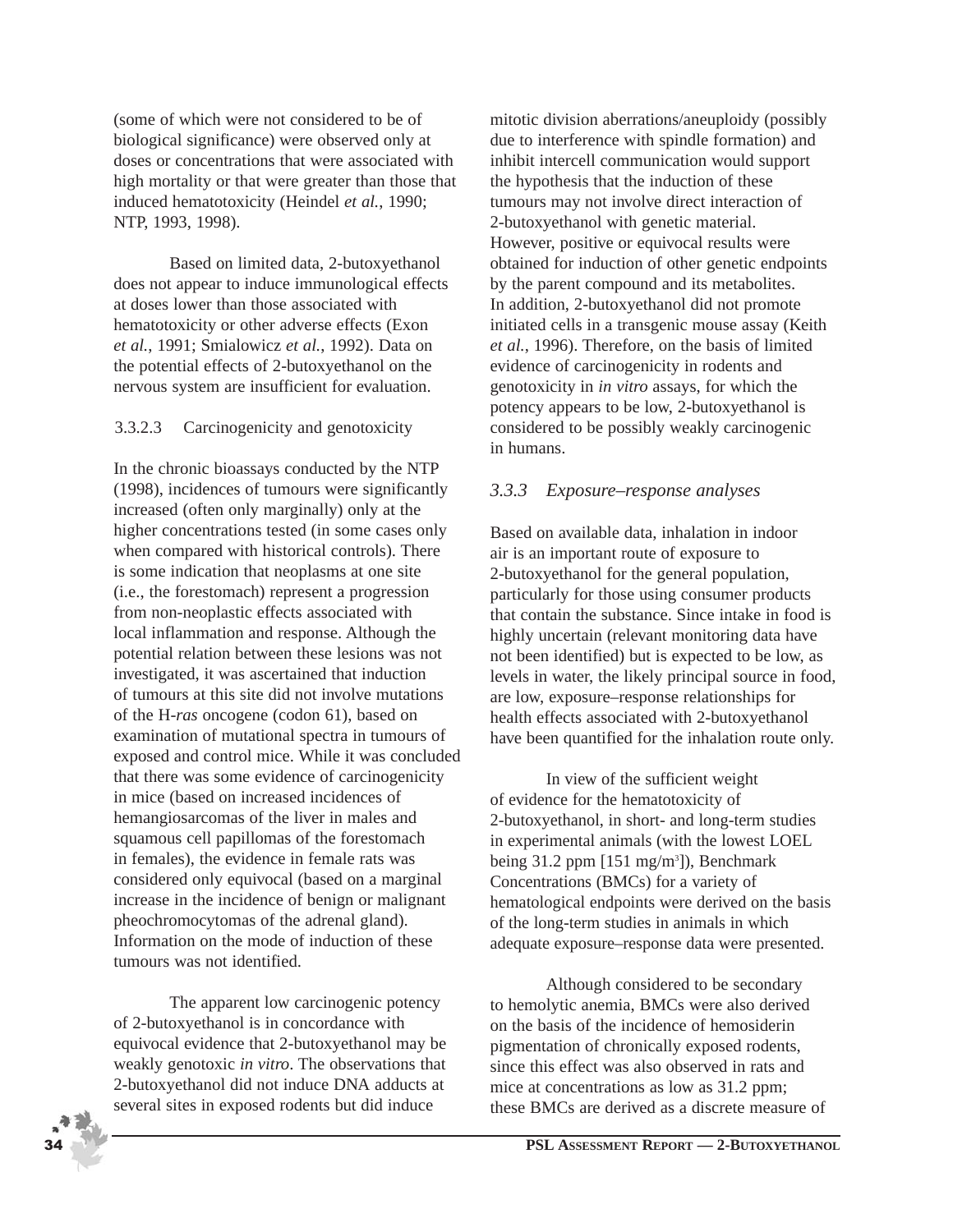(some of which were not considered to be of biological significance) were observed only at doses or concentrations that were associated with high mortality or that were greater than those that induced hematotoxicity (Heindel *et al.*, 1990; NTP, 1993, 1998).

Based on limited data, 2-butoxyethanol does not appear to induce immunological effects at doses lower than those associated with hematotoxicity or other adverse effects (Exon *et al.*, 1991; Smialowicz *et al.*, 1992). Data on the potential effects of 2-butoxyethanol on the nervous system are insufficient for evaluation.

#### 3.3.2.3 Carcinogenicity and genotoxicity

In the chronic bioassays conducted by the NTP (1998), incidences of tumours were significantly increased (often only marginally) only at the higher concentrations tested (in some cases only when compared with historical controls). There is some indication that neoplasms at one site (i.e., the forestomach) represent a progression from non-neoplastic effects associated with local inflammation and response. Although the potential relation between these lesions was not investigated, it was ascertained that induction of tumours at this site did not involve mutations of the H-*ras* oncogene (codon 61), based on examination of mutational spectra in tumours of exposed and control mice. While it was concluded that there was some evidence of carcinogenicity in mice (based on increased incidences of hemangiosarcomas of the liver in males and squamous cell papillomas of the forestomach in females), the evidence in female rats was considered only equivocal (based on a marginal increase in the incidence of benign or malignant pheochromocytomas of the adrenal gland). Information on the mode of induction of these tumours was not identified.

The apparent low carcinogenic potency of 2-butoxyethanol is in concordance with equivocal evidence that 2-butoxyethanol may be weakly genotoxic *in vitro*. The observations that 2-butoxyethanol did not induce DNA adducts at several sites in exposed rodents but did induce mitotic division aberrations/aneuploidy (possibly due to interference with spindle formation) and inhibit intercell communication would support the hypothesis that the induction of these tumours may not involve direct interaction of 2-butoxyethanol with genetic material. However, positive or equivocal results were obtained for induction of other genetic endpoints by the parent compound and its metabolites. In addition, 2-butoxyethanol did not promote initiated cells in a transgenic mouse assay (Keith *et al.*, 1996). Therefore, on the basis of limited evidence of carcinogenicity in rodents and genotoxicity in *in vitro* assays, for which the potency appears to be low, 2-butoxyethanol is considered to be possibly weakly carcinogenic in humans.

### *3.3.3 Exposure–response analyses*

Based on available data, inhalation in indoor air is an important route of exposure to 2-butoxyethanol for the general population, particularly for those using consumer products that contain the substance. Since intake in food is highly uncertain (relevant monitoring data have not been identified) but is expected to be low, as levels in water, the likely principal source in food, are low, exposure–response relationships for health effects associated with 2-butoxyethanol have been quantified for the inhalation route only.

In view of the sufficient weight of evidence for the hematotoxicity of 2-butoxyethanol, in short- and long-term studies in experimental animals (with the lowest LOEL being 31.2 ppm [151 mg/m$^3$]), Benchmark Concentrations (BMCs) for a variety of hematological endpoints were derived on the basis of the long-term studies in animals in which adequate exposure–response data were presented.

Although considered to be secondary to hemolytic anemia, BMCs were also derived on the basis of the incidence of hemosiderin pigmentation of chronically exposed rodents, since this effect was also observed in rats and mice at concentrations as low as 31.2 ppm; these BMCs are derived as a discrete measure of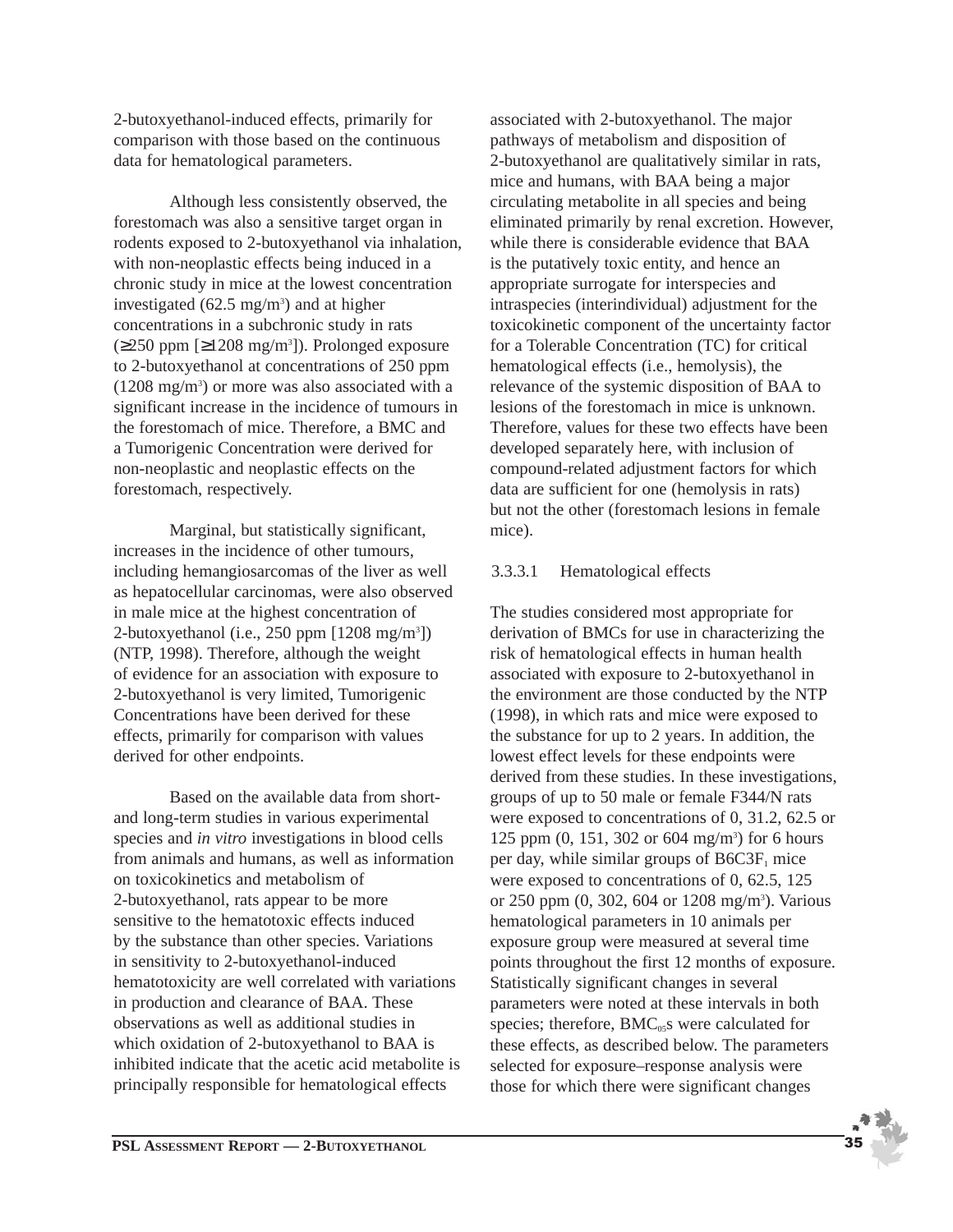2-butoxyethanol-induced effects, primarily for comparison with those based on the continuous data for hematological parameters.

Although less consistently observed, the forestomach was also a sensitive target organ in rodents exposed to 2-butoxyethanol via inhalation, with non-neoplastic effects being induced in a chronic study in mice at the lowest concentration investigated (62.5 mg/m$^3$) and at higher concentrations in a subchronic study in rats (≥250 ppm [≥1208 mg/m$^3$]). Prolonged exposure to 2-butoxyethanol at concentrations of 250 ppm (1208 mg/m$^3$) or more was also associated with a significant increase in the incidence of tumours in the forestomach of mice. Therefore, a BMC and a Tumorigenic Concentration were derived for non-neoplastic and neoplastic effects on the forestomach, respectively.

Marginal, but statistically significant, increases in the incidence of other tumours, including hemangiosarcomas of the liver as well as hepatocellular carcinomas, were also observed in male mice at the highest concentration of 2-butoxyethanol (i.e., 250 ppm [1208 mg/m$^3$]) (NTP, 1998). Therefore, although the weight of evidence for an association with exposure to 2-butoxyethanol is very limited, Tumorigenic Concentrations have been derived for these effects, primarily for comparison with values derived for other endpoints.

Based on the available data from short- and long-term studies in various experimental species and *in vitro* investigations in blood cells from animals and humans, as well as information on toxicokinetics and metabolism of 2-butoxyethanol, rats appear to be more sensitive to the hematotoxic effects induced by the substance than other species. Variations in sensitivity to 2-butoxyethanol-induced hematotoxicity are well correlated with variations in production and clearance of BAA. These observations as well as additional studies in which oxidation of 2-butoxyethanol to BAA is inhibited indicate that the acetic acid metabolite is principally responsible for hematological effects associated with 2-butoxyethanol. The major pathways of metabolism and disposition of 2-butoxyethanol are qualitatively similar in rats, mice and humans, with BAA being a major circulating metabolite in all species and being eliminated primarily by renal excretion. However, while there is considerable evidence that BAA is the putatively toxic entity, and hence an appropriate surrogate for interspecies and intraspecies (interindividual) adjustment for the toxicokinetic component of the uncertainty factor for a Tolerable Concentration (TC) for critical hematological effects (i.e., hemolysis), the relevance of the systemic disposition of BAA to lesions of the forestomach in mice is unknown. Therefore, values for these two effects have been developed separately here, with inclusion of compound-related adjustment factors for which data are sufficient for one (hemolysis in rats) but not the other (forestomach lesions in female mice).

#### 3.3.3.1 Hematological effects

The studies considered most appropriate for derivation of BMCs for use in characterizing the risk of hematological effects in human health associated with exposure to 2-butoxyethanol in the environment are those conducted by the NTP (1998), in which rats and mice were exposed to the substance for up to 2 years. In addition, the lowest effect levels for these endpoints were derived from these studies. In these investigations, groups of up to 50 male or female F344/N rats were exposed to concentrations of 0, 31.2, 62.5 or 125 ppm (0, 151, 302 or 604 mg/m$^3$) for 6 hours per day, while similar groups of B6C3F$_1$ mice were exposed to concentrations of 0, 62.5, 125 or 250 ppm (0, 302, 604 or 1208 mg/m$^3$). Various hematological parameters in 10 animals per exposure group were measured at several time points throughout the first 12 months of exposure. Statistically significant changes in several parameters were noted at these intervals in both species; therefore, BMC$_{05}$s were calculated for these effects, as described below. The parameters selected for exposure–response analysis were those for which there were significant changes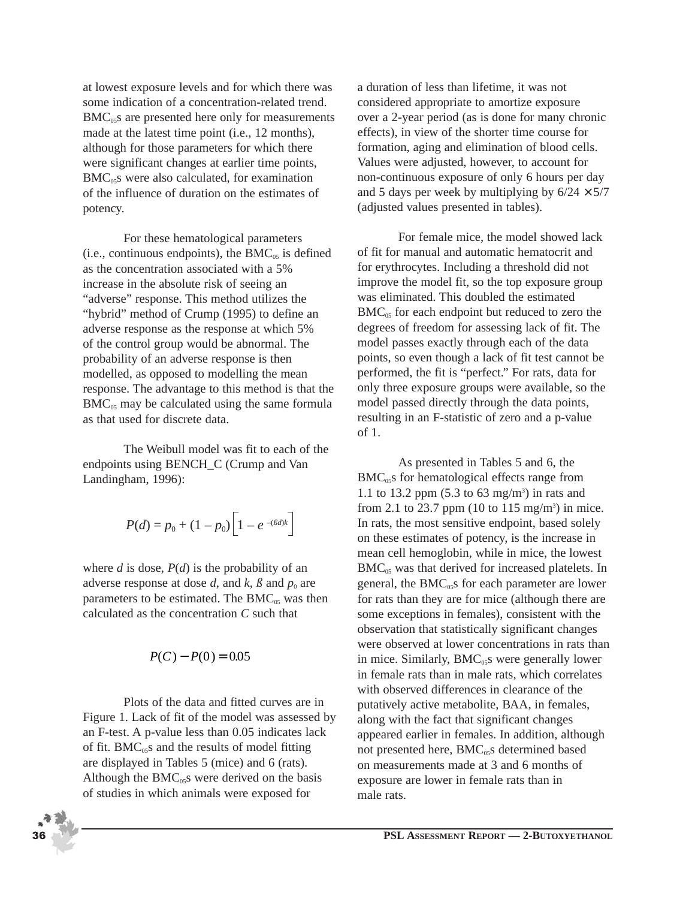at lowest exposure levels and for which there was some indication of a concentration-related trend. $BMC_{05}$s are presented here only for measurements made at the latest time point (i.e., 12 months), although for those parameters for which there were significant changes at earlier time points, $BMC_{05}$s were also calculated, for examination of the influence of duration on the estimates of potency.

For these hematological parameters (i.e., continuous endpoints), the $BMC_{05}$ is defined as the concentration associated with a 5% increase in the absolute risk of seeing an "adverse" response. This method utilizes the "hybrid" method of Crump (1995) to define an adverse response as the response at which 5% of the control group would be abnormal. The probability of an adverse response is then modelled, as opposed to modelling the mean response. The advantage to this method is that the $BMC_{05}$ may be calculated using the same formula as that used for discrete data.

The Weibull model was fit to each of the endpoints using BENCH_C (Crump and Van Landingham, 1996):

$$P(d) = p_0 + (1 - p_0)\left[1 - e^{-(ßd)k}\right]$$

where *d* is dose, *P*(*d*) is the probability of an adverse response at dose *d*, and *k*, *ß* and $p_0$ are parameters to be estimated. The $BMC_{05}$ was then calculated as the concentration *C* such that

$$P(C) - P(0) = 0.05$$

Plots of the data and fitted curves are in Figure 1. Lack of fit of the model was assessed by an F-test. A p-value less than 0.05 indicates lack of fit. $BMC_{05}$s and the results of model fitting are displayed in Tables 5 (mice) and 6 (rats). Although the $BMC_{05}$s were derived on the basis of studies in which animals were exposed for a duration of less than lifetime, it was not considered appropriate to amortize exposure over a 2-year period (as is done for many chronic effects), in view of the shorter time course for formation, aging and elimination of blood cells. Values were adjusted, however, to account for non-continuous exposure of only 6 hours per day and 5 days per week by multiplying by $6/24 \times 5/7$ (adjusted values presented in tables).

For female mice, the model showed lack of fit for manual and automatic hematocrit and for erythrocytes. Including a threshold did not improve the model fit, so the top exposure group was eliminated. This doubled the estimated $BMC_{05}$ for each endpoint but reduced to zero the degrees of freedom for assessing lack of fit. The model passes exactly through each of the data points, so even though a lack of fit test cannot be performed, the fit is "perfect." For rats, data for only three exposure groups were available, so the model passed directly through the data points, resulting in an F-statistic of zero and a p-value of 1.

As presented in Tables 5 and 6, the $BMC_{05}$s for hematological effects range from 1.1 to 13.2 ppm (5.3 to 63 mg/m$^3$) in rats and from 2.1 to 23.7 ppm (10 to 115 mg/m$^3$) in mice. In rats, the most sensitive endpoint, based solely on these estimates of potency, is the increase in mean cell hemoglobin, while in mice, the lowest $BMC_{05}$ was that derived for increased platelets. In general, the $BMC_{05}$s for each parameter are lower for rats than they are for mice (although there are some exceptions in females), consistent with the observation that statistically significant changes were observed at lower concentrations in rats than in mice. Similarly, $BMC_{05}$s were generally lower in female rats than in male rats, which correlates with observed differences in clearance of the putatively active metabolite, BAA, in females, along with the fact that significant changes appeared earlier in females. In addition, although not presented here, $BMC_{05}$s determined based on measurements made at 3 and 6 months of exposure are lower in female rats than in male rats.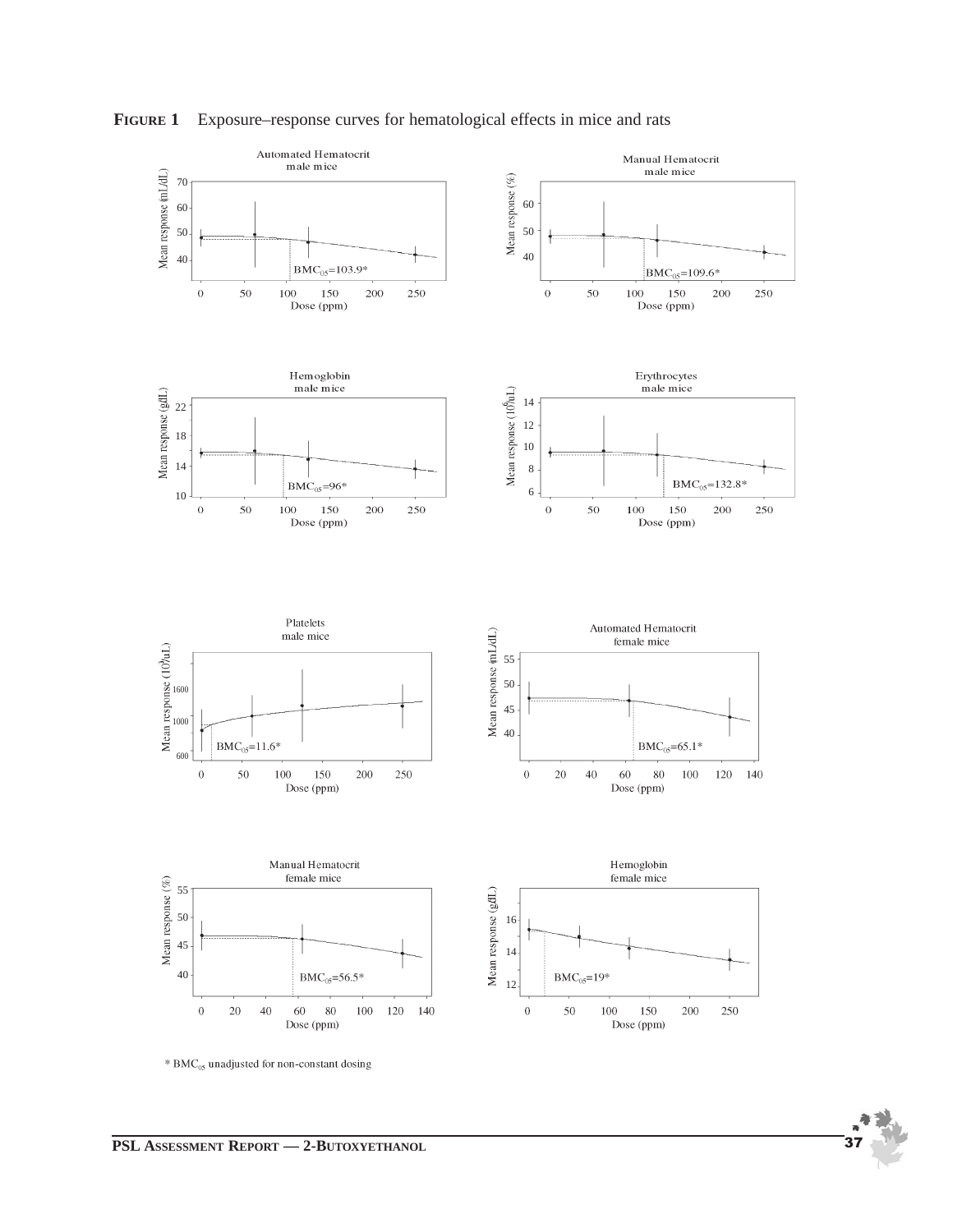**FIGURE 1** Exposure–response curves for hematological effects in mice and rats

Automated Hematocrit male mice — Mean response (mL/dL) vs Dose (ppm); $BMC_{05}$=103.9*

Manual Hematocrit male mice — Mean response (%) vs Dose (ppm); $BMC_{05}$=109.6*

Hemoglobin male mice — Mean response (g/dL) vs Dose (ppm); $BMC_{05}$=96*

Erythrocytes male mice — Mean response ($10^6$/uL) vs Dose (ppm); $BMC_{05}$=132.8*

Platelets male mice — Mean response ($10^3$/uL) vs Dose (ppm); $BMC_{05}$=11.6*

Automated Hematocrit female mice — Mean response (mL/dL) vs Dose (ppm); $BMC_{05}$=65.1*

Manual Hematocrit female mice — Mean response (%) vs Dose (ppm); $BMC_{05}$=56.5*

Hemoglobin female mice — Mean response (g/dL) vs Dose (ppm); $BMC_{05}$=19*

* $BMC_{05}$ unadjusted for non-constant dosing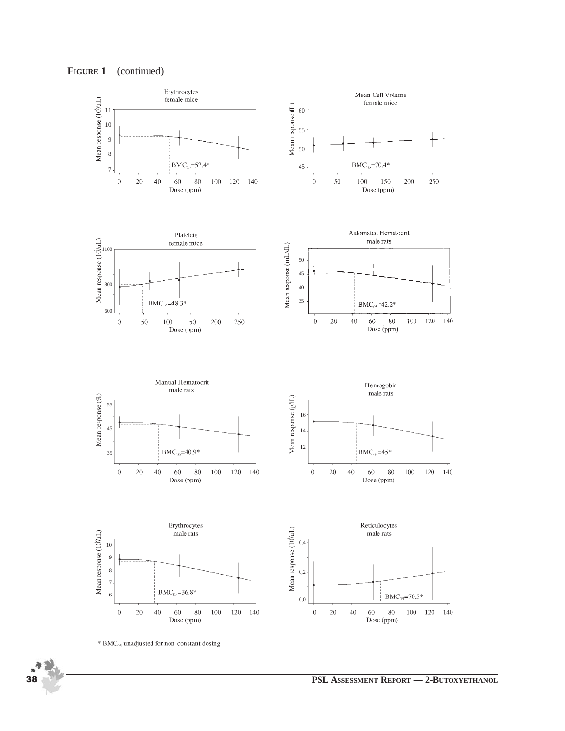**FIGURE 1** (continued)

Erythrocytes
female mice

Mean response ($10^6$/uL)

$BMC_{05}$=52.4*

Dose (ppm)

Mean Cell Volume
female mice

Mean response (fL)

$BMC_{05}$=70.4*

Dose (ppm)

Platelets
female mice

Mean response ($10^3$/uL)

$BMC_{05}$=48.3*

Dose (ppm)

Automated Hematocrit
male rats

Mean response (mL/dL)

$BMC_{05}$=42.2*

Dose (ppm)

Manual Hematocrit
male rats

Mean response (%)

$BMC_{05}$=40.9*

Dose (ppm)

Hemogobin
male rats

Mean response (g/dL)

$BMC_{05}$=45*

Dose (ppm)

Erythrocytes
male rats

Mean response ($10^6$/uL)

$BMC_{05}$=36.8*

Dose (ppm)

Reticulocytes
male rats

Mean response ($10^6$/uL)

$BMC_{05}$=70.5*

Dose (ppm)

* $BMC_{05}$ unadjusted for non-constant dosing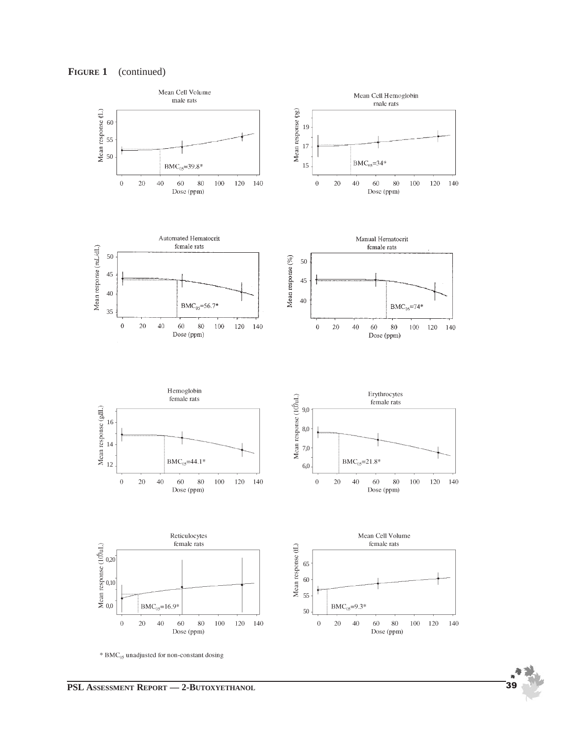**FIGURE 1** (continued)

Mean Cell Volume
male rats

$BMC_{05}$=39.8*

Mean Cell Hemoglobin
male rats

$BMC_{05}$=34*

Automated Hematocrit
female rats

$BMC_{05}$=56.7*

Manual Hematocrit
female rats

$BMC_{05}$=74*

Hemoglobin
female rats

$BMC_{05}$=44.1*

Erythrocytes
female rats

$BMC_{05}$=21.8*

Reticulocytes
female rats

$BMC_{05}$=16.9*

Mean Cell Volume
female rats

$BMC_{05}$=9.3*

* $BMC_{05}$ unadjusted for non-constant dosing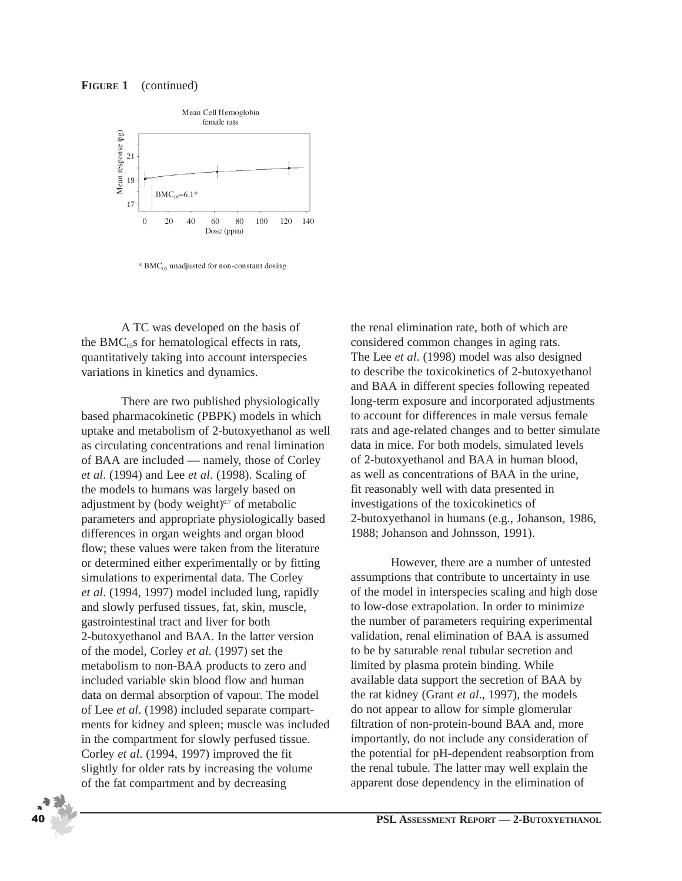**FIGURE 1** (continued)

Mean Cell Hemoglobin
female rats

$BMC_{05}$=6.1*

\* $BMC_{05}$ unadjusted for non-constant dosing

A TC was developed on the basis of the $BMC_{05}$s for hematological effects in rats, quantitatively taking into account interspecies variations in kinetics and dynamics.

There are two published physiologically based pharmacokinetic (PBPK) models in which uptake and metabolism of 2-butoxyethanol as well as circulating concentrations and renal limination of BAA are included — namely, those of Corley *et al*. (1994) and Lee *et al*. (1998). Scaling of the models to humans was largely based on adjustment by (body weight)$^{0.7}$ of metabolic parameters and appropriate physiologically based differences in organ weights and organ blood flow; these values were taken from the literature or determined either experimentally or by fitting simulations to experimental data. The Corley *et al*. (1994, 1997) model included lung, rapidly and slowly perfused tissues, fat, skin, muscle, gastrointestinal tract and liver for both 2-butoxyethanol and BAA. In the latter version of the model, Corley *et al*. (1997) set the metabolism to non-BAA products to zero and included variable skin blood flow and human data on dermal absorption of vapour. The model of Lee *et al*. (1998) included separate compartments for kidney and spleen; muscle was included in the compartment for slowly perfused tissue. Corley *et al*. (1994, 1997) improved the fit slightly for older rats by increasing the volume of the fat compartment and by decreasing the renal elimination rate, both of which are considered common changes in aging rats. The Lee *et al*. (1998) model was also designed to describe the toxicokinetics of 2-butoxyethanol and BAA in different species following repeated long-term exposure and incorporated adjustments to account for differences in male versus female rats and age-related changes and to better simulate data in mice. For both models, simulated levels of 2-butoxyethanol and BAA in human blood, as well as concentrations of BAA in the urine, fit reasonably well with data presented in investigations of the toxicokinetics of 2-butoxyethanol in humans (e.g., Johanson, 1986, 1988; Johanson and Johnsson, 1991).

However, there are a number of untested assumptions that contribute to uncertainty in use of the model in interspecies scaling and high dose to low-dose extrapolation. In order to minimize the number of parameters requiring experimental validation, renal elimination of BAA is assumed to be by saturable renal tubular secretion and limited by plasma protein binding. While available data support the secretion of BAA by the rat kidney (Grant *et al*., 1997), the models do not appear to allow for simple glomerular filtration of non-protein-bound BAA and, more importantly, do not include any consideration of the potential for pH-dependent reabsorption from the renal tubule. The latter may well explain the apparent dose dependency in the elimination of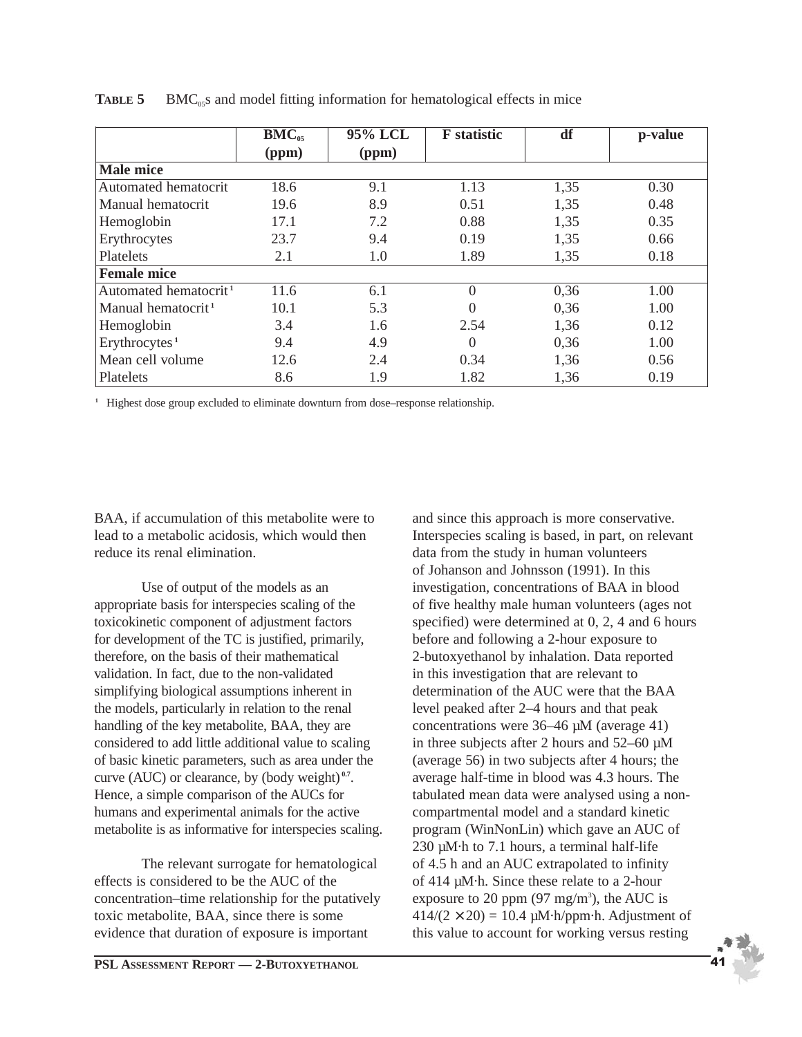**TABLE 5** $BMC_{05}$s and model fitting information for hematological effects in mice

| | $BMC_{05}$ (ppm) | 95% LCL (ppm) | F statistic | df | p-value |
|---|---|---|---|---|---|
| **Male mice** | | | | | |
| Automated hematocrit | 18.6 | 9.1 | 1.13 | 1,35 | 0.30 |
| Manual hematocrit | 19.6 | 8.9 | 0.51 | 1,35 | 0.48 |
| Hemoglobin | 17.1 | 7.2 | 0.88 | 1,35 | 0.35 |
| Erythrocytes | 23.7 | 9.4 | 0.19 | 1,35 | 0.66 |
| Platelets | 2.1 | 1.0 | 1.89 | 1,35 | 0.18 |
| **Female mice** | | | | | |
| Automated hematocrit[1] | 11.6 | 6.1 | 0 | 0,36 | 1.00 |
| Manual hematocrit[1] | 10.1 | 5.3 | 0 | 0,36 | 1.00 |
| Hemoglobin | 3.4 | 1.6 | 2.54 | 1,36 | 0.12 |
| Erythrocytes[1] | 9.4 | 4.9 | 0 | 0,36 | 1.00 |
| Mean cell volume | 12.6 | 2.4 | 0.34 | 1,36 | 0.56 |
| Platelets | 8.6 | 1.9 | 1.82 | 1,36 | 0.19 |

[1] Highest dose group excluded to eliminate downturn from dose–response relationship.

BAA, if accumulation of this metabolite were to lead to a metabolic acidosis, which would then reduce its renal elimination.

Use of output of the models as an appropriate basis for interspecies scaling of the toxicokinetic component of adjustment factors for development of the TC is justified, primarily, therefore, on the basis of their mathematical validation. In fact, due to the non-validated simplifying biological assumptions inherent in the models, particularly in relation to the renal handling of the key metabolite, BAA, they are considered to add little additional value to scaling of basic kinetic parameters, such as area under the curve (AUC) or clearance, by (body weight)$^{0.7}$. Hence, a simple comparison of the AUCs for humans and experimental animals for the active metabolite is as informative for interspecies scaling.

The relevant surrogate for hematological effects is considered to be the AUC of the concentration–time relationship for the putatively toxic metabolite, BAA, since there is some evidence that duration of exposure is important and since this approach is more conservative. Interspecies scaling is based, in part, on relevant data from the study in human volunteers of Johanson and Johnsson (1991). In this investigation, concentrations of BAA in blood of five healthy male human volunteers (ages not specified) were determined at 0, 2, 4 and 6 hours before and following a 2-hour exposure to 2-butoxyethanol by inhalation. Data reported in this investigation that are relevant to determination of the AUC were that the BAA level peaked after 2–4 hours and that peak concentrations were 36–46 μM (average 41) in three subjects after 2 hours and 52–60 μM (average 56) in two subjects after 4 hours; the average half-time in blood was 4.3 hours. The tabulated mean data were analysed using a non-compartmental model and a standard kinetic program (WinNonLin) which gave an AUC of 230 μM·h to 7.1 hours, a terminal half-life of 4.5 h and an AUC extrapolated to infinity of 414 μM·h. Since these relate to a 2-hour exposure to 20 ppm (97 mg/m$^3$), the AUC is $414/(2 \times 20) = 10.4$ μM·h/ppm·h. Adjustment of this value to account for working versus resting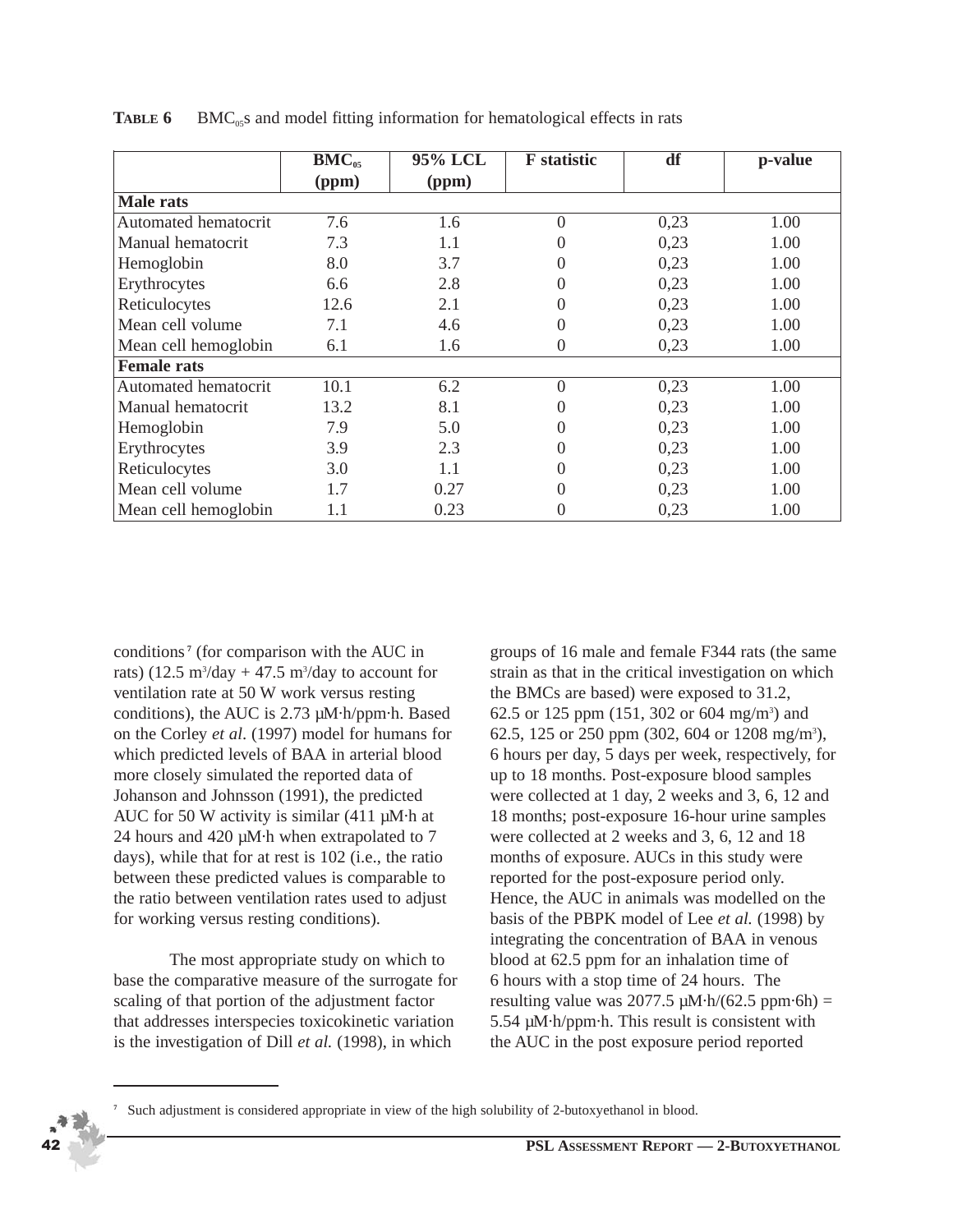**TABLE 6** $BMC_{05}$s and model fitting information for hematological effects in rats

| | $BMC_{05}$ (ppm) | 95% LCL (ppm) | F statistic | df | p-value |
|---|---|---|---|---|---|
| **Male rats** | | | | | |
| Automated hematocrit | 7.6 | 1.6 | 0 | 0,23 | 1.00 |
| Manual hematocrit | 7.3 | 1.1 | 0 | 0,23 | 1.00 |
| Hemoglobin | 8.0 | 3.7 | 0 | 0,23 | 1.00 |
| Erythrocytes | 6.6 | 2.8 | 0 | 0,23 | 1.00 |
| Reticulocytes | 12.6 | 2.1 | 0 | 0,23 | 1.00 |
| Mean cell volume | 7.1 | 4.6 | 0 | 0,23 | 1.00 |
| Mean cell hemoglobin | 6.1 | 1.6 | 0 | 0,23 | 1.00 |
| **Female rats** | | | | | |
| Automated hematocrit | 10.1 | 6.2 | 0 | 0,23 | 1.00 |
| Manual hematocrit | 13.2 | 8.1 | 0 | 0,23 | 1.00 |
| Hemoglobin | 7.9 | 5.0 | 0 | 0,23 | 1.00 |
| Erythrocytes | 3.9 | 2.3 | 0 | 0,23 | 1.00 |
| Reticulocytes | 3.0 | 1.1 | 0 | 0,23 | 1.00 |
| Mean cell volume | 1.7 | 0.27 | 0 | 0,23 | 1.00 |
| Mean cell hemoglobin | 1.1 | 0.23 | 0 | 0,23 | 1.00 |

conditions[7] (for comparison with the AUC in rats) (12.5 $m^3$/day + 47.5 $m^3$/day to account for ventilation rate at 50 W work versus resting conditions), the AUC is 2.73 µM·h/ppm·h. Based on the Corley *et al*. (1997) model for humans for which predicted levels of BAA in arterial blood more closely simulated the reported data of Johanson and Johnsson (1991), the predicted AUC for 50 W activity is similar (411 µM·h at 24 hours and 420 µM·h when extrapolated to 7 days), while that for at rest is 102 (i.e., the ratio between these predicted values is comparable to the ratio between ventilation rates used to adjust for working versus resting conditions).

The most appropriate study on which to base the comparative measure of the surrogate for scaling of that portion of the adjustment factor that addresses interspecies toxicokinetic variation is the investigation of Dill *et al.* (1998), in which groups of 16 male and female F344 rats (the same strain as that in the critical investigation on which the BMCs are based) were exposed to 31.2, 62.5 or 125 ppm (151, 302 or 604 mg/$m^3$) and 62.5, 125 or 250 ppm (302, 604 or 1208 mg/$m^3$), 6 hours per day, 5 days per week, respectively, for up to 18 months. Post-exposure blood samples were collected at 1 day, 2 weeks and 3, 6, 12 and 18 months; post-exposure 16-hour urine samples were collected at 2 weeks and 3, 6, 12 and 18 months of exposure. AUCs in this study were reported for the post-exposure period only. Hence, the AUC in animals was modelled on the basis of the PBPK model of Lee *et al.* (1998) by integrating the concentration of BAA in venous blood at 62.5 ppm for an inhalation time of 6 hours with a stop time of 24 hours. The resulting value was 2077.5 µM·h/(62.5 ppm·6h) = 5.54 µM·h/ppm·h. This result is consistent with the AUC in the post exposure period reported

[7] Such adjustment is considered appropriate in view of the high solubility of 2-butoxyethanol in blood.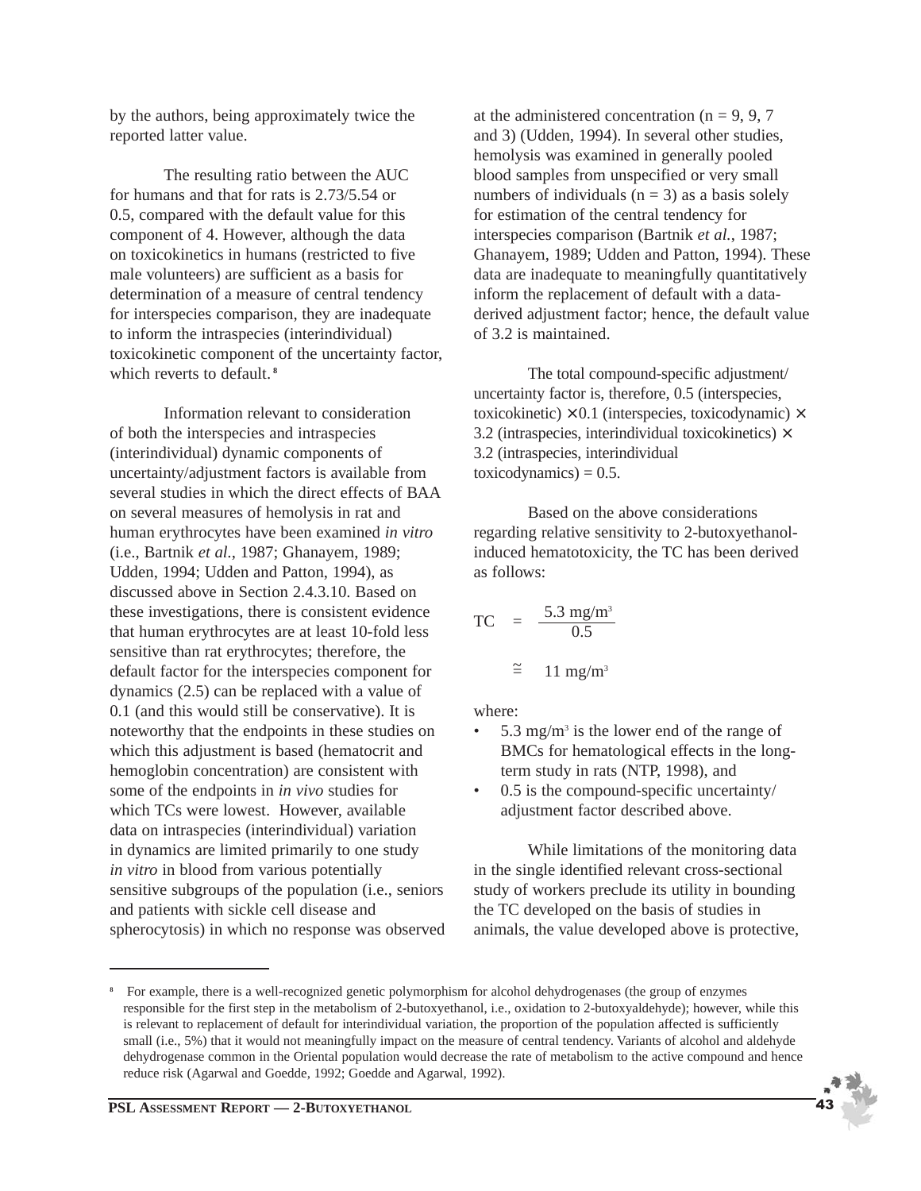by the authors, being approximately twice the reported latter value.

The resulting ratio between the AUC for humans and that for rats is 2.73/5.54 or 0.5, compared with the default value for this component of 4. However, although the data on toxicokinetics in humans (restricted to five male volunteers) are sufficient as a basis for determination of a measure of central tendency for interspecies comparison, they are inadequate to inform the intraspecies (interindividual) toxicokinetic component of the uncertainty factor, which reverts to default.[8]

Information relevant to consideration of both the interspecies and intraspecies (interindividual) dynamic components of uncertainty/adjustment factors is available from several studies in which the direct effects of BAA on several measures of hemolysis in rat and human erythrocytes have been examined *in vitro* (i.e., Bartnik *et al.*, 1987; Ghanayem, 1989; Udden, 1994; Udden and Patton, 1994), as discussed above in Section 2.4.3.10. Based on these investigations, there is consistent evidence that human erythrocytes are at least 10-fold less sensitive than rat erythrocytes; therefore, the default factor for the interspecies component for dynamics (2.5) can be replaced with a value of 0.1 (and this would still be conservative). It is noteworthy that the endpoints in these studies on which this adjustment is based (hematocrit and hemoglobin concentration) are consistent with some of the endpoints in *in vivo* studies for which TCs were lowest. However, available data on intraspecies (interindividual) variation in dynamics are limited primarily to one study *in vitro* in blood from various potentially sensitive subgroups of the population (i.e., seniors and patients with sickle cell disease and spherocytosis) in which no response was observed at the administered concentration (n = 9, 9, 7 and 3) (Udden, 1994). In several other studies, hemolysis was examined in generally pooled blood samples from unspecified or very small numbers of individuals (n = 3) as a basis solely for estimation of the central tendency for interspecies comparison (Bartnik *et al.*, 1987; Ghanayem, 1989; Udden and Patton, 1994). These data are inadequate to meaningfully quantitatively inform the replacement of default with a data-derived adjustment factor; hence, the default value of 3.2 is maintained.

The total compound-specific adjustment/uncertainty factor is, therefore, 0.5 (interspecies, toxicokinetic) × 0.1 (interspecies, toxicodynamic) × 3.2 (intraspecies, interindividual toxicokinetics) × 3.2 (intraspecies, interindividual toxicodynamics) = 0.5.

Based on the above considerations regarding relative sensitivity to 2-butoxyethanol-induced hematotoxicity, the TC has been derived as follows:

$$\text{TC} = \frac{5.3 \text{ mg/m}^3}{0.5}$$

$$\cong 11 \text{ mg/m}^3$$

where:

- 5.3 mg/m³ is the lower end of the range of BMCs for hematological effects in the long-term study in rats (NTP, 1998), and
- 0.5 is the compound-specific uncertainty/adjustment factor described above.

While limitations of the monitoring data in the single identified relevant cross-sectional study of workers preclude its utility in bounding the TC developed on the basis of studies in animals, the value developed above is protective,

---

[8] For example, there is a well-recognized genetic polymorphism for alcohol dehydrogenases (the group of enzymes responsible for the first step in the metabolism of 2-butoxyethanol, i.e., oxidation to 2-butoxyaldehyde); however, while this is relevant to replacement of default for interindividual variation, the proportion of the population affected is sufficiently small (i.e., 5%) that it would not meaningfully impact on the measure of central tendency. Variants of alcohol and aldehyde dehydrogenase common in the Oriental population would decrease the rate of metabolism to the active compound and hence reduce risk (Agarwal and Goedde, 1992; Goedde and Agarwal, 1992).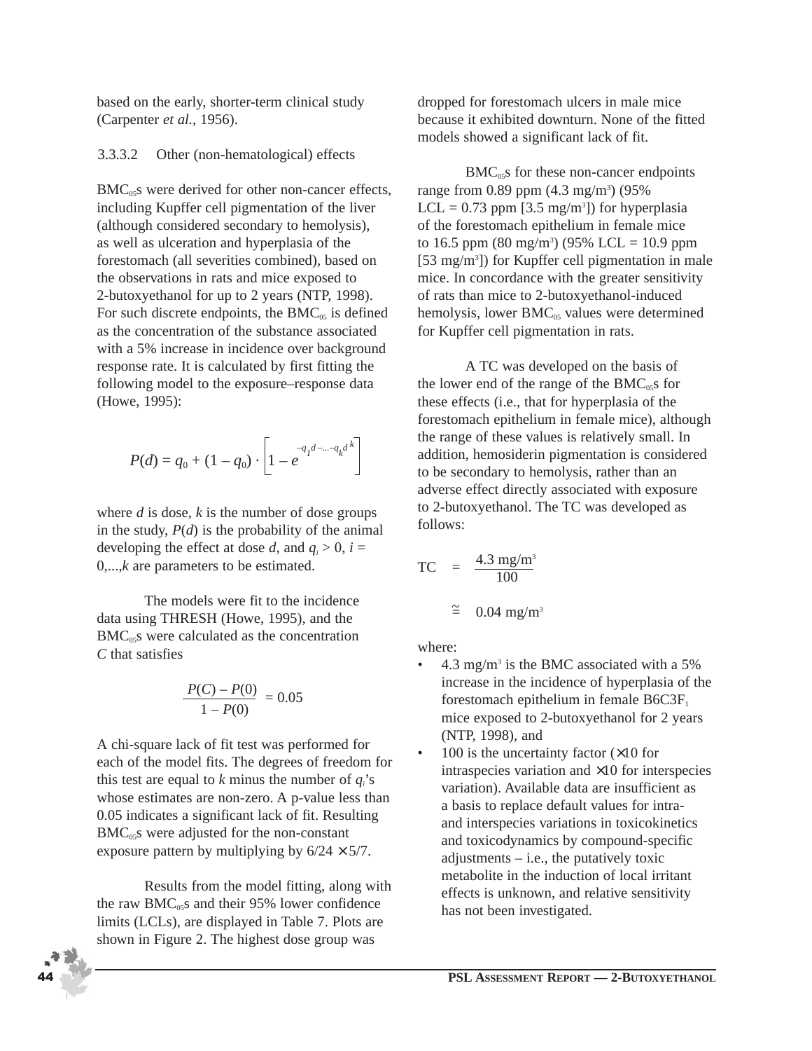based on the early, shorter-term clinical study (Carpenter *et al.*, 1956).

#### 3.3.3.2 Other (non-hematological) effects

$BMC_{05}$s were derived for other non-cancer effects, including Kupffer cell pigmentation of the liver (although considered secondary to hemolysis), as well as ulceration and hyperplasia of the forestomach (all severities combined), based on the observations in rats and mice exposed to 2-butoxyethanol for up to 2 years (NTP, 1998). For such discrete endpoints, the $BMC_{05}$ is defined as the concentration of the substance associated with a 5% increase in incidence over background response rate. It is calculated by first fitting the following model to the exposure–response data (Howe, 1995):

$$P(d) = q_0 + (1 - q_0) \cdot \left[1 - e^{-q_1 d - \ldots - q_k d^k}\right]$$

where $d$ is dose, $k$ is the number of dose groups in the study, $P(d)$ is the probability of the animal developing the effect at dose $d$, and $q_i > 0$, $i = 0,...,k$ are parameters to be estimated.

The models were fit to the incidence data using THRESH (Howe, 1995), and the $BMC_{05}$s were calculated as the concentration $C$ that satisfies

$$\frac{P(C) - P(0)}{1 - P(0)} = 0.05$$

A chi-square lack of fit test was performed for each of the model fits. The degrees of freedom for this test are equal to $k$ minus the number of $q_i$'s whose estimates are non-zero. A p-value less than 0.05 indicates a significant lack of fit. Resulting $BMC_{05}$s were adjusted for the non-constant exposure pattern by multiplying by $6/24 \times 5/7$.

Results from the model fitting, along with the raw $BMC_{05}$s and their 95% lower confidence limits (LCLs), are displayed in Table 7. Plots are shown in Figure 2. The highest dose group was dropped for forestomach ulcers in male mice because it exhibited downturn. None of the fitted models showed a significant lack of fit.

$BMC_{05}$s for these non-cancer endpoints range from 0.89 ppm (4.3 mg/m$^3$) (95% LCL = 0.73 ppm [3.5 mg/m$^3$]) for hyperplasia of the forestomach epithelium in female mice to 16.5 ppm (80 mg/m$^3$) (95% LCL = 10.9 ppm [53 mg/m$^3$]) for Kupffer cell pigmentation in male mice. In concordance with the greater sensitivity of rats than mice to 2-butoxyethanol-induced hemolysis, lower $BMC_{05}$ values were determined for Kupffer cell pigmentation in rats.

A TC was developed on the basis of the lower end of the range of the $BMC_{05}$s for these effects (i.e., that for hyperplasia of the forestomach epithelium in female mice), although the range of these values is relatively small. In addition, hemosiderin pigmentation is considered to be secondary to hemolysis, rather than an adverse effect directly associated with exposure to 2-butoxyethanol. The TC was developed as follows:

$$\text{TC} = \frac{4.3 \text{ mg/m}^3}{100}$$

$$\cong 0.04 \text{ mg/m}^3$$

where:

- 4.3 mg/m$^3$ is the BMC associated with a 5% increase in the incidence of hyperplasia of the forestomach epithelium in female $B6C3F_1$ mice exposed to 2-butoxyethanol for 2 years (NTP, 1998), and
- 100 is the uncertainty factor (×10 for intraspecies variation and ×10 for interspecies variation). Available data are insufficient as a basis to replace default values for intra- and interspecies variations in toxicokinetics and toxicodynamics by compound-specific adjustments – i.e., the putatively toxic metabolite in the induction of local irritant effects is unknown, and relative sensitivity has not been investigated.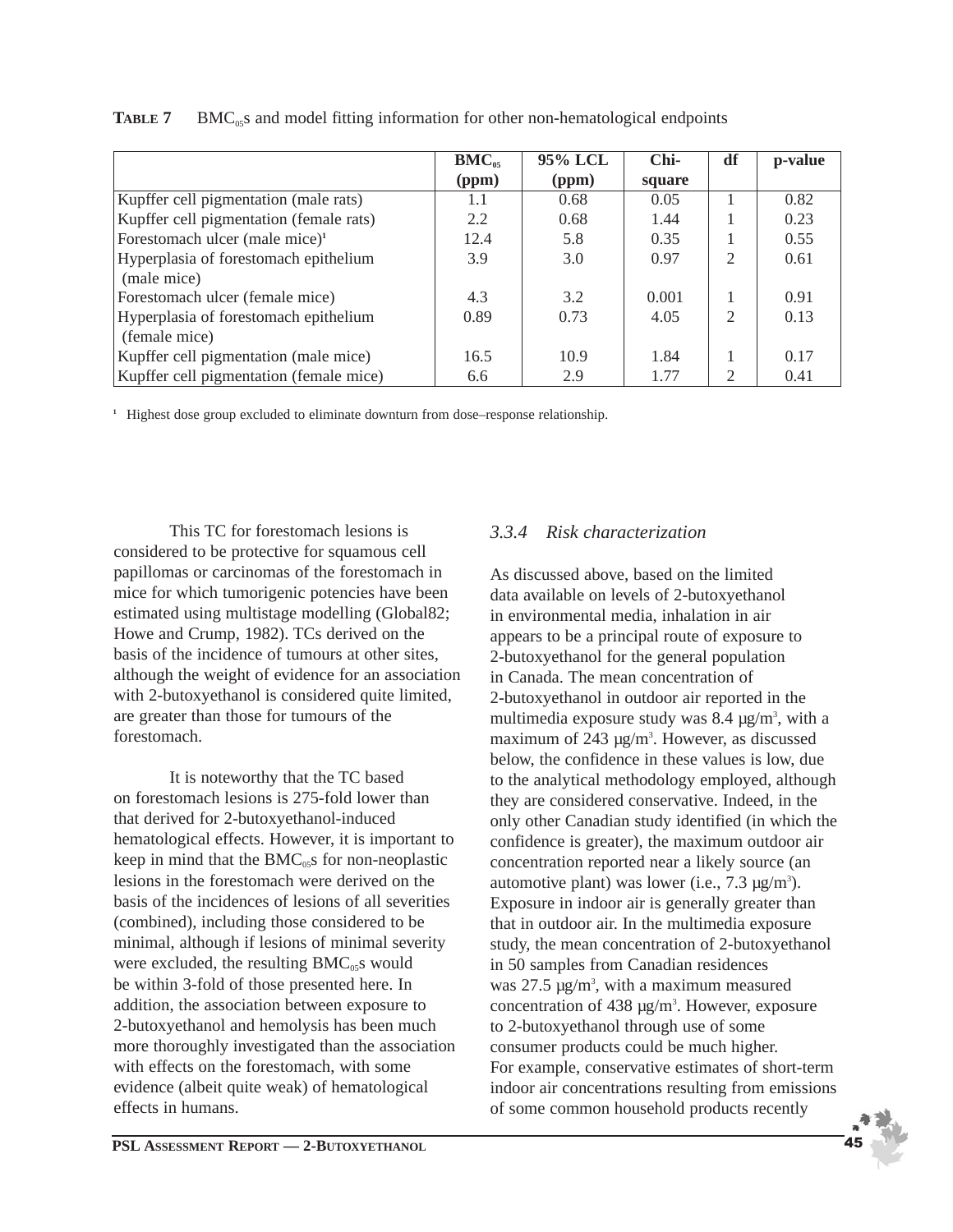**TABLE 7** $BMC_{05}$s and model fitting information for other non-hematological endpoints

| | $BMC_{05}$ (ppm) | 95% LCL (ppm) | Chi-square | df | p-value |
|---|---|---|---|---|---|
| Kupffer cell pigmentation (male rats) | 1.1 | 0.68 | 0.05 | 1 | 0.82 |
| Kupffer cell pigmentation (female rats) | 2.2 | 0.68 | 1.44 | 1 | 0.23 |
| Forestomach ulcer (male mice)[1] | 12.4 | 5.8 | 0.35 | 1 | 0.55 |
| Hyperplasia of forestomach epithelium (male mice) | 3.9 | 3.0 | 0.97 | 2 | 0.61 |
| Forestomach ulcer (female mice) | 4.3 | 3.2 | 0.001 | 1 | 0.91 |
| Hyperplasia of forestomach epithelium (female mice) | 0.89 | 0.73 | 4.05 | 2 | 0.13 |
| Kupffer cell pigmentation (male mice) | 16.5 | 10.9 | 1.84 | 1 | 0.17 |
| Kupffer cell pigmentation (female mice) | 6.6 | 2.9 | 1.77 | 2 | 0.41 |

[1] Highest dose group excluded to eliminate downturn from dose–response relationship.

This TC for forestomach lesions is considered to be protective for squamous cell papillomas or carcinomas of the forestomach in mice for which tumorigenic potencies have been estimated using multistage modelling (Global82; Howe and Crump, 1982). TCs derived on the basis of the incidence of tumours at other sites, although the weight of evidence for an association with 2-butoxyethanol is considered quite limited, are greater than those for tumours of the forestomach.

It is noteworthy that the TC based on forestomach lesions is 275-fold lower than that derived for 2-butoxyethanol-induced hematological effects. However, it is important to keep in mind that the $BMC_{05}$s for non-neoplastic lesions in the forestomach were derived on the basis of the incidences of lesions of all severities (combined), including those considered to be minimal, although if lesions of minimal severity were excluded, the resulting $BMC_{05}$s would be within 3-fold of those presented here. In addition, the association between exposure to 2-butoxyethanol and hemolysis has been much more thoroughly investigated than the association with effects on the forestomach, with some evidence (albeit quite weak) of hematological effects in humans.

### *3.3.4 Risk characterization*

As discussed above, based on the limited data available on levels of 2-butoxyethanol in environmental media, inhalation in air appears to be a principal route of exposure to 2-butoxyethanol for the general population in Canada. The mean concentration of 2-butoxyethanol in outdoor air reported in the multimedia exposure study was 8.4 µg/m$^3$, with a maximum of 243 µg/m$^3$. However, as discussed below, the confidence in these values is low, due to the analytical methodology employed, although they are considered conservative. Indeed, in the only other Canadian study identified (in which the confidence is greater), the maximum outdoor air concentration reported near a likely source (an automotive plant) was lower (i.e., 7.3 µg/m$^3$). Exposure in indoor air is generally greater than that in outdoor air. In the multimedia exposure study, the mean concentration of 2-butoxyethanol in 50 samples from Canadian residences was 27.5 µg/m$^3$, with a maximum measured concentration of 438 µg/m$^3$. However, exposure to 2-butoxyethanol through use of some consumer products could be much higher. For example, conservative estimates of short-term indoor air concentrations resulting from emissions of some common household products recently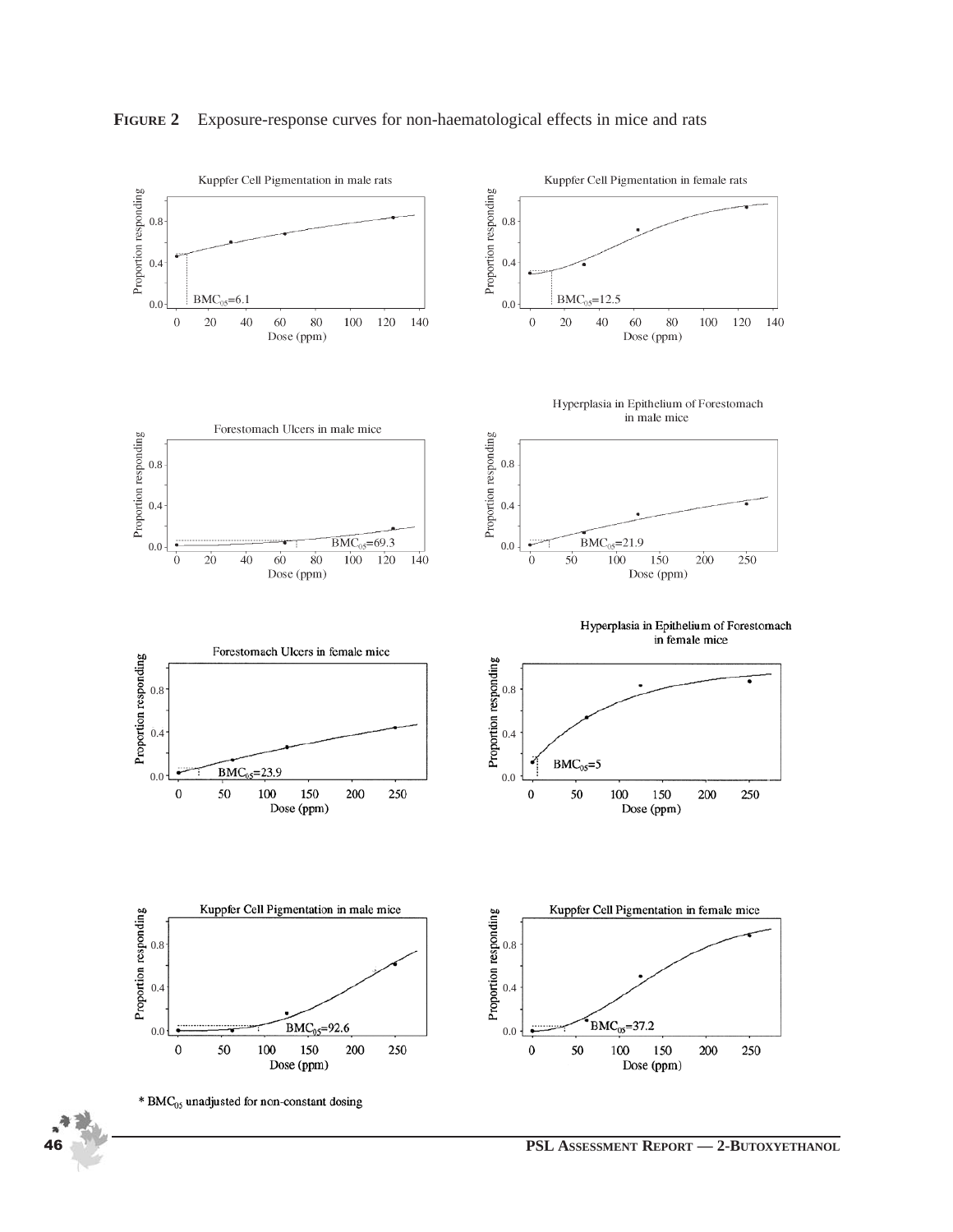**FIGURE 2** Exposure-response curves for non-haematological effects in mice and rats

Kuppfer Cell Pigmentation in male rats

$BMC_{05}$=6.1

Kuppfer Cell Pigmentation in female rats

$BMC_{05}$=12.5

Forestomach Ulcers in male mice

$BMC_{05}$=69.3

Hyperplasia in Epithelium of Forestomach in male mice

$BMC_{05}$=21.9

Forestomach Ulcers in female mice

$BMC_{05}$=23.9

Hyperplasia in Epithelium of Forestomach in female mice

$BMC_{05}$=5

Kuppfer Cell Pigmentation in male mice

$BMC_{05}$=92.6

Kuppfer Cell Pigmentation in female mice

$BMC_{05}$=37.2

\* $BMC_{05}$ unadjusted for non-constant dosing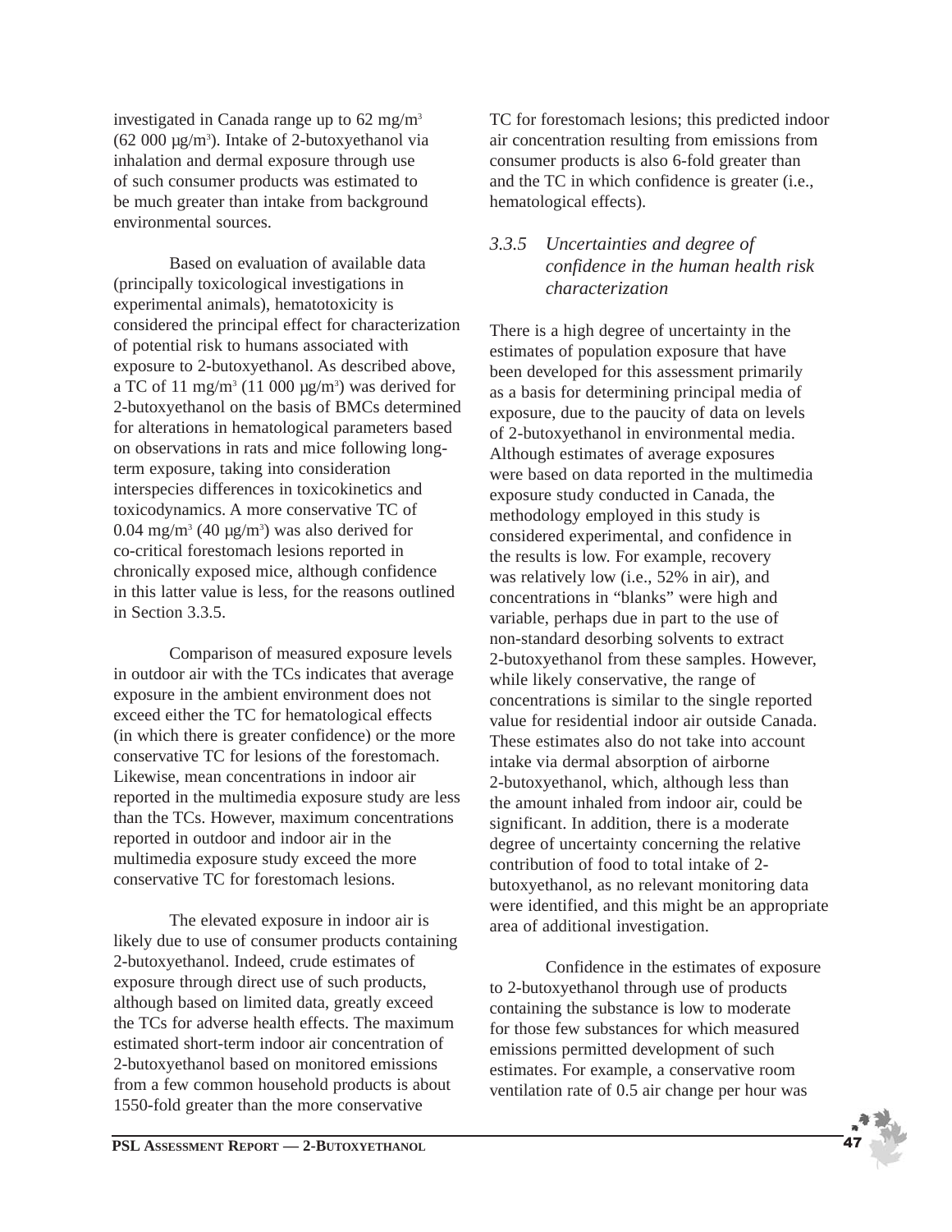investigated in Canada range up to 62 mg/m$^3$ (62 000 µg/m$^3$). Intake of 2-butoxyethanol via inhalation and dermal exposure through use of such consumer products was estimated to be much greater than intake from background environmental sources.

Based on evaluation of available data (principally toxicological investigations in experimental animals), hematotoxicity is considered the principal effect for characterization of potential risk to humans associated with exposure to 2-butoxyethanol. As described above, a TC of 11 mg/m$^3$ (11 000 µg/m$^3$) was derived for 2-butoxyethanol on the basis of BMCs determined for alterations in hematological parameters based on observations in rats and mice following long-term exposure, taking into consideration interspecies differences in toxicokinetics and toxicodynamics. A more conservative TC of 0.04 mg/m$^3$ (40 µg/m$^3$) was also derived for co-critical forestomach lesions reported in chronically exposed mice, although confidence in this latter value is less, for the reasons outlined in Section 3.3.5.

Comparison of measured exposure levels in outdoor air with the TCs indicates that average exposure in the ambient environment does not exceed either the TC for hematological effects (in which there is greater confidence) or the more conservative TC for lesions of the forestomach. Likewise, mean concentrations in indoor air reported in the multimedia exposure study are less than the TCs. However, maximum concentrations reported in outdoor and indoor air in the multimedia exposure study exceed the more conservative TC for forestomach lesions.

The elevated exposure in indoor air is likely due to use of consumer products containing 2-butoxyethanol. Indeed, crude estimates of exposure through direct use of such products, although based on limited data, greatly exceed the TCs for adverse health effects. The maximum estimated short-term indoor air concentration of 2-butoxyethanol based on monitored emissions from a few common household products is about 1550-fold greater than the more conservative TC for forestomach lesions; this predicted indoor air concentration resulting from emissions from consumer products is also 6-fold greater than and the TC in which confidence is greater (i.e., hematological effects).

### *3.3.5 Uncertainties and degree of confidence in the human health risk characterization*

There is a high degree of uncertainty in the estimates of population exposure that have been developed for this assessment primarily as a basis for determining principal media of exposure, due to the paucity of data on levels of 2-butoxyethanol in environmental media. Although estimates of average exposures were based on data reported in the multimedia exposure study conducted in Canada, the methodology employed in this study is considered experimental, and confidence in the results is low. For example, recovery was relatively low (i.e., 52% in air), and concentrations in "blanks" were high and variable, perhaps due in part to the use of non-standard desorbing solvents to extract 2-butoxyethanol from these samples. However, while likely conservative, the range of concentrations is similar to the single reported value for residential indoor air outside Canada. These estimates also do not take into account intake via dermal absorption of airborne 2-butoxyethanol, which, although less than the amount inhaled from indoor air, could be significant. In addition, there is a moderate degree of uncertainty concerning the relative contribution of food to total intake of 2-butoxyethanol, as no relevant monitoring data were identified, and this might be an appropriate area of additional investigation.

Confidence in the estimates of exposure to 2-butoxyethanol through use of products containing the substance is low to moderate for those few substances for which measured emissions permitted development of such estimates. For example, a conservative room ventilation rate of 0.5 air change per hour was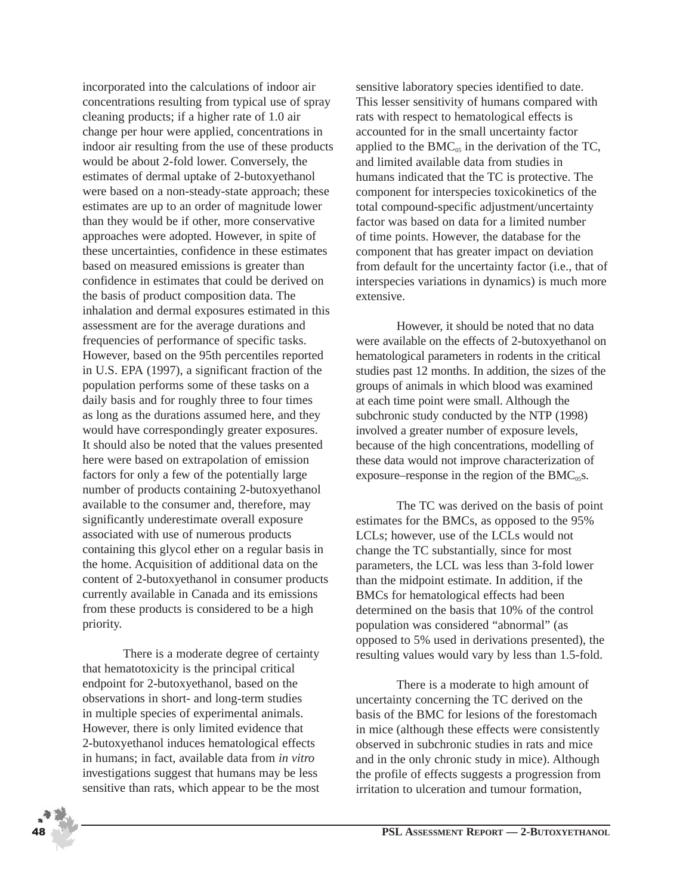incorporated into the calculations of indoor air concentrations resulting from typical use of spray cleaning products; if a higher rate of 1.0 air change per hour were applied, concentrations in indoor air resulting from the use of these products would be about 2-fold lower. Conversely, the estimates of dermal uptake of 2-butoxyethanol were based on a non-steady-state approach; these estimates are up to an order of magnitude lower than they would be if other, more conservative approaches were adopted. However, in spite of these uncertainties, confidence in these estimates based on measured emissions is greater than confidence in estimates that could be derived on the basis of product composition data. The inhalation and dermal exposures estimated in this assessment are for the average durations and frequencies of performance of specific tasks. However, based on the 95th percentiles reported in U.S. EPA (1997), a significant fraction of the population performs some of these tasks on a daily basis and for roughly three to four times as long as the durations assumed here, and they would have correspondingly greater exposures. It should also be noted that the values presented here were based on extrapolation of emission factors for only a few of the potentially large number of products containing 2-butoxyethanol available to the consumer and, therefore, may significantly underestimate overall exposure associated with use of numerous products containing this glycol ether on a regular basis in the home. Acquisition of additional data on the content of 2-butoxyethanol in consumer products currently available in Canada and its emissions from these products is considered to be a high priority.

There is a moderate degree of certainty that hematotoxicity is the principal critical endpoint for 2-butoxyethanol, based on the observations in short- and long-term studies in multiple species of experimental animals. However, there is only limited evidence that 2-butoxyethanol induces hematological effects in humans; in fact, available data from *in vitro* investigations suggest that humans may be less sensitive than rats, which appear to be the most sensitive laboratory species identified to date. This lesser sensitivity of humans compared with rats with respect to hematological effects is accounted for in the small uncertainty factor applied to the $BMC_{05}$ in the derivation of the TC, and limited available data from studies in humans indicated that the TC is protective. The component for interspecies toxicokinetics of the total compound-specific adjustment/uncertainty factor was based on data for a limited number of time points. However, the database for the component that has greater impact on deviation from default for the uncertainty factor (i.e., that of interspecies variations in dynamics) is much more extensive.

However, it should be noted that no data were available on the effects of 2-butoxyethanol on hematological parameters in rodents in the critical studies past 12 months. In addition, the sizes of the groups of animals in which blood was examined at each time point were small. Although the subchronic study conducted by the NTP (1998) involved a greater number of exposure levels, because of the high concentrations, modelling of these data would not improve characterization of exposure–response in the region of the $BMC_{05}$s.

The TC was derived on the basis of point estimates for the BMCs, as opposed to the 95% LCLs; however, use of the LCLs would not change the TC substantially, since for most parameters, the LCL was less than 3-fold lower than the midpoint estimate. In addition, if the BMCs for hematological effects had been determined on the basis that 10% of the control population was considered "abnormal" (as opposed to 5% used in derivations presented), the resulting values would vary by less than 1.5-fold.

There is a moderate to high amount of uncertainty concerning the TC derived on the basis of the BMC for lesions of the forestomach in mice (although these effects were consistently observed in subchronic studies in rats and mice and in the only chronic study in mice). Although the profile of effects suggests a progression from irritation to ulceration and tumour formation,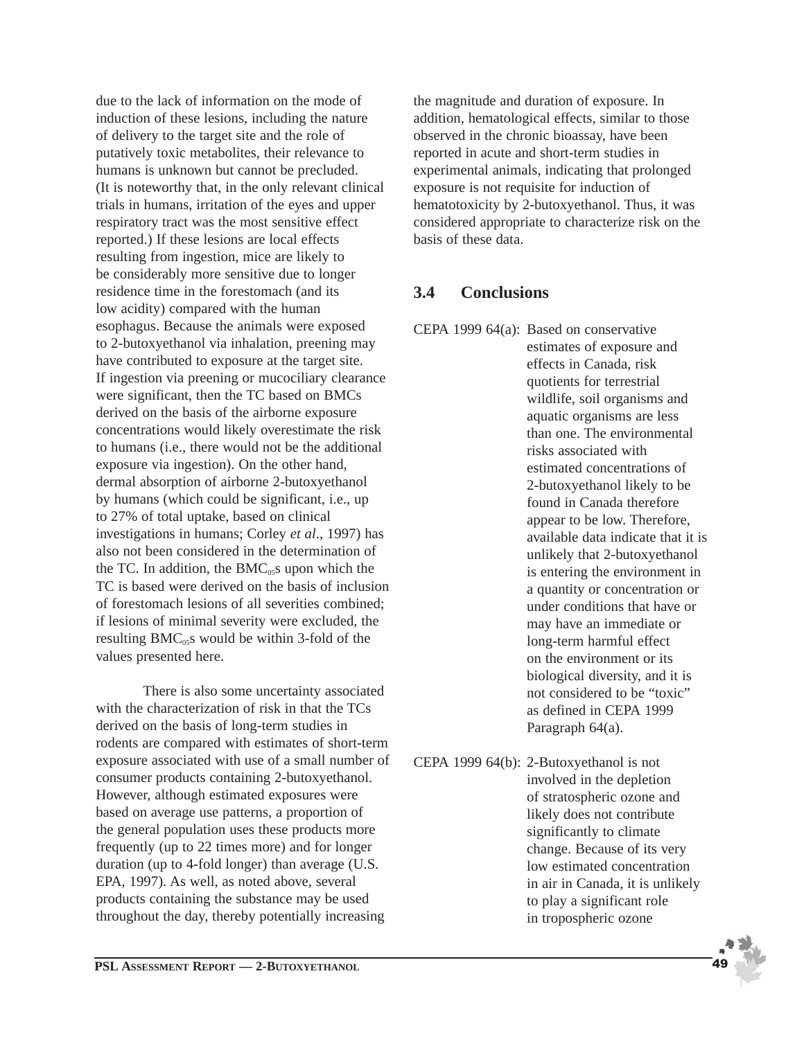due to the lack of information on the mode of induction of these lesions, including the nature of delivery to the target site and the role of putatively toxic metabolites, their relevance to humans is unknown but cannot be precluded. (It is noteworthy that, in the only relevant clinical trials in humans, irritation of the eyes and upper respiratory tract was the most sensitive effect reported.) If these lesions are local effects resulting from ingestion, mice are likely to be considerably more sensitive due to longer residence time in the forestomach (and its low acidity) compared with the human esophagus. Because the animals were exposed to 2-butoxyethanol via inhalation, preening may have contributed to exposure at the target site. If ingestion via preening or mucociliary clearance were significant, then the TC based on BMCs derived on the basis of the airborne exposure concentrations would likely overestimate the risk to humans (i.e., there would not be the additional exposure via ingestion). On the other hand, dermal absorption of airborne 2-butoxyethanol by humans (which could be significant, i.e., up to 27% of total uptake, based on clinical investigations in humans; Corley *et al*., 1997) has also not been considered in the determination of the TC. In addition, the $BMC_{05}$s upon which the TC is based were derived on the basis of inclusion of forestomach lesions of all severities combined; if lesions of minimal severity were excluded, the resulting $BMC_{05}$s would be within 3-fold of the values presented here.

There is also some uncertainty associated with the characterization of risk in that the TCs derived on the basis of long-term studies in rodents are compared with estimates of short-term exposure associated with use of a small number of consumer products containing 2-butoxyethanol. However, although estimated exposures were based on average use patterns, a proportion of the general population uses these products more frequently (up to 22 times more) and for longer duration (up to 4-fold longer) than average (U.S. EPA, 1997). As well, as noted above, several products containing the substance may be used throughout the day, thereby potentially increasing the magnitude and duration of exposure. In addition, hematological effects, similar to those observed in the chronic bioassay, have been reported in acute and short-term studies in experimental animals, indicating that prolonged exposure is not requisite for induction of hematotoxicity by 2-butoxyethanol. Thus, it was considered appropriate to characterize risk on the basis of these data.

## 3.4 Conclusions

CEPA 1999 64(a): Based on conservative estimates of exposure and effects in Canada, risk quotients for terrestrial wildlife, soil organisms and aquatic organisms are less than one. The environmental risks associated with estimated concentrations of 2-butoxyethanol likely to be found in Canada therefore appear to be low. Therefore, available data indicate that it is unlikely that 2-butoxyethanol is entering the environment in a quantity or concentration or under conditions that have or may have an immediate or long-term harmful effect on the environment or its biological diversity, and it is not considered to be "toxic" as defined in CEPA 1999 Paragraph 64(a).

CEPA 1999 64(b): 2-Butoxyethanol is not involved in the depletion of stratospheric ozone and likely does not contribute significantly to climate change. Because of its very low estimated concentration in air in Canada, it is unlikely to play a significant role in tropospheric ozone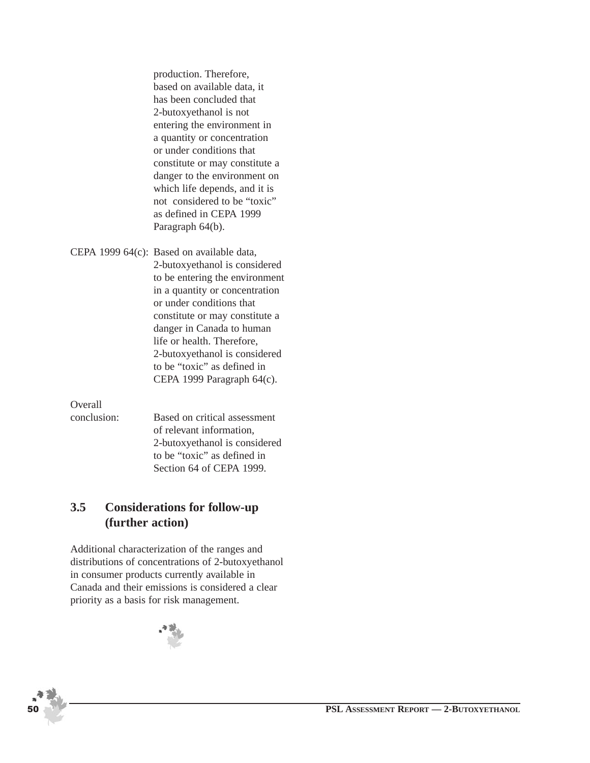production. Therefore, based on available data, it has been concluded that 2-butoxyethanol is not entering the environment in a quantity or concentration or under conditions that constitute or may constitute a danger to the environment on which life depends, and it is not considered to be "toxic" as defined in CEPA 1999 Paragraph 64(b).

CEPA 1999 64(c): Based on available data, 2-butoxyethanol is considered to be entering the environment in a quantity or concentration or under conditions that constitute or may constitute a danger in Canada to human life or health. Therefore, 2-butoxyethanol is considered to be "toxic" as defined in CEPA 1999 Paragraph 64(c).

Overall conclusion: Based on critical assessment of relevant information, 2-butoxyethanol is considered to be "toxic" as defined in Section 64 of CEPA 1999.

## 3.5 Considerations for follow-up (further action)

Additional characterization of the ranges and distributions of concentrations of 2-butoxyethanol in consumer products currently available in Canada and their emissions is considered a clear priority as a basis for risk management.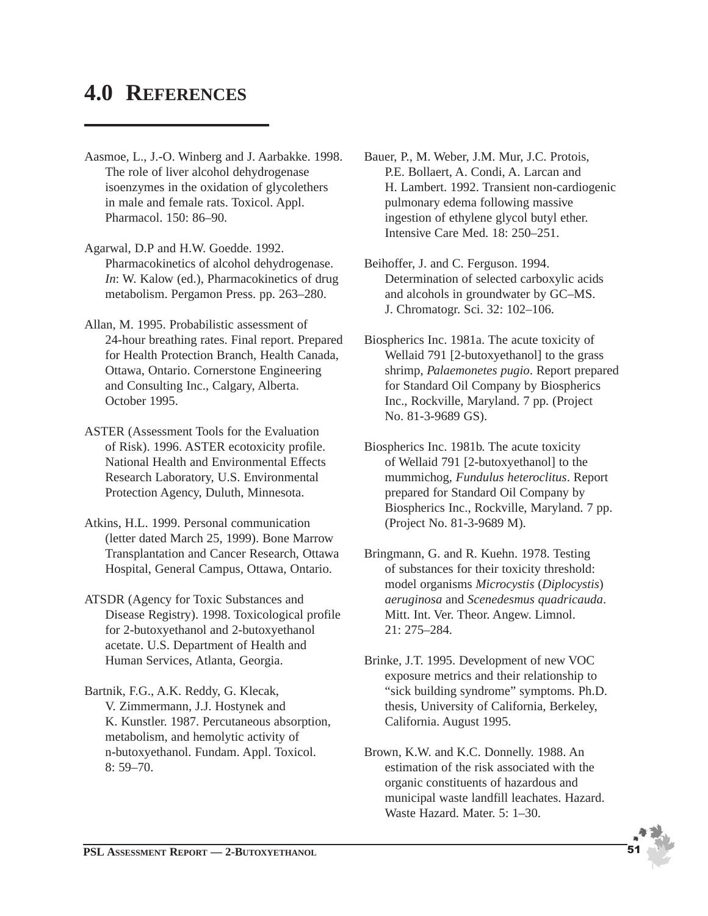# 4.0 REFERENCES

Aasmoe, L., J.-O. Winberg and J. Aarbakke. 1998. The role of liver alcohol dehydrogenase isoenzymes in the oxidation of glycolethers in male and female rats. Toxicol. Appl. Pharmacol. 150: 86–90.

Agarwal, D.P and H.W. Goedde. 1992. Pharmacokinetics of alcohol dehydrogenase. *In*: W. Kalow (ed.), Pharmacokinetics of drug metabolism. Pergamon Press. pp. 263–280.

Allan, M. 1995. Probabilistic assessment of 24-hour breathing rates. Final report. Prepared for Health Protection Branch, Health Canada, Ottawa, Ontario. Cornerstone Engineering and Consulting Inc., Calgary, Alberta. October 1995.

ASTER (Assessment Tools for the Evaluation of Risk). 1996. ASTER ecotoxicity profile. National Health and Environmental Effects Research Laboratory, U.S. Environmental Protection Agency, Duluth, Minnesota.

Atkins, H.L. 1999. Personal communication (letter dated March 25, 1999). Bone Marrow Transplantation and Cancer Research, Ottawa Hospital, General Campus, Ottawa, Ontario.

ATSDR (Agency for Toxic Substances and Disease Registry). 1998. Toxicological profile for 2-butoxyethanol and 2-butoxyethanol acetate. U.S. Department of Health and Human Services, Atlanta, Georgia.

Bartnik, F.G., A.K. Reddy, G. Klecak, V. Zimmermann, J.J. Hostynek and K. Kunstler. 1987. Percutaneous absorption, metabolism, and hemolytic activity of n-butoxyethanol. Fundam. Appl. Toxicol. 8: 59–70.

Bauer, P., M. Weber, J.M. Mur, J.C. Protois, P.E. Bollaert, A. Condi, A. Larcan and H. Lambert. 1992. Transient non-cardiogenic pulmonary edema following massive ingestion of ethylene glycol butyl ether. Intensive Care Med. 18: 250–251.

Beihoffer, J. and C. Ferguson. 1994. Determination of selected carboxylic acids and alcohols in groundwater by GC–MS. J. Chromatogr. Sci. 32: 102–106.

Biospherics Inc. 1981a. The acute toxicity of Wellaid 791 [2-butoxyethanol] to the grass shrimp, *Palaemonetes pugio*. Report prepared for Standard Oil Company by Biospherics Inc., Rockville, Maryland. 7 pp. (Project No. 81-3-9689 GS).

Biospherics Inc. 1981b. The acute toxicity of Wellaid 791 [2-butoxyethanol] to the mummichog, *Fundulus heteroclitus*. Report prepared for Standard Oil Company by Biospherics Inc., Rockville, Maryland. 7 pp. (Project No. 81-3-9689 M).

Bringmann, G. and R. Kuehn. 1978. Testing of substances for their toxicity threshold: model organisms *Microcystis* (*Diplocystis*) *aeruginosa* and *Scenedesmus quadricauda*. Mitt. Int. Ver. Theor. Angew. Limnol. 21: 275–284.

Brinke, J.T. 1995. Development of new VOC exposure metrics and their relationship to "sick building syndrome" symptoms. Ph.D. thesis, University of California, Berkeley, California. August 1995.

Brown, K.W. and K.C. Donnelly. 1988. An estimation of the risk associated with the organic constituents of hazardous and municipal waste landfill leachates. Hazard. Waste Hazard. Mater. 5: 1–30.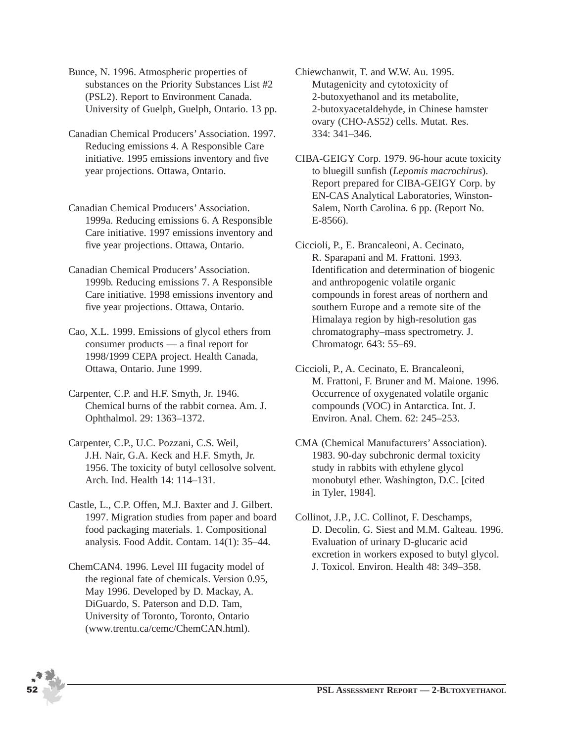Bunce, N. 1996. Atmospheric properties of substances on the Priority Substances List #2 (PSL2). Report to Environment Canada. University of Guelph, Guelph, Ontario. 13 pp.

Canadian Chemical Producers' Association. 1997. Reducing emissions 4. A Responsible Care initiative. 1995 emissions inventory and five year projections. Ottawa, Ontario.

Canadian Chemical Producers' Association. 1999a. Reducing emissions 6. A Responsible Care initiative. 1997 emissions inventory and five year projections. Ottawa, Ontario.

Canadian Chemical Producers' Association. 1999b. Reducing emissions 7. A Responsible Care initiative. 1998 emissions inventory and five year projections. Ottawa, Ontario.

Cao, X.L. 1999. Emissions of glycol ethers from consumer products — a final report for 1998/1999 CEPA project. Health Canada, Ottawa, Ontario. June 1999.

Carpenter, C.P. and H.F. Smyth, Jr. 1946. Chemical burns of the rabbit cornea. Am. J. Ophthalmol. 29: 1363–1372.

Carpenter, C.P., U.C. Pozzani, C.S. Weil, J.H. Nair, G.A. Keck and H.F. Smyth, Jr. 1956. The toxicity of butyl cellosolve solvent. Arch. Ind. Health 14: 114–131.

Castle, L., C.P. Offen, M.J. Baxter and J. Gilbert. 1997. Migration studies from paper and board food packaging materials. 1. Compositional analysis. Food Addit. Contam. 14(1): 35–44.

ChemCAN4. 1996. Level III fugacity model of the regional fate of chemicals. Version 0.95, May 1996. Developed by D. Mackay, A. DiGuardo, S. Paterson and D.D. Tam, University of Toronto, Toronto, Ontario (www.trentu.ca/cemc/ChemCAN.html).

Chiewchanwit, T. and W.W. Au. 1995. Mutagenicity and cytotoxicity of 2-butoxyethanol and its metabolite, 2-butoxyacetaldehyde, in Chinese hamster ovary (CHO-AS52) cells. Mutat. Res. 334: 341–346.

CIBA-GEIGY Corp. 1979. 96-hour acute toxicity to bluegill sunfish (*Lepomis macrochirus*). Report prepared for CIBA-GEIGY Corp. by EN-CAS Analytical Laboratories, Winston-Salem, North Carolina. 6 pp. (Report No. E-8566).

Ciccioli, P., E. Brancaleoni, A. Cecinato, R. Sparapani and M. Frattoni. 1993. Identification and determination of biogenic and anthropogenic volatile organic compounds in forest areas of northern and southern Europe and a remote site of the Himalaya region by high-resolution gas chromatography–mass spectrometry. J. Chromatogr. 643: 55–69.

Ciccioli, P., A. Cecinato, E. Brancaleoni, M. Frattoni, F. Bruner and M. Maione. 1996. Occurrence of oxygenated volatile organic compounds (VOC) in Antarctica. Int. J. Environ. Anal. Chem. 62: 245–253.

CMA (Chemical Manufacturers' Association). 1983. 90-day subchronic dermal toxicity study in rabbits with ethylene glycol monobutyl ether. Washington, D.C. [cited in Tyler, 1984].

Collinot, J.P., J.C. Collinot, F. Deschamps, D. Decolin, G. Siest and M.M. Galteau. 1996. Evaluation of urinary D-glucaric acid excretion in workers exposed to butyl glycol. J. Toxicol. Environ. Health 48: 349–358.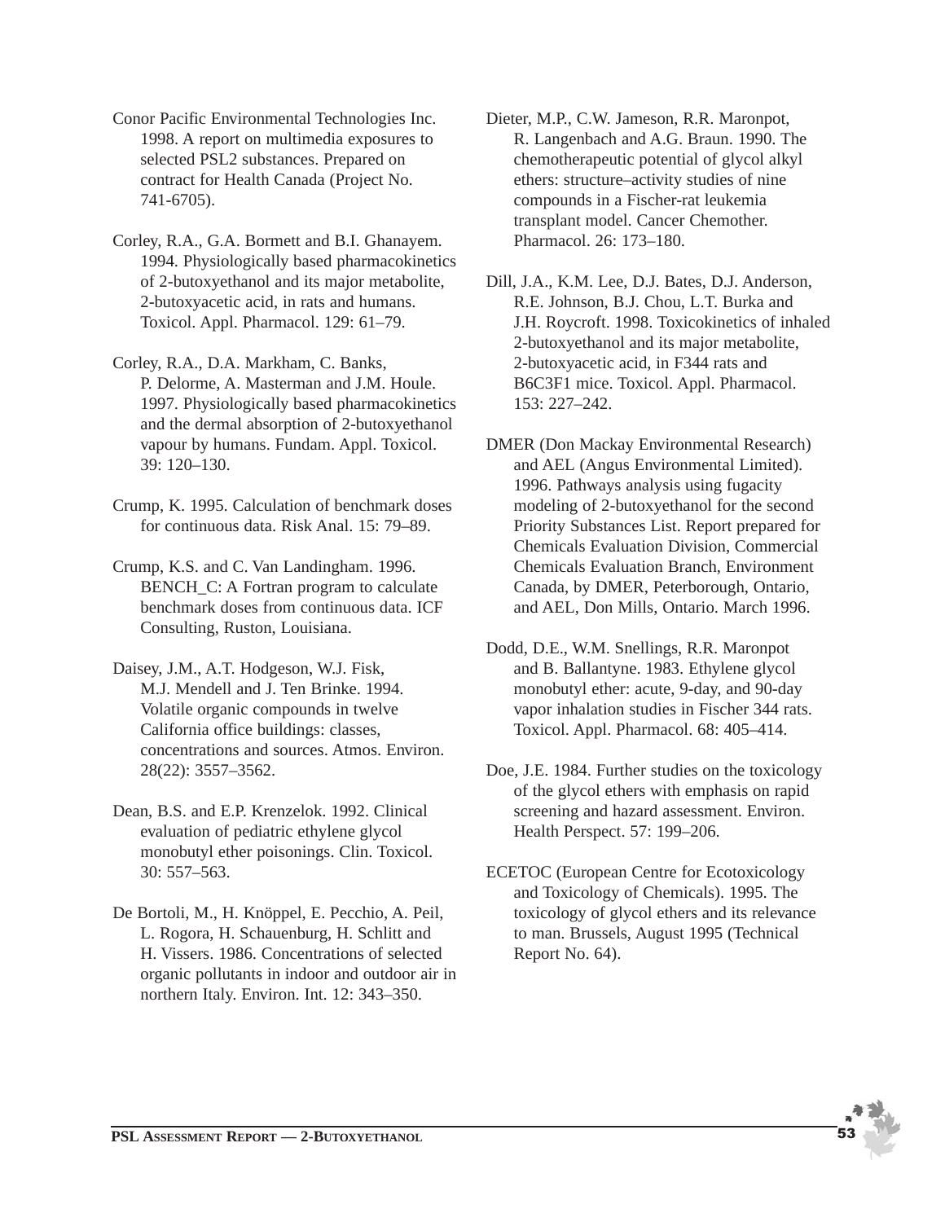Conor Pacific Environmental Technologies Inc. 1998. A report on multimedia exposures to selected PSL2 substances. Prepared on contract for Health Canada (Project No. 741-6705).

Corley, R.A., G.A. Bormett and B.I. Ghanayem. 1994. Physiologically based pharmacokinetics of 2-butoxyethanol and its major metabolite, 2-butoxyacetic acid, in rats and humans. Toxicol. Appl. Pharmacol. 129: 61–79.

Corley, R.A., D.A. Markham, C. Banks, P. Delorme, A. Masterman and J.M. Houle. 1997. Physiologically based pharmacokinetics and the dermal absorption of 2-butoxyethanol vapour by humans. Fundam. Appl. Toxicol. 39: 120–130.

Crump, K. 1995. Calculation of benchmark doses for continuous data. Risk Anal. 15: 79–89.

Crump, K.S. and C. Van Landingham. 1996. BENCH_C: A Fortran program to calculate benchmark doses from continuous data. ICF Consulting, Ruston, Louisiana.

Daisey, J.M., A.T. Hodgeson, W.J. Fisk, M.J. Mendell and J. Ten Brinke. 1994. Volatile organic compounds in twelve California office buildings: classes, concentrations and sources. Atmos. Environ. 28(22): 3557–3562.

Dean, B.S. and E.P. Krenzelok. 1992. Clinical evaluation of pediatric ethylene glycol monobutyl ether poisonings. Clin. Toxicol. 30: 557–563.

De Bortoli, M., H. Knöppel, E. Pecchio, A. Peil, L. Rogora, H. Schauenburg, H. Schlitt and H. Vissers. 1986. Concentrations of selected organic pollutants in indoor and outdoor air in northern Italy. Environ. Int. 12: 343–350.

Dieter, M.P., C.W. Jameson, R.R. Maronpot, R. Langenbach and A.G. Braun. 1990. The chemotherapeutic potential of glycol alkyl ethers: structure–activity studies of nine compounds in a Fischer-rat leukemia transplant model. Cancer Chemother. Pharmacol. 26: 173–180.

Dill, J.A., K.M. Lee, D.J. Bates, D.J. Anderson, R.E. Johnson, B.J. Chou, L.T. Burka and J.H. Roycroft. 1998. Toxicokinetics of inhaled 2-butoxyethanol and its major metabolite, 2-butoxyacetic acid, in F344 rats and B6C3F1 mice. Toxicol. Appl. Pharmacol. 153: 227–242.

DMER (Don Mackay Environmental Research) and AEL (Angus Environmental Limited). 1996. Pathways analysis using fugacity modeling of 2-butoxyethanol for the second Priority Substances List. Report prepared for Chemicals Evaluation Division, Commercial Chemicals Evaluation Branch, Environment Canada, by DMER, Peterborough, Ontario, and AEL, Don Mills, Ontario. March 1996.

Dodd, D.E., W.M. Snellings, R.R. Maronpot and B. Ballantyne. 1983. Ethylene glycol monobutyl ether: acute, 9-day, and 90-day vapor inhalation studies in Fischer 344 rats. Toxicol. Appl. Pharmacol. 68: 405–414.

Doe, J.E. 1984. Further studies on the toxicology of the glycol ethers with emphasis on rapid screening and hazard assessment. Environ. Health Perspect. 57: 199–206.

ECETOC (European Centre for Ecotoxicology and Toxicology of Chemicals). 1995. The toxicology of glycol ethers and its relevance to man. Brussels, August 1995 (Technical Report No. 64).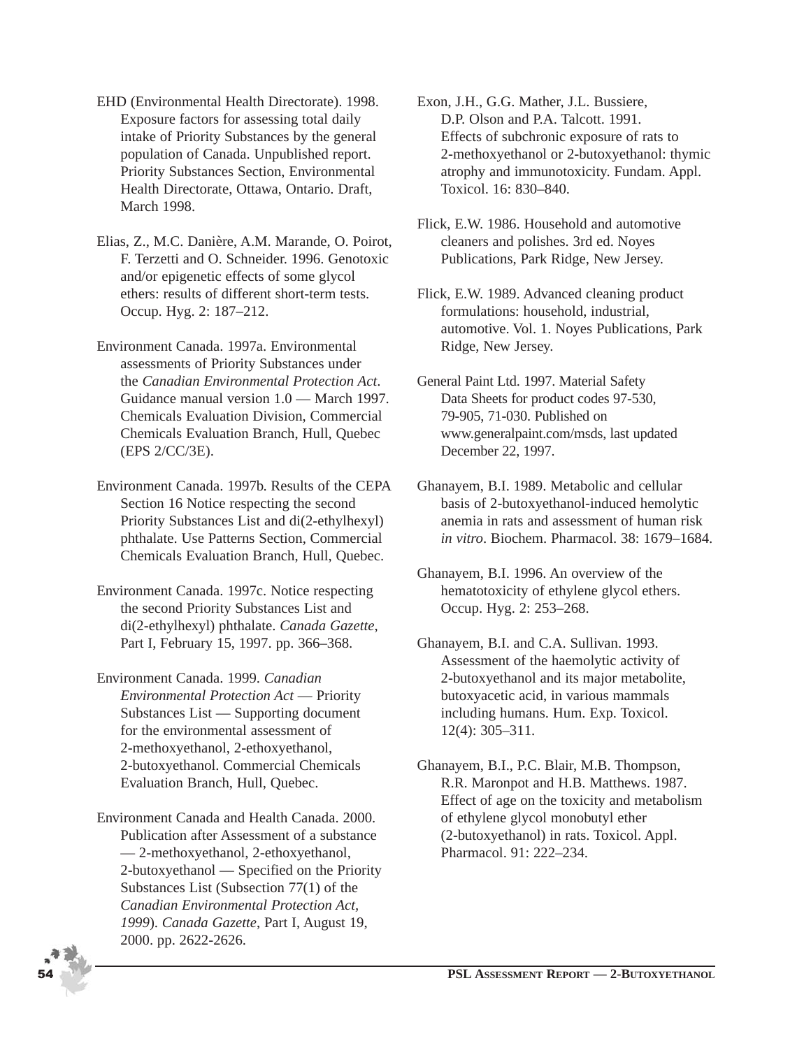EHD (Environmental Health Directorate). 1998. Exposure factors for assessing total daily intake of Priority Substances by the general population of Canada. Unpublished report. Priority Substances Section, Environmental Health Directorate, Ottawa, Ontario. Draft, March 1998.

Elias, Z., M.C. Danière, A.M. Marande, O. Poirot, F. Terzetti and O. Schneider. 1996. Genotoxic and/or epigenetic effects of some glycol ethers: results of different short-term tests. Occup. Hyg. 2: 187–212.

Environment Canada. 1997a. Environmental assessments of Priority Substances under the *Canadian Environmental Protection Act*. Guidance manual version 1.0 — March 1997. Chemicals Evaluation Division, Commercial Chemicals Evaluation Branch, Hull, Quebec (EPS 2/CC/3E).

Environment Canada. 1997b. Results of the CEPA Section 16 Notice respecting the second Priority Substances List and di(2-ethylhexyl) phthalate. Use Patterns Section, Commercial Chemicals Evaluation Branch, Hull, Quebec.

Environment Canada. 1997c. Notice respecting the second Priority Substances List and di(2-ethylhexyl) phthalate. *Canada Gazette*, Part I, February 15, 1997. pp. 366–368.

Environment Canada. 1999. *Canadian Environmental Protection Act* — Priority Substances List — Supporting document for the environmental assessment of 2-methoxyethanol, 2-ethoxyethanol, 2-butoxyethanol. Commercial Chemicals Evaluation Branch, Hull, Quebec.

Environment Canada and Health Canada. 2000. Publication after Assessment of a substance — 2-methoxyethanol, 2-ethoxyethanol, 2-butoxyethanol — Specified on the Priority Substances List (Subsection 77(1) of the *Canadian Environmental Protection Act, 1999*). *Canada Gazette*, Part I, August 19, 2000. pp. 2622-2626.

Exon, J.H., G.G. Mather, J.L. Bussiere, D.P. Olson and P.A. Talcott. 1991. Effects of subchronic exposure of rats to 2-methoxyethanol or 2-butoxyethanol: thymic atrophy and immunotoxicity. Fundam. Appl. Toxicol. 16: 830–840.

Flick, E.W. 1986. Household and automotive cleaners and polishes. 3rd ed. Noyes Publications, Park Ridge, New Jersey.

Flick, E.W. 1989. Advanced cleaning product formulations: household, industrial, automotive. Vol. 1. Noyes Publications, Park Ridge, New Jersey.

General Paint Ltd. 1997. Material Safety Data Sheets for product codes 97-530, 79-905, 71-030. Published on www.generalpaint.com/msds, last updated December 22, 1997.

Ghanayem, B.I. 1989. Metabolic and cellular basis of 2-butoxyethanol-induced hemolytic anemia in rats and assessment of human risk *in vitro*. Biochem. Pharmacol. 38: 1679–1684.

Ghanayem, B.I. 1996. An overview of the hematotoxicity of ethylene glycol ethers. Occup. Hyg. 2: 253–268.

Ghanayem, B.I. and C.A. Sullivan. 1993. Assessment of the haemolytic activity of 2-butoxyethanol and its major metabolite, butoxyacetic acid, in various mammals including humans. Hum. Exp. Toxicol. 12(4): 305–311.

Ghanayem, B.I., P.C. Blair, M.B. Thompson, R.R. Maronpot and H.B. Matthews. 1987. Effect of age on the toxicity and metabolism of ethylene glycol monobutyl ether (2-butoxyethanol) in rats. Toxicol. Appl. Pharmacol. 91: 222–234.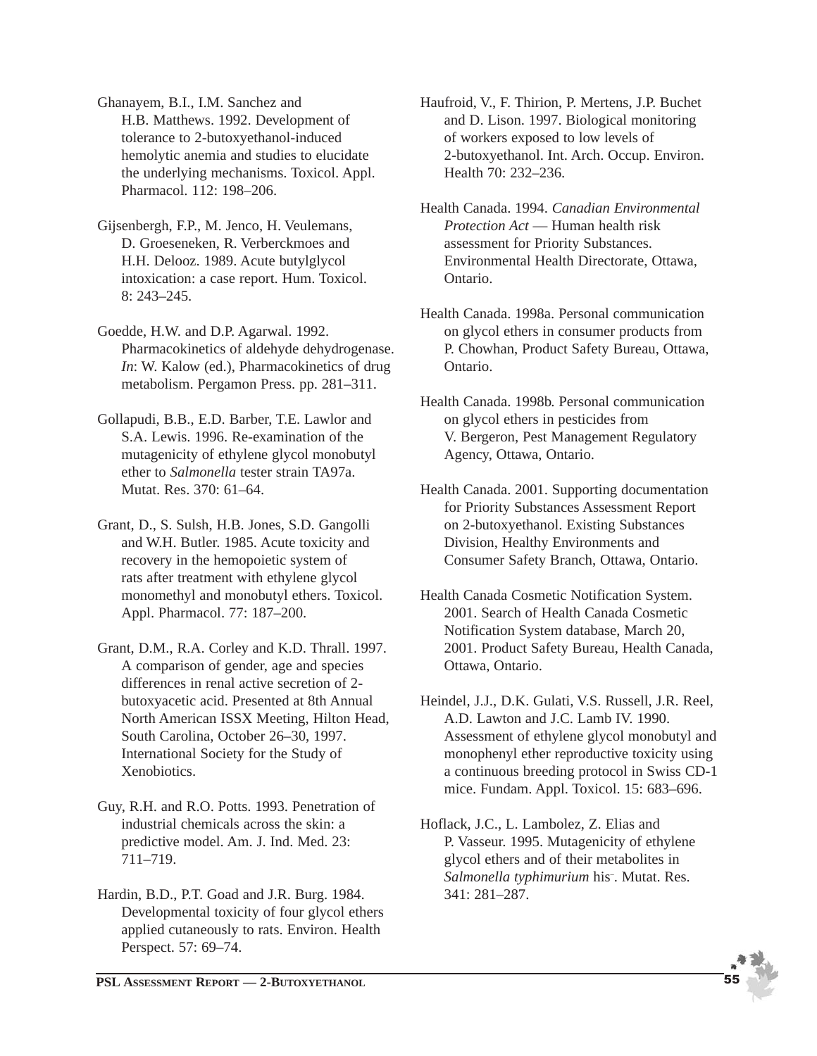Ghanayem, B.I., I.M. Sanchez and H.B. Matthews. 1992. Development of tolerance to 2-butoxyethanol-induced hemolytic anemia and studies to elucidate the underlying mechanisms. Toxicol. Appl. Pharmacol. 112: 198–206.

Gijsenbergh, F.P., M. Jenco, H. Veulemans, D. Groeseneken, R. Verberckmoes and H.H. Delooz. 1989. Acute butylglycol intoxication: a case report. Hum. Toxicol. 8: 243–245.

Goedde, H.W. and D.P. Agarwal. 1992. Pharmacokinetics of aldehyde dehydrogenase. *In*: W. Kalow (ed.), Pharmacokinetics of drug metabolism. Pergamon Press. pp. 281–311.

Gollapudi, B.B., E.D. Barber, T.E. Lawlor and S.A. Lewis. 1996. Re-examination of the mutagenicity of ethylene glycol monobutyl ether to *Salmonella* tester strain TA97a. Mutat. Res. 370: 61–64.

Grant, D., S. Sulsh, H.B. Jones, S.D. Gangolli and W.H. Butler. 1985. Acute toxicity and recovery in the hemopoietic system of rats after treatment with ethylene glycol monomethyl and monobutyl ethers. Toxicol. Appl. Pharmacol. 77: 187–200.

Grant, D.M., R.A. Corley and K.D. Thrall. 1997. A comparison of gender, age and species differences in renal active secretion of 2-butoxyacetic acid. Presented at 8th Annual North American ISSX Meeting, Hilton Head, South Carolina, October 26–30, 1997. International Society for the Study of Xenobiotics.

Guy, R.H. and R.O. Potts. 1993. Penetration of industrial chemicals across the skin: a predictive model. Am. J. Ind. Med. 23: 711–719.

Hardin, B.D., P.T. Goad and J.R. Burg. 1984. Developmental toxicity of four glycol ethers applied cutaneously to rats. Environ. Health Perspect. 57: 69–74.

Haufroid, V., F. Thirion, P. Mertens, J.P. Buchet and D. Lison. 1997. Biological monitoring of workers exposed to low levels of 2-butoxyethanol. Int. Arch. Occup. Environ. Health 70: 232–236.

Health Canada. 1994. *Canadian Environmental Protection Act* — Human health risk assessment for Priority Substances. Environmental Health Directorate, Ottawa, Ontario.

Health Canada. 1998a. Personal communication on glycol ethers in consumer products from P. Chowhan, Product Safety Bureau, Ottawa, Ontario.

Health Canada. 1998b. Personal communication on glycol ethers in pesticides from V. Bergeron, Pest Management Regulatory Agency, Ottawa, Ontario.

Health Canada. 2001. Supporting documentation for Priority Substances Assessment Report on 2-butoxyethanol. Existing Substances Division, Healthy Environments and Consumer Safety Branch, Ottawa, Ontario.

Health Canada Cosmetic Notification System. 2001. Search of Health Canada Cosmetic Notification System database, March 20, 2001. Product Safety Bureau, Health Canada, Ottawa, Ontario.

Heindel, J.J., D.K. Gulati, V.S. Russell, J.R. Reel, A.D. Lawton and J.C. Lamb IV. 1990. Assessment of ethylene glycol monobutyl and monophenyl ether reproductive toxicity using a continuous breeding protocol in Swiss CD-1 mice. Fundam. Appl. Toxicol. 15: 683–696.

Hoflack, J.C., L. Lambolez, Z. Elias and P. Vasseur. 1995. Mutagenicity of ethylene glycol ethers and of their metabolites in *Salmonella typhimurium* his$^{-}$. Mutat. Res. 341: 281–287.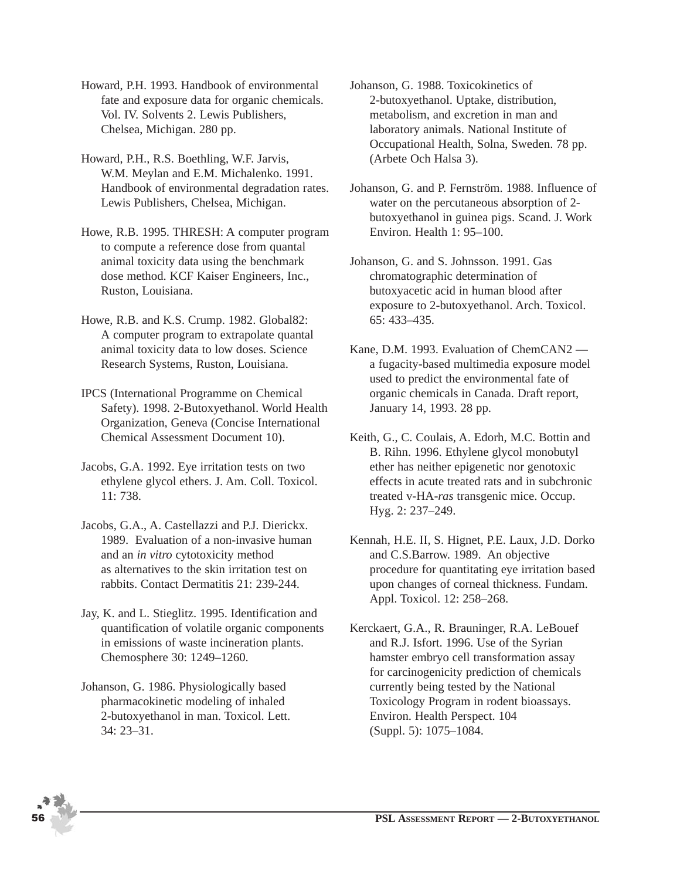Howard, P.H. 1993. Handbook of environmental fate and exposure data for organic chemicals. Vol. IV. Solvents 2. Lewis Publishers, Chelsea, Michigan. 280 pp.

Howard, P.H., R.S. Boethling, W.F. Jarvis, W.M. Meylan and E.M. Michalenko. 1991. Handbook of environmental degradation rates. Lewis Publishers, Chelsea, Michigan.

Howe, R.B. 1995. THRESH: A computer program to compute a reference dose from quantal animal toxicity data using the benchmark dose method. KCF Kaiser Engineers, Inc., Ruston, Louisiana.

Howe, R.B. and K.S. Crump. 1982. Global82: A computer program to extrapolate quantal animal toxicity data to low doses. Science Research Systems, Ruston, Louisiana.

IPCS (International Programme on Chemical Safety). 1998. 2-Butoxyethanol. World Health Organization, Geneva (Concise International Chemical Assessment Document 10).

Jacobs, G.A. 1992. Eye irritation tests on two ethylene glycol ethers. J. Am. Coll. Toxicol. 11: 738.

Jacobs, G.A., A. Castellazzi and P.J. Dierickx. 1989. Evaluation of a non-invasive human and an *in vitro* cytotoxicity method as alternatives to the skin irritation test on rabbits. Contact Dermatitis 21: 239-244.

Jay, K. and L. Stieglitz. 1995. Identification and quantification of volatile organic components in emissions of waste incineration plants. Chemosphere 30: 1249–1260.

Johanson, G. 1986. Physiologically based pharmacokinetic modeling of inhaled 2-butoxyethanol in man. Toxicol. Lett. 34: 23–31.

Johanson, G. 1988. Toxicokinetics of 2-butoxyethanol. Uptake, distribution, metabolism, and excretion in man and laboratory animals. National Institute of Occupational Health, Solna, Sweden. 78 pp. (Arbete Och Halsa 3).

Johanson, G. and P. Fernström. 1988. Influence of water on the percutaneous absorption of 2-butoxyethanol in guinea pigs. Scand. J. Work Environ. Health 1: 95–100.

Johanson, G. and S. Johnsson. 1991. Gas chromatographic determination of butoxyacetic acid in human blood after exposure to 2-butoxyethanol. Arch. Toxicol. 65: 433–435.

Kane, D.M. 1993. Evaluation of ChemCAN2 — a fugacity-based multimedia exposure model used to predict the environmental fate of organic chemicals in Canada. Draft report, January 14, 1993. 28 pp.

Keith, G., C. Coulais, A. Edorh, M.C. Bottin and B. Rihn. 1996. Ethylene glycol monobutyl ether has neither epigenetic nor genotoxic effects in acute treated rats and in subchronic treated v-HA-*ras* transgenic mice. Occup. Hyg. 2: 237–249.

Kennah, H.E. II, S. Hignet, P.E. Laux, J.D. Dorko and C.S.Barrow. 1989. An objective procedure for quantitating eye irritation based upon changes of corneal thickness. Fundam. Appl. Toxicol. 12: 258–268.

Kerckaert, G.A., R. Brauninger, R.A. LeBouef and R.J. Isfort. 1996. Use of the Syrian hamster embryo cell transformation assay for carcinogenicity prediction of chemicals currently being tested by the National Toxicology Program in rodent bioassays. Environ. Health Perspect. 104 (Suppl. 5): 1075–1084.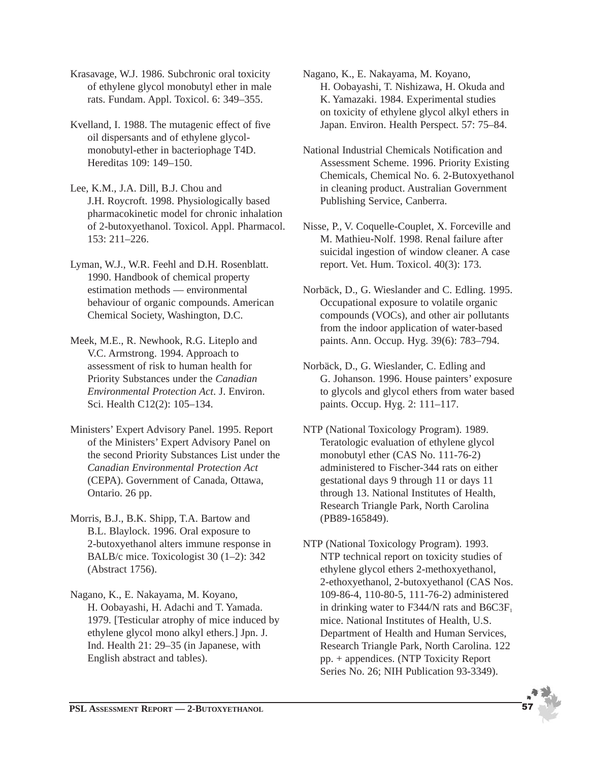Krasavage, W.J. 1986. Subchronic oral toxicity of ethylene glycol monobutyl ether in male rats. Fundam. Appl. Toxicol. 6: 349–355.

Kvelland, I. 1988. The mutagenic effect of five oil dispersants and of ethylene glycol-monobutyl-ether in bacteriophage T4D. Hereditas 109: 149–150.

Lee, K.M., J.A. Dill, B.J. Chou and J.H. Roycroft. 1998. Physiologically based pharmacokinetic model for chronic inhalation of 2-butoxyethanol. Toxicol. Appl. Pharmacol. 153: 211–226.

Lyman, W.J., W.R. Feehl and D.H. Rosenblatt. 1990. Handbook of chemical property estimation methods — environmental behaviour of organic compounds. American Chemical Society, Washington, D.C.

Meek, M.E., R. Newhook, R.G. Liteplo and V.C. Armstrong. 1994. Approach to assessment of risk to human health for Priority Substances under the *Canadian Environmental Protection Act*. J. Environ. Sci. Health C12(2): 105–134.

Ministers' Expert Advisory Panel. 1995. Report of the Ministers' Expert Advisory Panel on the second Priority Substances List under the *Canadian Environmental Protection Act* (CEPA). Government of Canada, Ottawa, Ontario. 26 pp.

Morris, B.J., B.K. Shipp, T.A. Bartow and B.L. Blaylock. 1996. Oral exposure to 2-butoxyethanol alters immune response in BALB/c mice. Toxicologist 30 (1–2): 342 (Abstract 1756).

Nagano, K., E. Nakayama, M. Koyano, H. Oobayashi, H. Adachi and T. Yamada. 1979. [Testicular atrophy of mice induced by ethylene glycol mono alkyl ethers.] Jpn. J. Ind. Health 21: 29–35 (in Japanese, with English abstract and tables).

Nagano, K., E. Nakayama, M. Koyano, H. Oobayashi, T. Nishizawa, H. Okuda and K. Yamazaki. 1984. Experimental studies on toxicity of ethylene glycol alkyl ethers in Japan. Environ. Health Perspect. 57: 75–84.

National Industrial Chemicals Notification and Assessment Scheme. 1996. Priority Existing Chemicals, Chemical No. 6. 2-Butoxyethanol in cleaning product. Australian Government Publishing Service, Canberra.

Nisse, P., V. Coquelle-Couplet, X. Forceville and M. Mathieu-Nolf. 1998. Renal failure after suicidal ingestion of window cleaner. A case report. Vet. Hum. Toxicol. 40(3): 173.

Norbäck, D., G. Wieslander and C. Edling. 1995. Occupational exposure to volatile organic compounds (VOCs), and other air pollutants from the indoor application of water-based paints. Ann. Occup. Hyg. 39(6): 783–794.

Norbäck, D., G. Wieslander, C. Edling and G. Johanson. 1996. House painters' exposure to glycols and glycol ethers from water based paints. Occup. Hyg. 2: 111–117.

NTP (National Toxicology Program). 1989. Teratologic evaluation of ethylene glycol monobutyl ether (CAS No. 111-76-2) administered to Fischer-344 rats on either gestational days 9 through 11 or days 11 through 13. National Institutes of Health, Research Triangle Park, North Carolina (PB89-165849).

NTP (National Toxicology Program). 1993. NTP technical report on toxicity studies of ethylene glycol ethers 2-methoxyethanol, 2-ethoxyethanol, 2-butoxyethanol (CAS Nos. 109-86-4, 110-80-5, 111-76-2) administered in drinking water to F344/N rats and $B6C3F_1$ mice. National Institutes of Health, U.S. Department of Health and Human Services, Research Triangle Park, North Carolina. 122 pp. + appendices. (NTP Toxicity Report Series No. 26; NIH Publication 93-3349).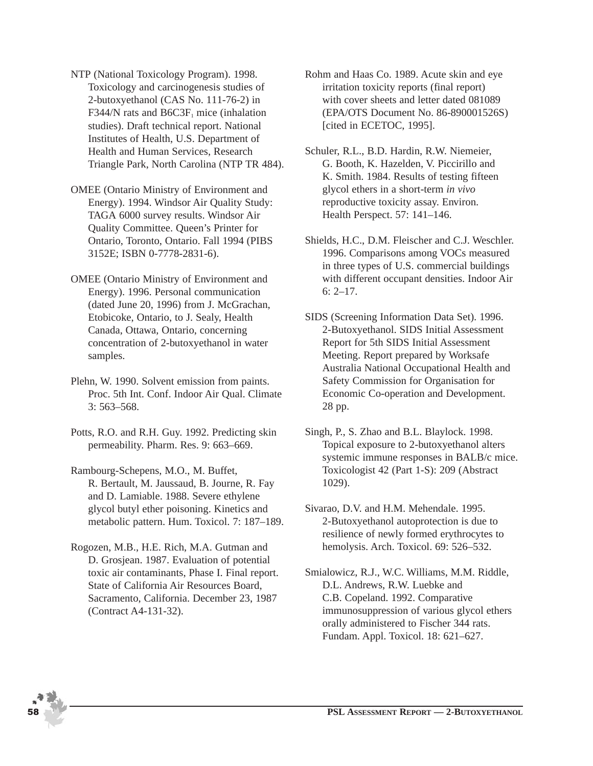NTP (National Toxicology Program). 1998. Toxicology and carcinogenesis studies of 2-butoxyethanol (CAS No. 111-76-2) in F344/N rats and B6C3F$_1$ mice (inhalation studies). Draft technical report. National Institutes of Health, U.S. Department of Health and Human Services, Research Triangle Park, North Carolina (NTP TR 484).

OMEE (Ontario Ministry of Environment and Energy). 1994. Windsor Air Quality Study: TAGA 6000 survey results. Windsor Air Quality Committee. Queen's Printer for Ontario, Toronto, Ontario. Fall 1994 (PIBS 3152E; ISBN 0-7778-2831-6).

OMEE (Ontario Ministry of Environment and Energy). 1996. Personal communication (dated June 20, 1996) from J. McGrachan, Etobicoke, Ontario, to J. Sealy, Health Canada, Ottawa, Ontario, concerning concentration of 2-butoxyethanol in water samples.

Plehn, W. 1990. Solvent emission from paints. Proc. 5th Int. Conf. Indoor Air Qual. Climate 3: 563–568.

Potts, R.O. and R.H. Guy. 1992. Predicting skin permeability. Pharm. Res. 9: 663–669.

Rambourg-Schepens, M.O., M. Buffet, R. Bertault, M. Jaussaud, B. Journe, R. Fay and D. Lamiable. 1988. Severe ethylene glycol butyl ether poisoning. Kinetics and metabolic pattern. Hum. Toxicol. 7: 187–189.

Rogozen, M.B., H.E. Rich, M.A. Gutman and D. Grosjean. 1987. Evaluation of potential toxic air contaminants, Phase I. Final report. State of California Air Resources Board, Sacramento, California. December 23, 1987 (Contract A4-131-32).

Rohm and Haas Co. 1989. Acute skin and eye irritation toxicity reports (final report) with cover sheets and letter dated 081089 (EPA/OTS Document No. 86-890001526S) [cited in ECETOC, 1995].

Schuler, R.L., B.D. Hardin, R.W. Niemeier, G. Booth, K. Hazelden, V. Piccirillo and K. Smith. 1984. Results of testing fifteen glycol ethers in a short-term *in vivo* reproductive toxicity assay. Environ. Health Perspect. 57: 141–146.

Shields, H.C., D.M. Fleischer and C.J. Weschler. 1996. Comparisons among VOCs measured in three types of U.S. commercial buildings with different occupant densities. Indoor Air 6: 2–17.

SIDS (Screening Information Data Set). 1996. 2-Butoxyethanol. SIDS Initial Assessment Report for 5th SIDS Initial Assessment Meeting. Report prepared by Worksafe Australia National Occupational Health and Safety Commission for Organisation for Economic Co-operation and Development. 28 pp.

Singh, P., S. Zhao and B.L. Blaylock. 1998. Topical exposure to 2-butoxyethanol alters systemic immune responses in BALB/c mice. Toxicologist 42 (Part 1-S): 209 (Abstract 1029).

Sivarao, D.V. and H.M. Mehendale. 1995. 2-Butoxyethanol autoprotection is due to resilience of newly formed erythrocytes to hemolysis. Arch. Toxicol. 69: 526–532.

Smialowicz, R.J., W.C. Williams, M.M. Riddle, D.L. Andrews, R.W. Luebke and C.B. Copeland. 1992. Comparative immunosuppression of various glycol ethers orally administered to Fischer 344 rats. Fundam. Appl. Toxicol. 18: 621–627.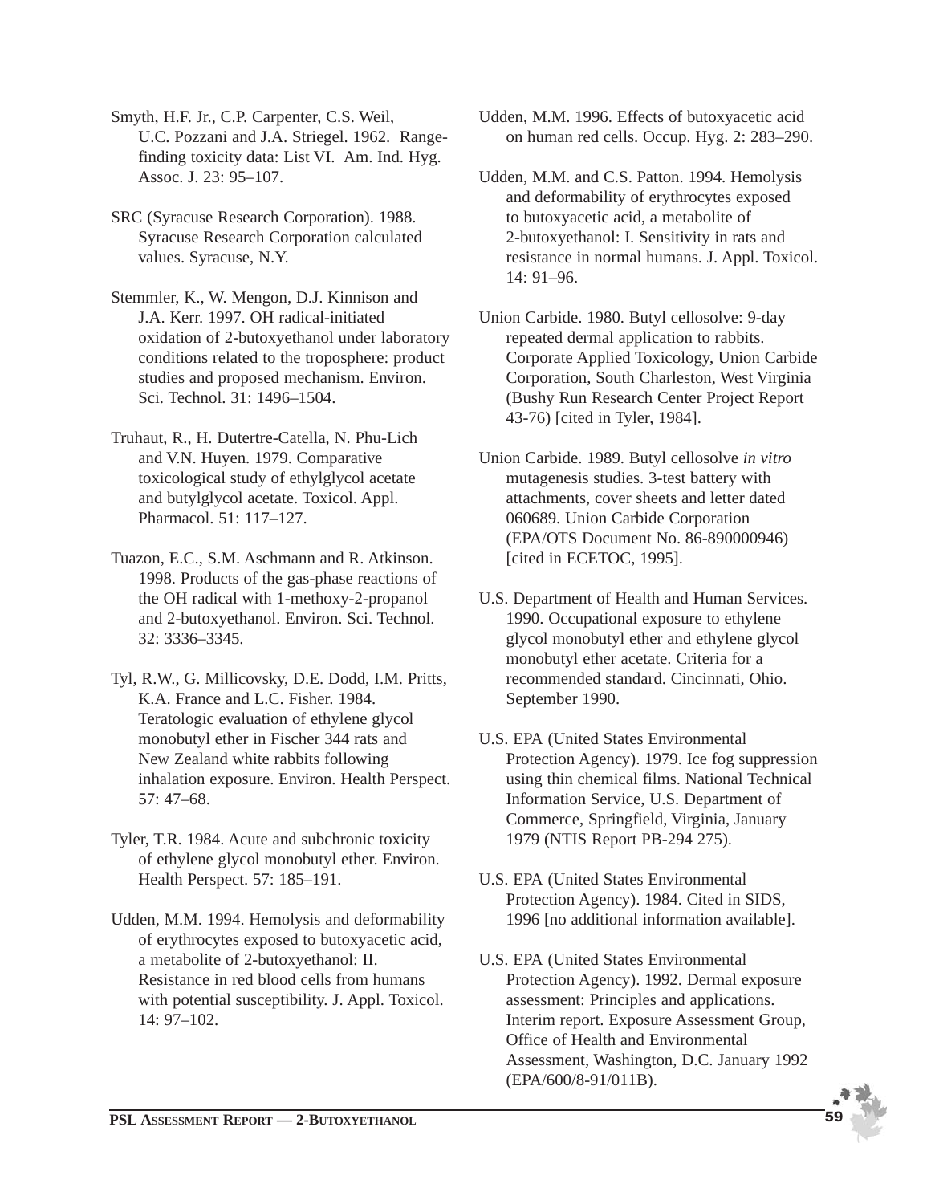Smyth, H.F. Jr., C.P. Carpenter, C.S. Weil, U.C. Pozzani and J.A. Striegel. 1962. Range-finding toxicity data: List VI. Am. Ind. Hyg. Assoc. J. 23: 95–107.

SRC (Syracuse Research Corporation). 1988. Syracuse Research Corporation calculated values. Syracuse, N.Y.

Stemmler, K., W. Mengon, D.J. Kinnison and J.A. Kerr. 1997. OH radical-initiated oxidation of 2-butoxyethanol under laboratory conditions related to the troposphere: product studies and proposed mechanism. Environ. Sci. Technol. 31: 1496–1504.

Truhaut, R., H. Dutertre-Catella, N. Phu-Lich and V.N. Huyen. 1979. Comparative toxicological study of ethylglycol acetate and butylglycol acetate. Toxicol. Appl. Pharmacol. 51: 117–127.

Tuazon, E.C., S.M. Aschmann and R. Atkinson. 1998. Products of the gas-phase reactions of the OH radical with 1-methoxy-2-propanol and 2-butoxyethanol. Environ. Sci. Technol. 32: 3336–3345.

Tyl, R.W., G. Millicovsky, D.E. Dodd, I.M. Pritts, K.A. France and L.C. Fisher. 1984. Teratologic evaluation of ethylene glycol monobutyl ether in Fischer 344 rats and New Zealand white rabbits following inhalation exposure. Environ. Health Perspect. 57: 47–68.

Tyler, T.R. 1984. Acute and subchronic toxicity of ethylene glycol monobutyl ether. Environ. Health Perspect. 57: 185–191.

Udden, M.M. 1994. Hemolysis and deformability of erythrocytes exposed to butoxyacetic acid, a metabolite of 2-butoxyethanol: II. Resistance in red blood cells from humans with potential susceptibility. J. Appl. Toxicol. 14: 97–102.

Udden, M.M. 1996. Effects of butoxyacetic acid on human red cells. Occup. Hyg. 2: 283–290.

Udden, M.M. and C.S. Patton. 1994. Hemolysis and deformability of erythrocytes exposed to butoxyacetic acid, a metabolite of 2-butoxyethanol: I. Sensitivity in rats and resistance in normal humans. J. Appl. Toxicol. 14: 91–96.

Union Carbide. 1980. Butyl cellosolve: 9-day repeated dermal application to rabbits. Corporate Applied Toxicology, Union Carbide Corporation, South Charleston, West Virginia (Bushy Run Research Center Project Report 43-76) [cited in Tyler, 1984].

Union Carbide. 1989. Butyl cellosolve *in vitro* mutagenesis studies. 3-test battery with attachments, cover sheets and letter dated 060689. Union Carbide Corporation (EPA/OTS Document No. 86-890000946) [cited in ECETOC, 1995].

U.S. Department of Health and Human Services. 1990. Occupational exposure to ethylene glycol monobutyl ether and ethylene glycol monobutyl ether acetate. Criteria for a recommended standard. Cincinnati, Ohio. September 1990.

U.S. EPA (United States Environmental Protection Agency). 1979. Ice fog suppression using thin chemical films. National Technical Information Service, U.S. Department of Commerce, Springfield, Virginia, January 1979 (NTIS Report PB-294 275).

U.S. EPA (United States Environmental Protection Agency). 1984. Cited in SIDS, 1996 [no additional information available].

U.S. EPA (United States Environmental Protection Agency). 1992. Dermal exposure assessment: Principles and applications. Interim report. Exposure Assessment Group, Office of Health and Environmental Assessment, Washington, D.C. January 1992 (EPA/600/8-91/011B).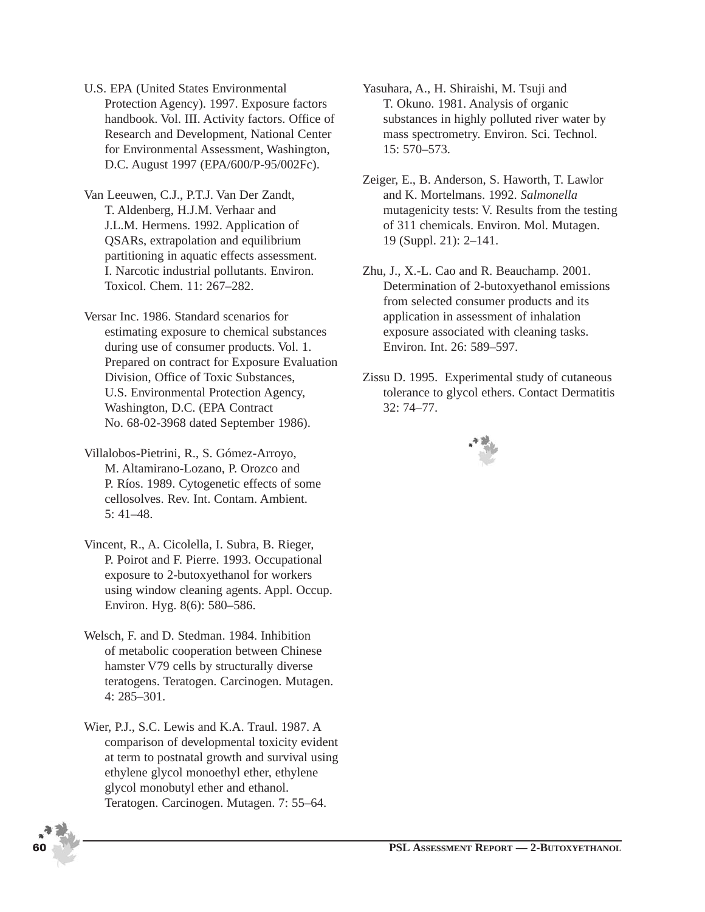U.S. EPA (United States Environmental Protection Agency). 1997. Exposure factors handbook. Vol. III. Activity factors. Office of Research and Development, National Center for Environmental Assessment, Washington, D.C. August 1997 (EPA/600/P-95/002Fc).

Van Leeuwen, C.J., P.T.J. Van Der Zandt, T. Aldenberg, H.J.M. Verhaar and J.L.M. Hermens. 1992. Application of QSARs, extrapolation and equilibrium partitioning in aquatic effects assessment. I. Narcotic industrial pollutants. Environ. Toxicol. Chem. 11: 267–282.

Versar Inc. 1986. Standard scenarios for estimating exposure to chemical substances during use of consumer products. Vol. 1. Prepared on contract for Exposure Evaluation Division, Office of Toxic Substances, U.S. Environmental Protection Agency, Washington, D.C. (EPA Contract No. 68-02-3968 dated September 1986).

Villalobos-Pietrini, R., S. Gómez-Arroyo, M. Altamirano-Lozano, P. Orozco and P. Ríos. 1989. Cytogenetic effects of some cellosolves. Rev. Int. Contam. Ambient. 5: 41–48.

Vincent, R., A. Cicolella, I. Subra, B. Rieger, P. Poirot and F. Pierre. 1993. Occupational exposure to 2-butoxyethanol for workers using window cleaning agents. Appl. Occup. Environ. Hyg. 8(6): 580–586.

Welsch, F. and D. Stedman. 1984. Inhibition of metabolic cooperation between Chinese hamster V79 cells by structurally diverse teratogens. Teratogen. Carcinogen. Mutagen. 4: 285–301.

Wier, P.J., S.C. Lewis and K.A. Traul. 1987. A comparison of developmental toxicity evident at term to postnatal growth and survival using ethylene glycol monoethyl ether, ethylene glycol monobutyl ether and ethanol. Teratogen. Carcinogen. Mutagen. 7: 55–64.

Yasuhara, A., H. Shiraishi, M. Tsuji and T. Okuno. 1981. Analysis of organic substances in highly polluted river water by mass spectrometry. Environ. Sci. Technol. 15: 570–573.

Zeiger, E., B. Anderson, S. Haworth, T. Lawlor and K. Mortelmans. 1992. *Salmonella* mutagenicity tests: V. Results from the testing of 311 chemicals. Environ. Mol. Mutagen. 19 (Suppl. 21): 2–141.

Zhu, J., X.-L. Cao and R. Beauchamp. 2001. Determination of 2-butoxyethanol emissions from selected consumer products and its application in assessment of inhalation exposure associated with cleaning tasks. Environ. Int. 26: 589–597.

Zissu D. 1995. Experimental study of cutaneous tolerance to glycol ethers. Contact Dermatitis 32: 74–77.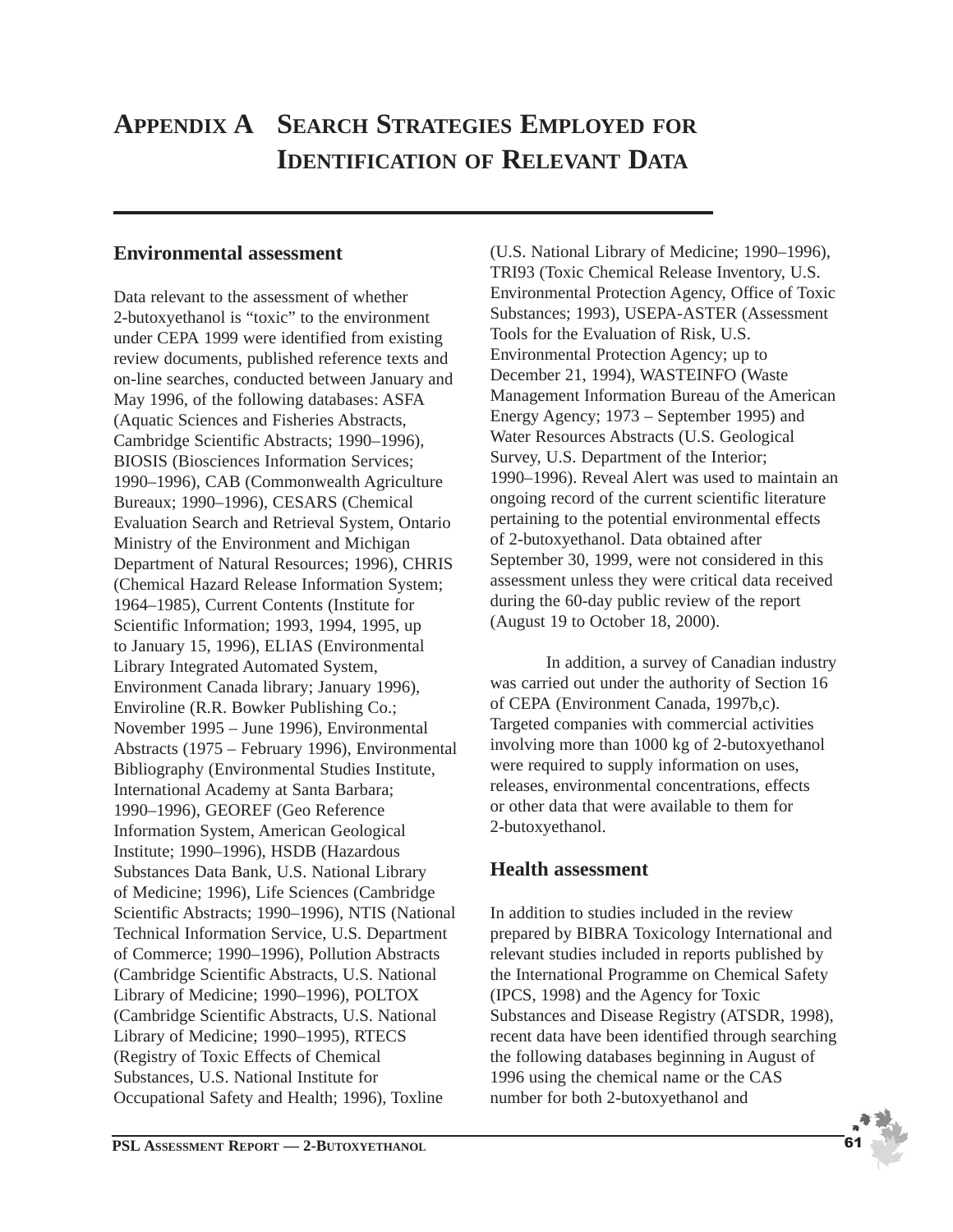# Appendix A Search Strategies Employed for Identification of Relevant Data

## Environmental assessment

Data relevant to the assessment of whether 2-butoxyethanol is "toxic" to the environment under CEPA 1999 were identified from existing review documents, published reference texts and on-line searches, conducted between January and May 1996, of the following databases: ASFA (Aquatic Sciences and Fisheries Abstracts, Cambridge Scientific Abstracts; 1990–1996), BIOSIS (Biosciences Information Services; 1990–1996), CAB (Commonwealth Agriculture Bureaux; 1990–1996), CESARS (Chemical Evaluation Search and Retrieval System, Ontario Ministry of the Environment and Michigan Department of Natural Resources; 1996), CHRIS (Chemical Hazard Release Information System; 1964–1985), Current Contents (Institute for Scientific Information; 1993, 1994, 1995, up to January 15, 1996), ELIAS (Environmental Library Integrated Automated System, Environment Canada library; January 1996), Enviroline (R.R. Bowker Publishing Co.; November 1995 – June 1996), Environmental Abstracts (1975 – February 1996), Environmental Bibliography (Environmental Studies Institute, International Academy at Santa Barbara; 1990–1996), GEOREF (Geo Reference Information System, American Geological Institute; 1990–1996), HSDB (Hazardous Substances Data Bank, U.S. National Library of Medicine; 1996), Life Sciences (Cambridge Scientific Abstracts; 1990–1996), NTIS (National Technical Information Service, U.S. Department of Commerce; 1990–1996), Pollution Abstracts (Cambridge Scientific Abstracts, U.S. National Library of Medicine; 1990–1996), POLTOX (Cambridge Scientific Abstracts, U.S. National Library of Medicine; 1990–1995), RTECS (Registry of Toxic Effects of Chemical Substances, U.S. National Institute for Occupational Safety and Health; 1996), Toxline (U.S. National Library of Medicine; 1990–1996), TRI93 (Toxic Chemical Release Inventory, U.S. Environmental Protection Agency, Office of Toxic Substances; 1993), USEPA-ASTER (Assessment Tools for the Evaluation of Risk, U.S. Environmental Protection Agency; up to December 21, 1994), WASTEINFO (Waste Management Information Bureau of the American Energy Agency; 1973 – September 1995) and Water Resources Abstracts (U.S. Geological Survey, U.S. Department of the Interior; 1990–1996). Reveal Alert was used to maintain an ongoing record of the current scientific literature pertaining to the potential environmental effects of 2-butoxyethanol. Data obtained after September 30, 1999, were not considered in this assessment unless they were critical data received during the 60-day public review of the report (August 19 to October 18, 2000).

In addition, a survey of Canadian industry was carried out under the authority of Section 16 of CEPA (Environment Canada, 1997b,c). Targeted companies with commercial activities involving more than 1000 kg of 2-butoxyethanol were required to supply information on uses, releases, environmental concentrations, effects or other data that were available to them for 2-butoxyethanol.

## Health assessment

In addition to studies included in the review prepared by BIBRA Toxicology International and relevant studies included in reports published by the International Programme on Chemical Safety (IPCS, 1998) and the Agency for Toxic Substances and Disease Registry (ATSDR, 1998), recent data have been identified through searching the following databases beginning in August of 1996 using the chemical name or the CAS number for both 2-butoxyethanol and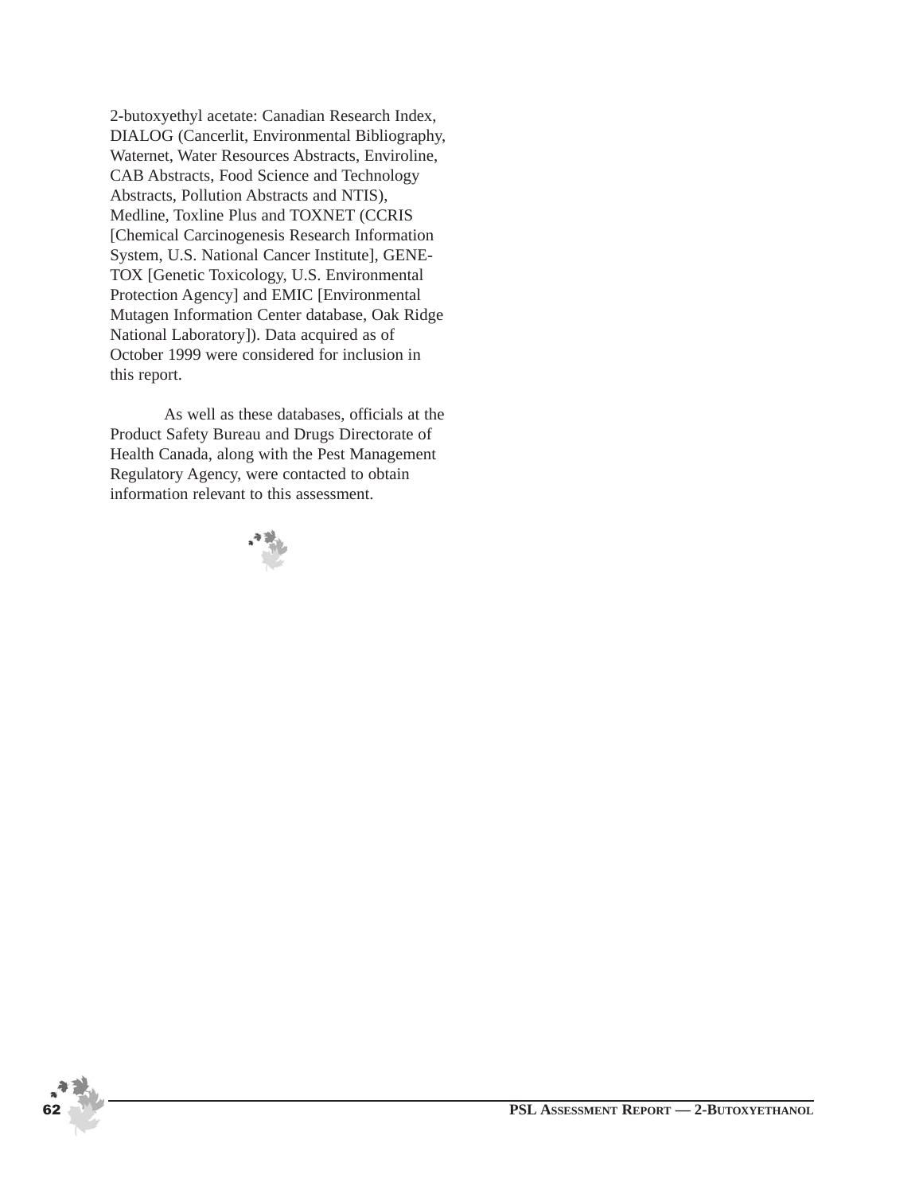2-butoxyethyl acetate: Canadian Research Index, DIALOG (Cancerlit, Environmental Bibliography, Waternet, Water Resources Abstracts, Enviroline, CAB Abstracts, Food Science and Technology Abstracts, Pollution Abstracts and NTIS), Medline, Toxline Plus and TOXNET (CCRIS [Chemical Carcinogenesis Research Information System, U.S. National Cancer Institute], GENE-TOX [Genetic Toxicology, U.S. Environmental Protection Agency] and EMIC [Environmental Mutagen Information Center database, Oak Ridge National Laboratory]). Data acquired as of October 1999 were considered for inclusion in this report.

As well as these databases, officials at the Product Safety Bureau and Drugs Directorate of Health Canada, along with the Pest Management Regulatory Agency, were contacted to obtain information relevant to this assessment.